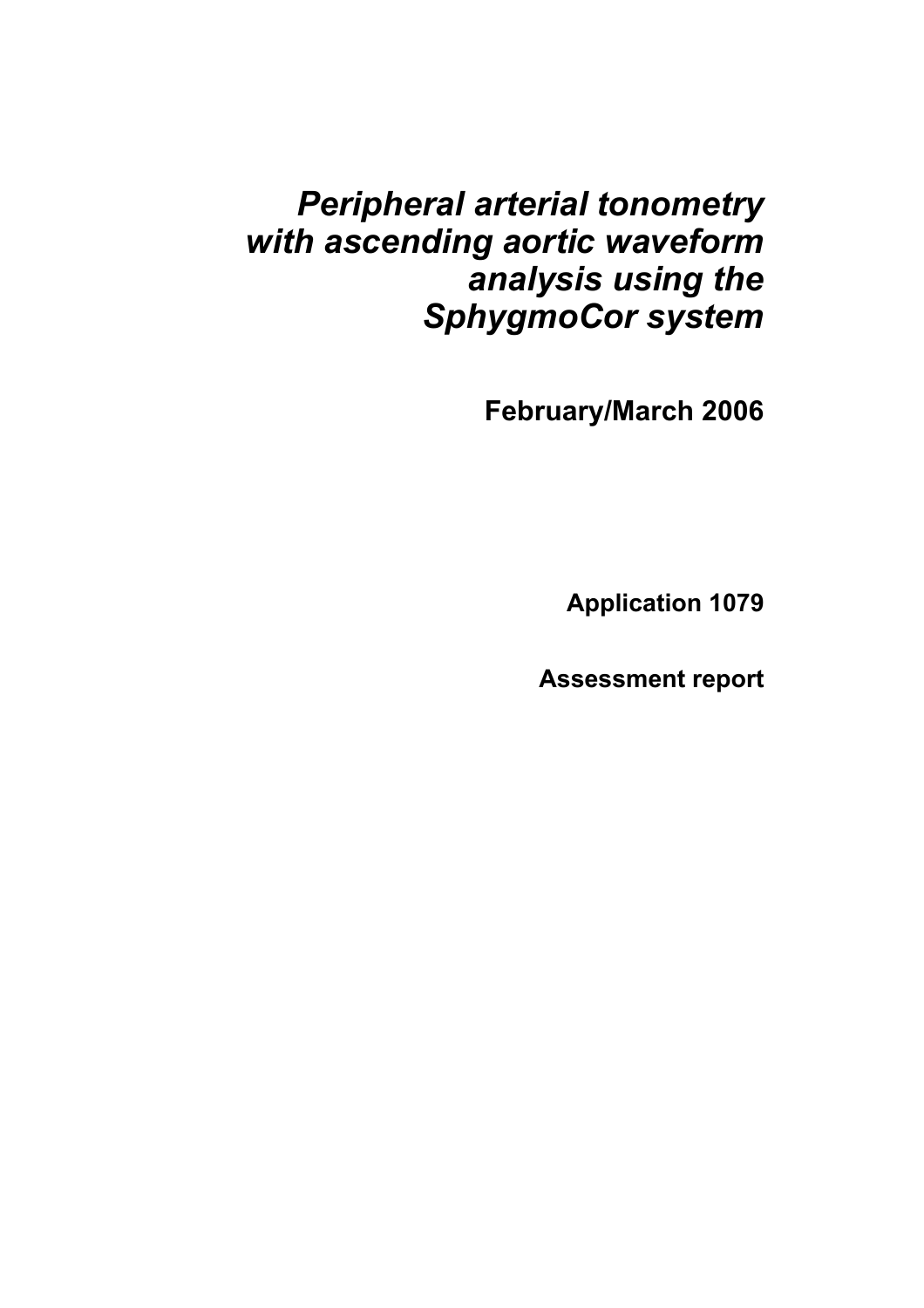# *Peripheral arterial tonometry with ascending aortic waveform analysis using the SphygmoCor system*

**February/March 2006**

**Application 1079**

**Assessment report**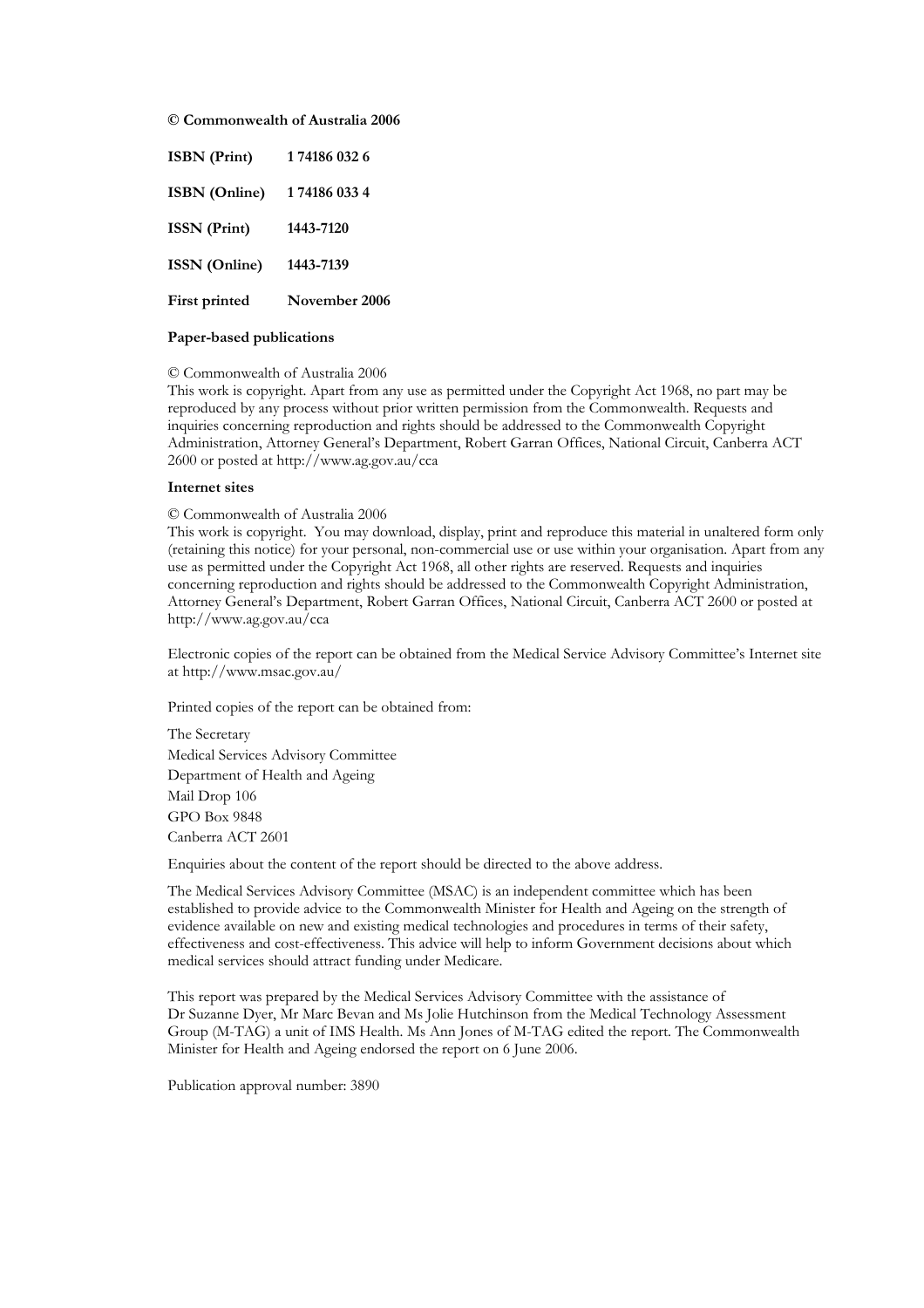**© Commonwealth of Australia 2006**

| | |
|---|---|
| **ISBN (Print)** | **1 74186 032 6** |
| **ISBN (Online)** | **1 74186 033 4** |
| **ISSN (Print)** | **1443-7120** |
| **ISSN (Online)** | **1443-7139** |
| **First printed** | **November 2006** |

**Paper-based publications**

© Commonwealth of Australia 2006
This work is copyright. Apart from any use as permitted under the Copyright Act 1968, no part may be reproduced by any process without prior written permission from the Commonwealth. Requests and inquiries concerning reproduction and rights should be addressed to the Commonwealth Copyright Administration, Attorney General's Department, Robert Garran Offices, National Circuit, Canberra ACT 2600 or posted at http://www.ag.gov.au/cca

**Internet sites**

© Commonwealth of Australia 2006
This work is copyright. You may download, display, print and reproduce this material in unaltered form only (retaining this notice) for your personal, non-commercial use or use within your organisation. Apart from any use as permitted under the Copyright Act 1968, all other rights are reserved. Requests and inquiries concerning reproduction and rights should be addressed to the Commonwealth Copyright Administration, Attorney General's Department, Robert Garran Offices, National Circuit, Canberra ACT 2600 or posted at http://www.ag.gov.au/cca

Electronic copies of the report can be obtained from the Medical Service Advisory Committee's Internet site at http://www.msac.gov.au/

Printed copies of the report can be obtained from:

The Secretary
Medical Services Advisory Committee
Department of Health and Ageing
Mail Drop 106
GPO Box 9848
Canberra ACT 2601

Enquiries about the content of the report should be directed to the above address.

The Medical Services Advisory Committee (MSAC) is an independent committee which has been established to provide advice to the Commonwealth Minister for Health and Ageing on the strength of evidence available on new and existing medical technologies and procedures in terms of their safety, effectiveness and cost-effectiveness. This advice will help to inform Government decisions about which medical services should attract funding under Medicare.

This report was prepared by the Medical Services Advisory Committee with the assistance of Dr Suzanne Dyer, Mr Marc Bevan and Ms Jolie Hutchinson from the Medical Technology Assessment Group (M-TAG) a unit of IMS Health. Ms Ann Jones of M-TAG edited the report. The Commonwealth Minister for Health and Ageing endorsed the report on 6 June 2006.

Publication approval number: 3890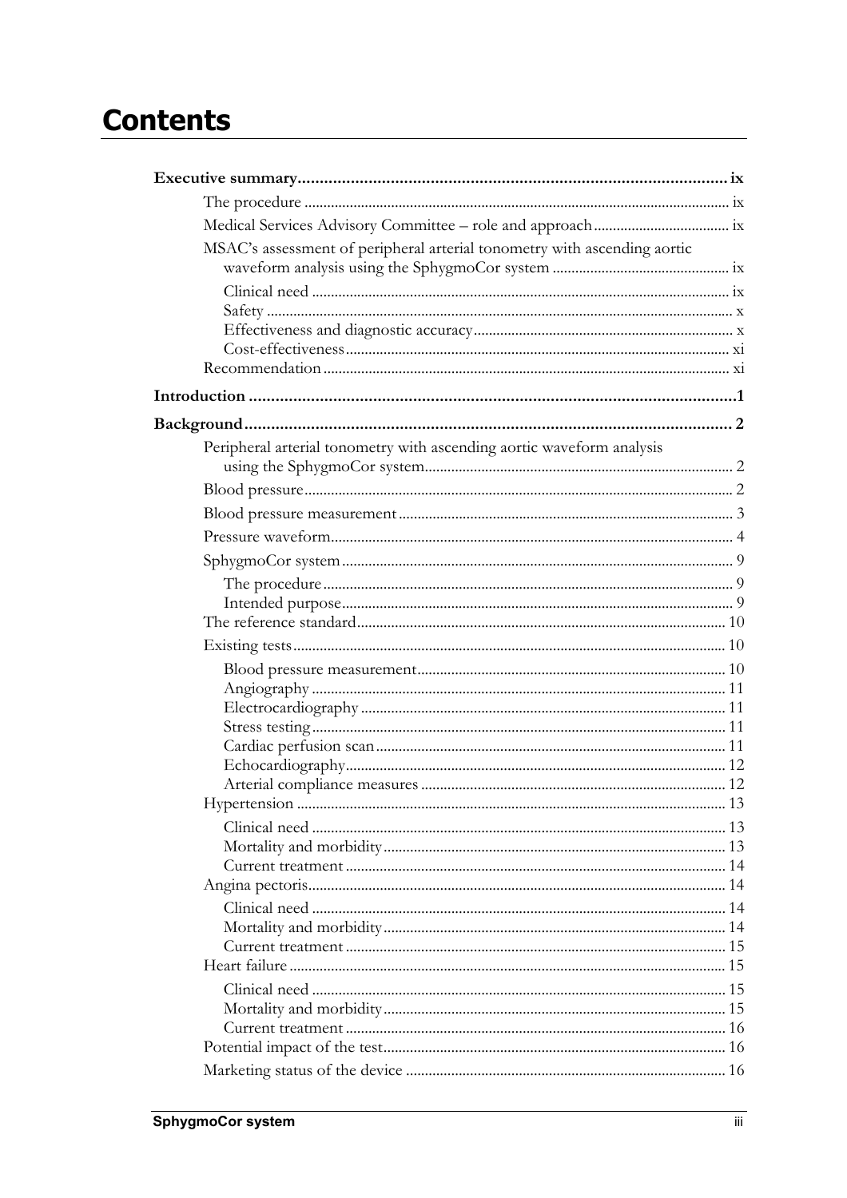# Contents

**Executive summary** ix

- The procedure ix
- Medical Services Advisory Committee – role and approach ix
- MSAC's assessment of peripheral arterial tonometry with ascending aortic waveform analysis using the SphygmoCor system ix
  - Clinical need ix
  - Safety x
  - Effectiveness and diagnostic accuracy x
  - Cost-effectiveness xi
- Recommendation xi

**Introduction** 1

**Background** 2

- Peripheral arterial tonometry with ascending aortic waveform analysis using the SphygmoCor system 2
- Blood pressure 2
- Blood pressure measurement 3
- Pressure waveform 4
- SphygmoCor system 9
  - The procedure 9
  - Intended purpose 9
- The reference standard 10
- Existing tests 10
  - Blood pressure measurement 10
  - Angiography 11
  - Electrocardiography 11
  - Stress testing 11
  - Cardiac perfusion scan 11
  - Echocardiography 12
  - Arterial compliance measures 12
- Hypertension 13
  - Clinical need 13
  - Mortality and morbidity 13
  - Current treatment 14
- Angina pectoris 14
  - Clinical need 14
  - Mortality and morbidity 14
  - Current treatment 15
- Heart failure 15
  - Clinical need 15
  - Mortality and morbidity 15
  - Current treatment 16
- Potential impact of the test 16
- Marketing status of the device 16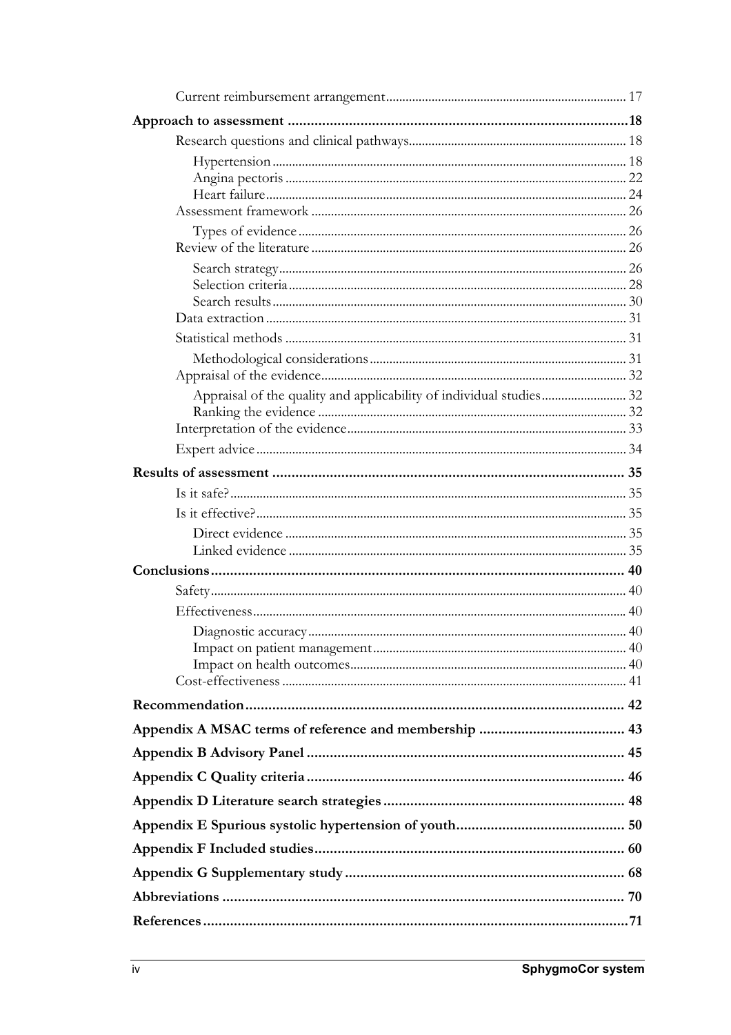Current reimbursement arrangement 17

**Approach to assessment 18**

Research questions and clinical pathways 18

Hypertension 18
Angina pectoris 22
Heart failure 24

Assessment framework 26

Types of evidence 26

Review of the literature 26

Search strategy 26
Selection criteria 28
Search results 30

Data extraction 31

Statistical methods 31

Methodological considerations 31

Appraisal of the evidence 32

Appraisal of the quality and applicability of individual studies 32
Ranking the evidence 32

Interpretation of the evidence 33

Expert advice 34

**Results of assessment 35**

Is it safe? 35

Is it effective? 35

Direct evidence 35
Linked evidence 35

**Conclusions 40**

Safety 40

Effectiveness 40

Diagnostic accuracy 40
Impact on patient management 40
Impact on health outcomes 40

Cost-effectiveness 41

**Recommendation 42**

**Appendix A MSAC terms of reference and membership 43**

**Appendix B Advisory Panel 45**

**Appendix C Quality criteria 46**

**Appendix D Literature search strategies 48**

**Appendix E Spurious systolic hypertension of youth 50**

**Appendix F Included studies 60**

**Appendix G Supplementary study 68**

**Abbreviations 70**

**References 71**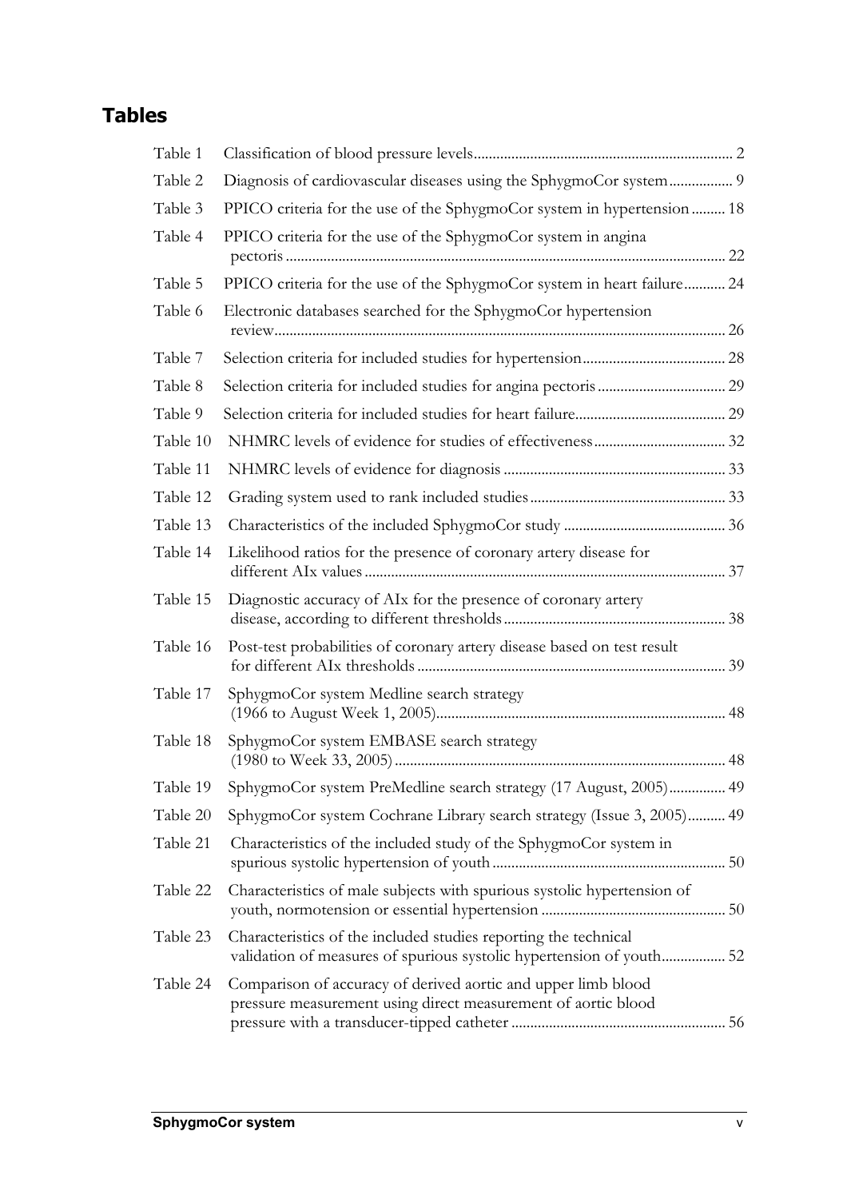## Tables

| | | |
|---|---|---|
| Table 1 | Classification of blood pressure levels | 2 |
| Table 2 | Diagnosis of cardiovascular diseases using the SphygmoCor system | 9 |
| Table 3 | PPICO criteria for the use of the SphygmoCor system in hypertension | 18 |
| Table 4 | PPICO criteria for the use of the SphygmoCor system in angina pectoris | 22 |
| Table 5 | PPICO criteria for the use of the SphygmoCor system in heart failure | 24 |
| Table 6 | Electronic databases searched for the SphygmoCor hypertension review | 26 |
| Table 7 | Selection criteria for included studies for hypertension | 28 |
| Table 8 | Selection criteria for included studies for angina pectoris | 29 |
| Table 9 | Selection criteria for included studies for heart failure | 29 |
| Table 10 | NHMRC levels of evidence for studies of effectiveness | 32 |
| Table 11 | NHMRC levels of evidence for diagnosis | 33 |
| Table 12 | Grading system used to rank included studies | 33 |
| Table 13 | Characteristics of the included SphygmoCor study | 36 |
| Table 14 | Likelihood ratios for the presence of coronary artery disease for different AIx values | 37 |
| Table 15 | Diagnostic accuracy of AIx for the presence of coronary artery disease, according to different thresholds | 38 |
| Table 16 | Post-test probabilities of coronary artery disease based on test result for different AIx thresholds | 39 |
| Table 17 | SphygmoCor system Medline search strategy (1966 to August Week 1, 2005) | 48 |
| Table 18 | SphygmoCor system EMBASE search strategy (1980 to Week 33, 2005) | 48 |
| Table 19 | SphygmoCor system PreMedline search strategy (17 August, 2005) | 49 |
| Table 20 | SphygmoCor system Cochrane Library search strategy (Issue 3, 2005) | 49 |
| Table 21 | Characteristics of the included study of the SphygmoCor system in spurious systolic hypertension of youth | 50 |
| Table 22 | Characteristics of male subjects with spurious systolic hypertension of youth, normotension or essential hypertension | 50 |
| Table 23 | Characteristics of the included studies reporting the technical validation of measures of spurious systolic hypertension of youth | 52 |
| Table 24 | Comparison of accuracy of derived aortic and upper limb blood pressure measurement using direct measurement of aortic blood pressure with a transducer-tipped catheter | 56 |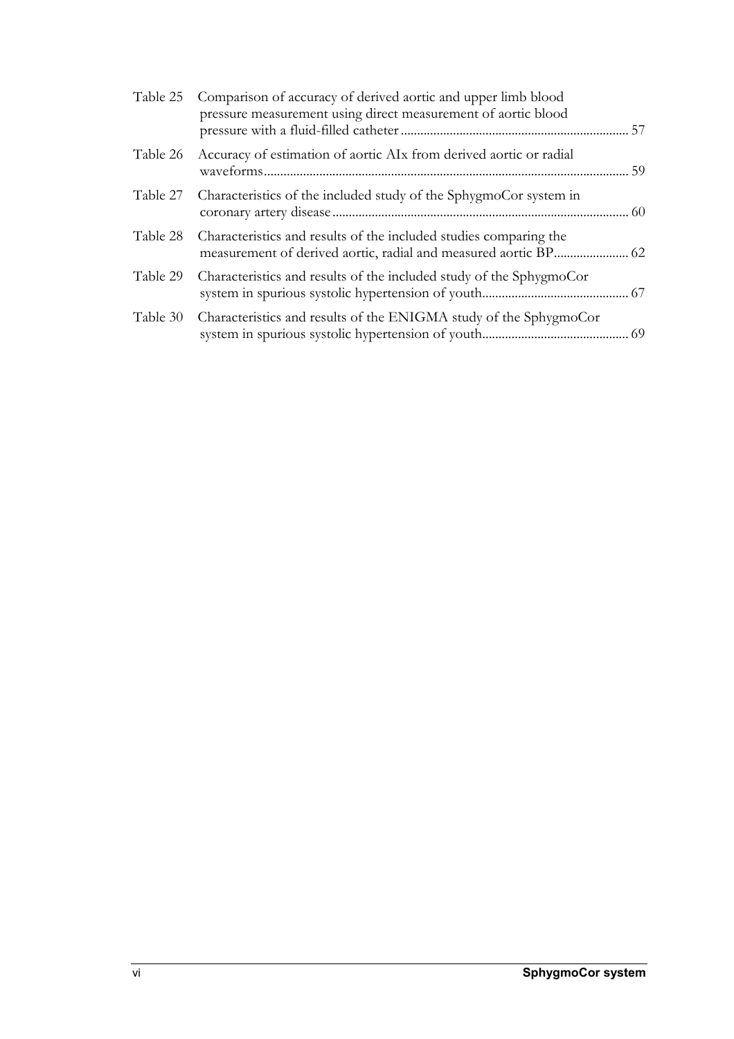| | | |
|---|---|---|
| Table 25 | Comparison of accuracy of derived aortic and upper limb blood pressure measurement using direct measurement of aortic blood pressure with a fluid-filled catheter | 57 |
| Table 26 | Accuracy of estimation of aortic AIx from derived aortic or radial waveforms | 59 |
| Table 27 | Characteristics of the included study of the SphygmoCor system in coronary artery disease | 60 |
| Table 28 | Characteristics and results of the included studies comparing the measurement of derived aortic, radial and measured aortic BP | 62 |
| Table 29 | Characteristics and results of the included study of the SphygmoCor system in spurious systolic hypertension of youth | 67 |
| Table 30 | Characteristics and results of the ENIGMA study of the SphygmoCor system in spurious systolic hypertension of youth | 69 |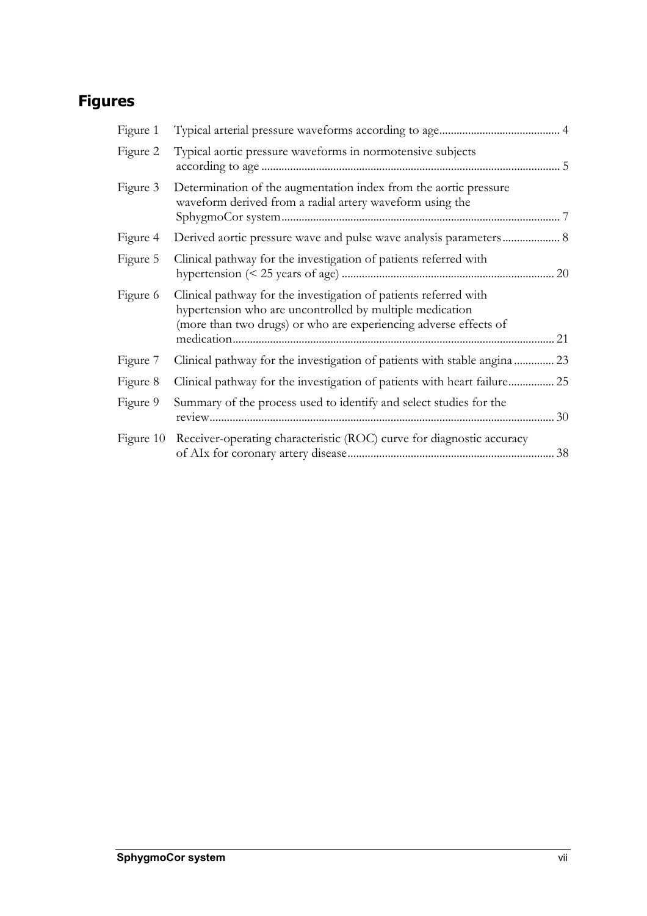## Figures

| | | |
|---|---|---|
| Figure 1 | Typical arterial pressure waveforms according to age | 4 |
| Figure 2 | Typical aortic pressure waveforms in normotensive subjects according to age | 5 |
| Figure 3 | Determination of the augmentation index from the aortic pressure waveform derived from a radial artery waveform using the SphygmoCor system | 7 |
| Figure 4 | Derived aortic pressure wave and pulse wave analysis parameters | 8 |
| Figure 5 | Clinical pathway for the investigation of patients referred with hypertension (< 25 years of age) | 20 |
| Figure 6 | Clinical pathway for the investigation of patients referred with hypertension who are uncontrolled by multiple medication (more than two drugs) or who are experiencing adverse effects of medication | 21 |
| Figure 7 | Clinical pathway for the investigation of patients with stable angina | 23 |
| Figure 8 | Clinical pathway for the investigation of patients with heart failure | 25 |
| Figure 9 | Summary of the process used to identify and select studies for the review | 30 |
| Figure 10 | Receiver-operating characteristic (ROC) curve for diagnostic accuracy of AIx for coronary artery disease | 38 |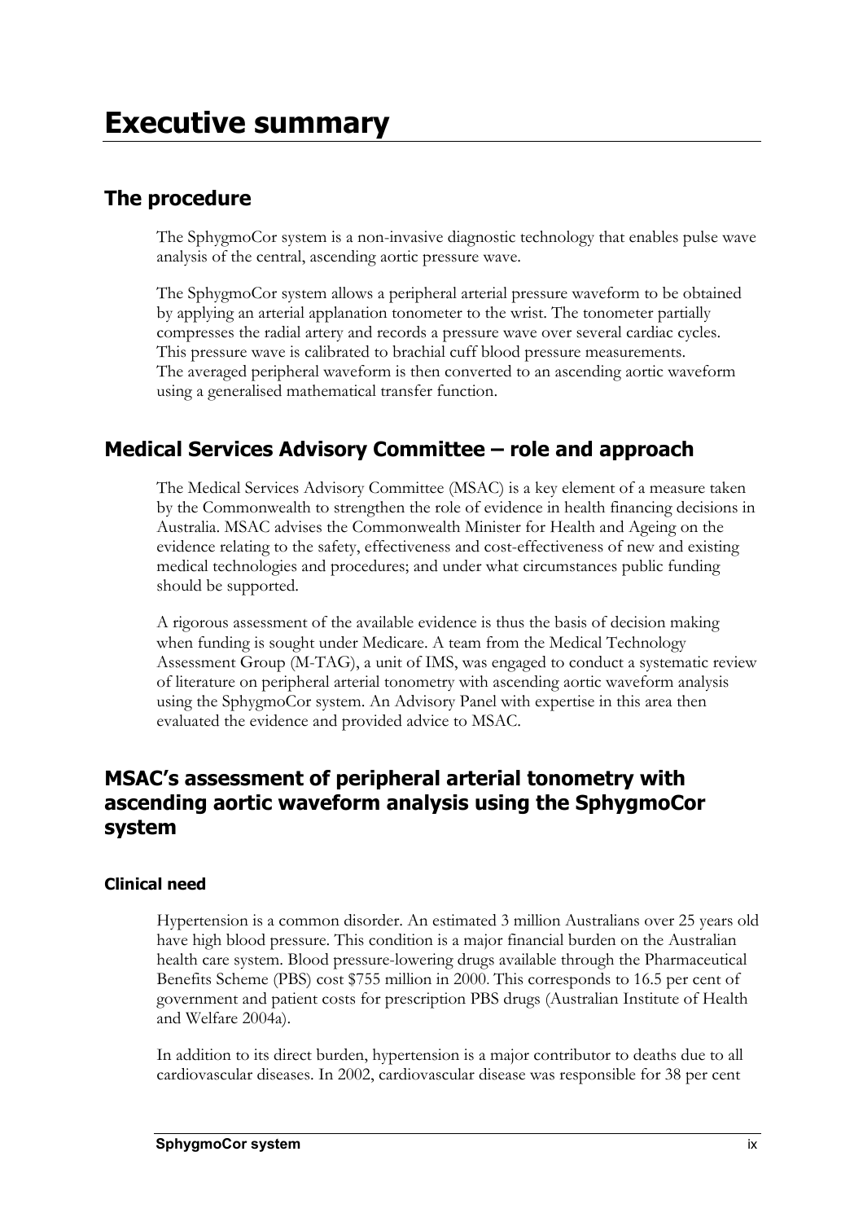# Executive summary

## The procedure

The SphygmoCor system is a non-invasive diagnostic technology that enables pulse wave analysis of the central, ascending aortic pressure wave.

The SphygmoCor system allows a peripheral arterial pressure waveform to be obtained by applying an arterial applanation tonometer to the wrist. The tonometer partially compresses the radial artery and records a pressure wave over several cardiac cycles. This pressure wave is calibrated to brachial cuff blood pressure measurements. The averaged peripheral waveform is then converted to an ascending aortic waveform using a generalised mathematical transfer function.

## Medical Services Advisory Committee – role and approach

The Medical Services Advisory Committee (MSAC) is a key element of a measure taken by the Commonwealth to strengthen the role of evidence in health financing decisions in Australia. MSAC advises the Commonwealth Minister for Health and Ageing on the evidence relating to the safety, effectiveness and cost-effectiveness of new and existing medical technologies and procedures; and under what circumstances public funding should be supported.

A rigorous assessment of the available evidence is thus the basis of decision making when funding is sought under Medicare. A team from the Medical Technology Assessment Group (M-TAG), a unit of IMS, was engaged to conduct a systematic review of literature on peripheral arterial tonometry with ascending aortic waveform analysis using the SphygmoCor system. An Advisory Panel with expertise in this area then evaluated the evidence and provided advice to MSAC.

## MSAC's assessment of peripheral arterial tonometry with ascending aortic waveform analysis using the SphygmoCor system

### Clinical need

Hypertension is a common disorder. An estimated 3 million Australians over 25 years old have high blood pressure. This condition is a major financial burden on the Australian health care system. Blood pressure-lowering drugs available through the Pharmaceutical Benefits Scheme (PBS) cost $755 million in 2000. This corresponds to 16.5 per cent of government and patient costs for prescription PBS drugs (Australian Institute of Health and Welfare 2004a).

In addition to its direct burden, hypertension is a major contributor to deaths due to all cardiovascular diseases. In 2002, cardiovascular disease was responsible for 38 per cent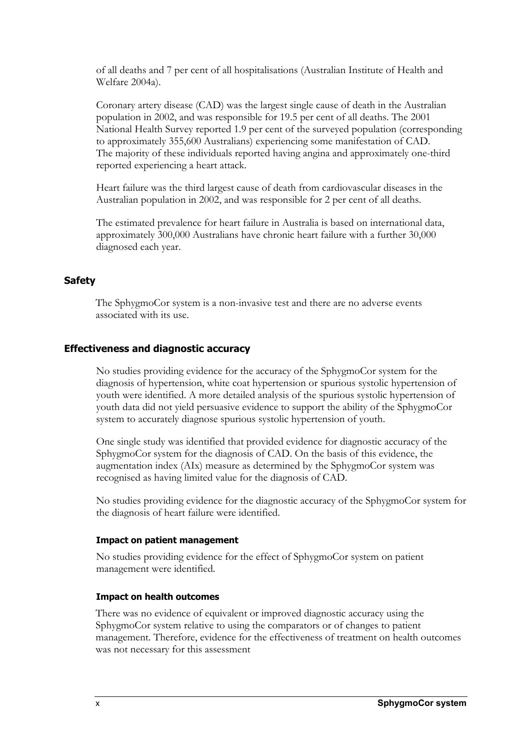of all deaths and 7 per cent of all hospitalisations (Australian Institute of Health and Welfare 2004a).

Coronary artery disease (CAD) was the largest single cause of death in the Australian population in 2002, and was responsible for 19.5 per cent of all deaths. The 2001 National Health Survey reported 1.9 per cent of the surveyed population (corresponding to approximately 355,600 Australians) experiencing some manifestation of CAD. The majority of these individuals reported having angina and approximately one-third reported experiencing a heart attack.

Heart failure was the third largest cause of death from cardiovascular diseases in the Australian population in 2002, and was responsible for 2 per cent of all deaths.

The estimated prevalence for heart failure in Australia is based on international data, approximately 300,000 Australians have chronic heart failure with a further 30,000 diagnosed each year.

## Safety

The SphygmoCor system is a non-invasive test and there are no adverse events associated with its use.

## Effectiveness and diagnostic accuracy

No studies providing evidence for the accuracy of the SphygmoCor system for the diagnosis of hypertension, white coat hypertension or spurious systolic hypertension of youth were identified. A more detailed analysis of the spurious systolic hypertension of youth data did not yield persuasive evidence to support the ability of the SphygmoCor system to accurately diagnose spurious systolic hypertension of youth.

One single study was identified that provided evidence for diagnostic accuracy of the SphygmoCor system for the diagnosis of CAD. On the basis of this evidence, the augmentation index (AIx) measure as determined by the SphygmoCor system was recognised as having limited value for the diagnosis of CAD.

No studies providing evidence for the diagnostic accuracy of the SphygmoCor system for the diagnosis of heart failure were identified.

### Impact on patient management

No studies providing evidence for the effect of SphygmoCor system on patient management were identified.

### Impact on health outcomes

There was no evidence of equivalent or improved diagnostic accuracy using the SphygmoCor system relative to using the comparators or of changes to patient management. Therefore, evidence for the effectiveness of treatment on health outcomes was not necessary for this assessment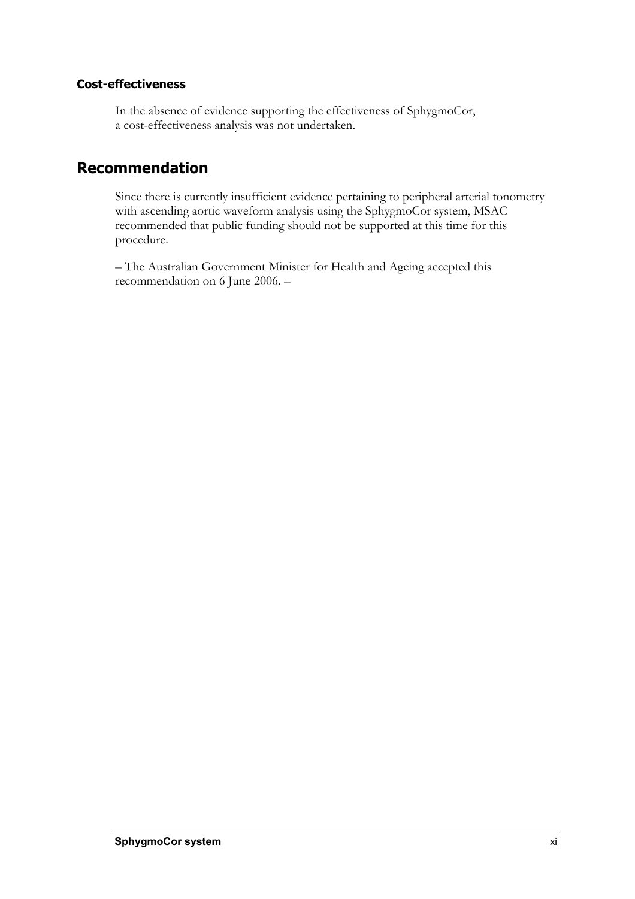### Cost-effectiveness

In the absence of evidence supporting the effectiveness of SphygmoCor, a cost-effectiveness analysis was not undertaken.

## Recommendation

Since there is currently insufficient evidence pertaining to peripheral arterial tonometry with ascending aortic waveform analysis using the SphygmoCor system, MSAC recommended that public funding should not be supported at this time for this procedure.

– The Australian Government Minister for Health and Ageing accepted this recommendation on 6 June 2006. –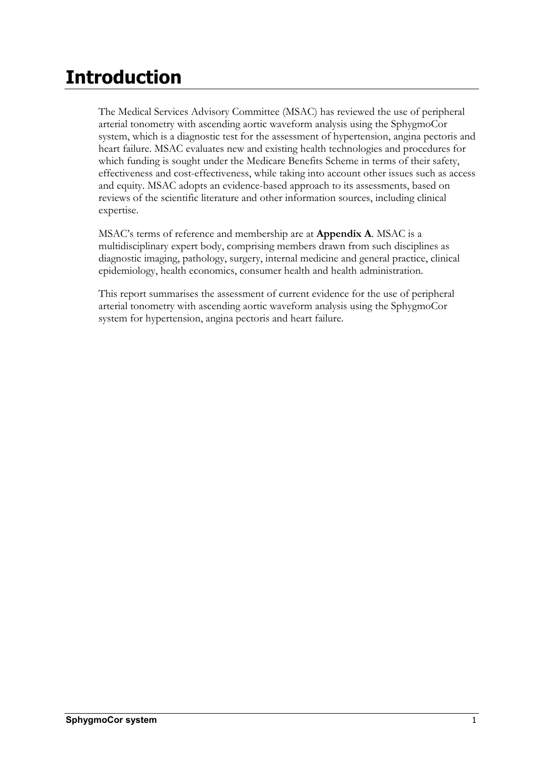# Introduction

The Medical Services Advisory Committee (MSAC) has reviewed the use of peripheral arterial tonometry with ascending aortic waveform analysis using the SphygmoCor system, which is a diagnostic test for the assessment of hypertension, angina pectoris and heart failure. MSAC evaluates new and existing health technologies and procedures for which funding is sought under the Medicare Benefits Scheme in terms of their safety, effectiveness and cost-effectiveness, while taking into account other issues such as access and equity. MSAC adopts an evidence-based approach to its assessments, based on reviews of the scientific literature and other information sources, including clinical expertise.

MSAC's terms of reference and membership are at **Appendix A**. MSAC is a multidisciplinary expert body, comprising members drawn from such disciplines as diagnostic imaging, pathology, surgery, internal medicine and general practice, clinical epidemiology, health economics, consumer health and health administration.

This report summarises the assessment of current evidence for the use of peripheral arterial tonometry with ascending aortic waveform analysis using the SphygmoCor system for hypertension, angina pectoris and heart failure.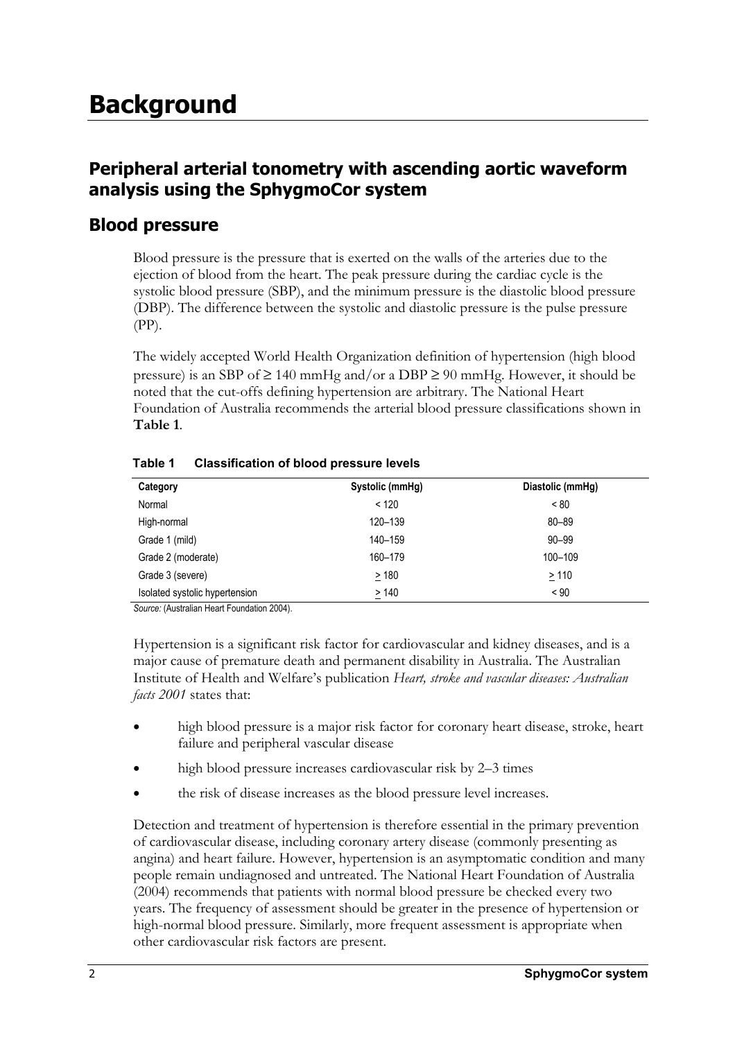# Background

## Peripheral arterial tonometry with ascending aortic waveform analysis using the SphygmoCor system

## Blood pressure

Blood pressure is the pressure that is exerted on the walls of the arteries due to the ejection of blood from the heart. The peak pressure during the cardiac cycle is the systolic blood pressure (SBP), and the minimum pressure is the diastolic blood pressure (DBP). The difference between the systolic and diastolic pressure is the pulse pressure (PP).

The widely accepted World Health Organization definition of hypertension (high blood pressure) is an SBP of ≥ 140 mmHg and/or a DBP ≥ 90 mmHg. However, it should be noted that the cut-offs defining hypertension are arbitrary. The National Heart Foundation of Australia recommends the arterial blood pressure classifications shown in **Table 1**.

**Table 1 Classification of blood pressure levels**

| Category | Systolic (mmHg) | Diastolic (mmHg) |
|---|---|---|
| Normal | < 120 | < 80 |
| High-normal | 120–139 | 80–89 |
| Grade 1 (mild) | 140–159 | 90–99 |
| Grade 2 (moderate) | 160–179 | 100–109 |
| Grade 3 (severe) | ≥ 180 | ≥ 110 |
| Isolated systolic hypertension | ≥ 140 | < 90 |

*Source:* (Australian Heart Foundation 2004).

Hypertension is a significant risk factor for cardiovascular and kidney diseases, and is a major cause of premature death and permanent disability in Australia. The Australian Institute of Health and Welfare's publication *Heart, stroke and vascular diseases: Australian facts 2001* states that:

- high blood pressure is a major risk factor for coronary heart disease, stroke, heart failure and peripheral vascular disease
- high blood pressure increases cardiovascular risk by 2–3 times
- the risk of disease increases as the blood pressure level increases.

Detection and treatment of hypertension is therefore essential in the primary prevention of cardiovascular disease, including coronary artery disease (commonly presenting as angina) and heart failure. However, hypertension is an asymptomatic condition and many people remain undiagnosed and untreated. The National Heart Foundation of Australia (2004) recommends that patients with normal blood pressure be checked every two years. The frequency of assessment should be greater in the presence of hypertension or high-normal blood pressure. Similarly, more frequent assessment is appropriate when other cardiovascular risk factors are present.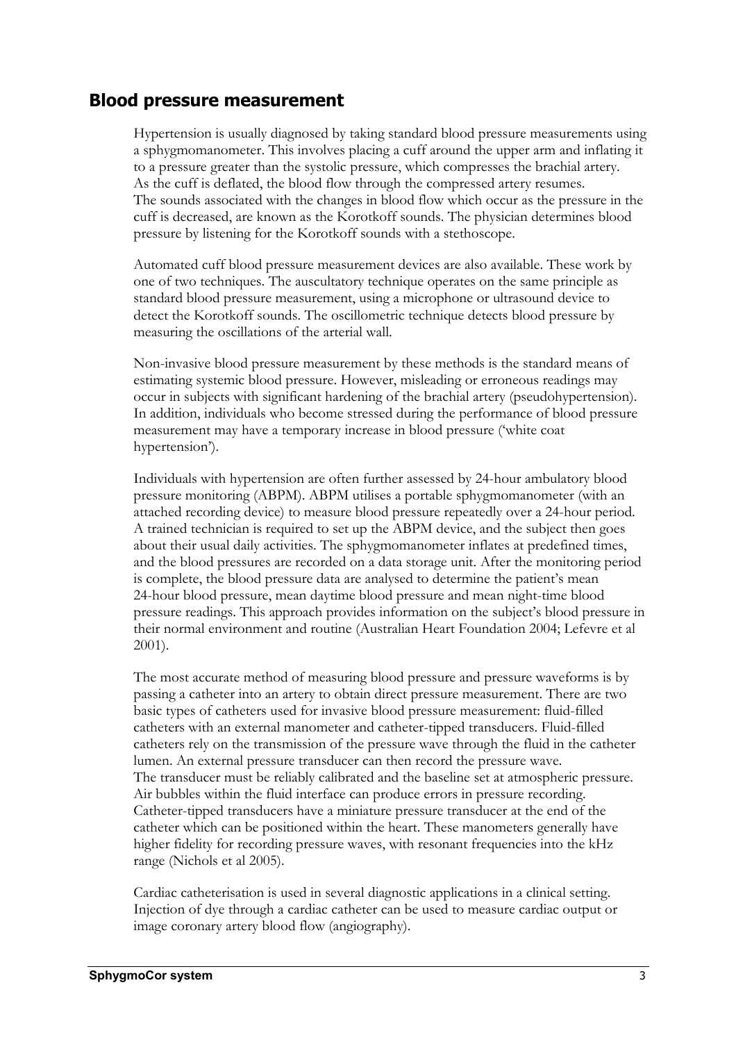## Blood pressure measurement

Hypertension is usually diagnosed by taking standard blood pressure measurements using a sphygmomanometer. This involves placing a cuff around the upper arm and inflating it to a pressure greater than the systolic pressure, which compresses the brachial artery. As the cuff is deflated, the blood flow through the compressed artery resumes. The sounds associated with the changes in blood flow which occur as the pressure in the cuff is decreased, are known as the Korotkoff sounds. The physician determines blood pressure by listening for the Korotkoff sounds with a stethoscope.

Automated cuff blood pressure measurement devices are also available. These work by one of two techniques. The auscultatory technique operates on the same principle as standard blood pressure measurement, using a microphone or ultrasound device to detect the Korotkoff sounds. The oscillometric technique detects blood pressure by measuring the oscillations of the arterial wall.

Non-invasive blood pressure measurement by these methods is the standard means of estimating systemic blood pressure. However, misleading or erroneous readings may occur in subjects with significant hardening of the brachial artery (pseudohypertension). In addition, individuals who become stressed during the performance of blood pressure measurement may have a temporary increase in blood pressure ('white coat hypertension').

Individuals with hypertension are often further assessed by 24-hour ambulatory blood pressure monitoring (ABPM). ABPM utilises a portable sphygmomanometer (with an attached recording device) to measure blood pressure repeatedly over a 24-hour period. A trained technician is required to set up the ABPM device, and the subject then goes about their usual daily activities. The sphygmomanometer inflates at predefined times, and the blood pressures are recorded on a data storage unit. After the monitoring period is complete, the blood pressure data are analysed to determine the patient's mean 24-hour blood pressure, mean daytime blood pressure and mean night-time blood pressure readings. This approach provides information on the subject's blood pressure in their normal environment and routine (Australian Heart Foundation 2004; Lefevre et al 2001).

The most accurate method of measuring blood pressure and pressure waveforms is by passing a catheter into an artery to obtain direct pressure measurement. There are two basic types of catheters used for invasive blood pressure measurement: fluid-filled catheters with an external manometer and catheter-tipped transducers. Fluid-filled catheters rely on the transmission of the pressure wave through the fluid in the catheter lumen. An external pressure transducer can then record the pressure wave. The transducer must be reliably calibrated and the baseline set at atmospheric pressure. Air bubbles within the fluid interface can produce errors in pressure recording. Catheter-tipped transducers have a miniature pressure transducer at the end of the catheter which can be positioned within the heart. These manometers generally have higher fidelity for recording pressure waves, with resonant frequencies into the kHz range (Nichols et al 2005).

Cardiac catheterisation is used in several diagnostic applications in a clinical setting. Injection of dye through a cardiac catheter can be used to measure cardiac output or image coronary artery blood flow (angiography).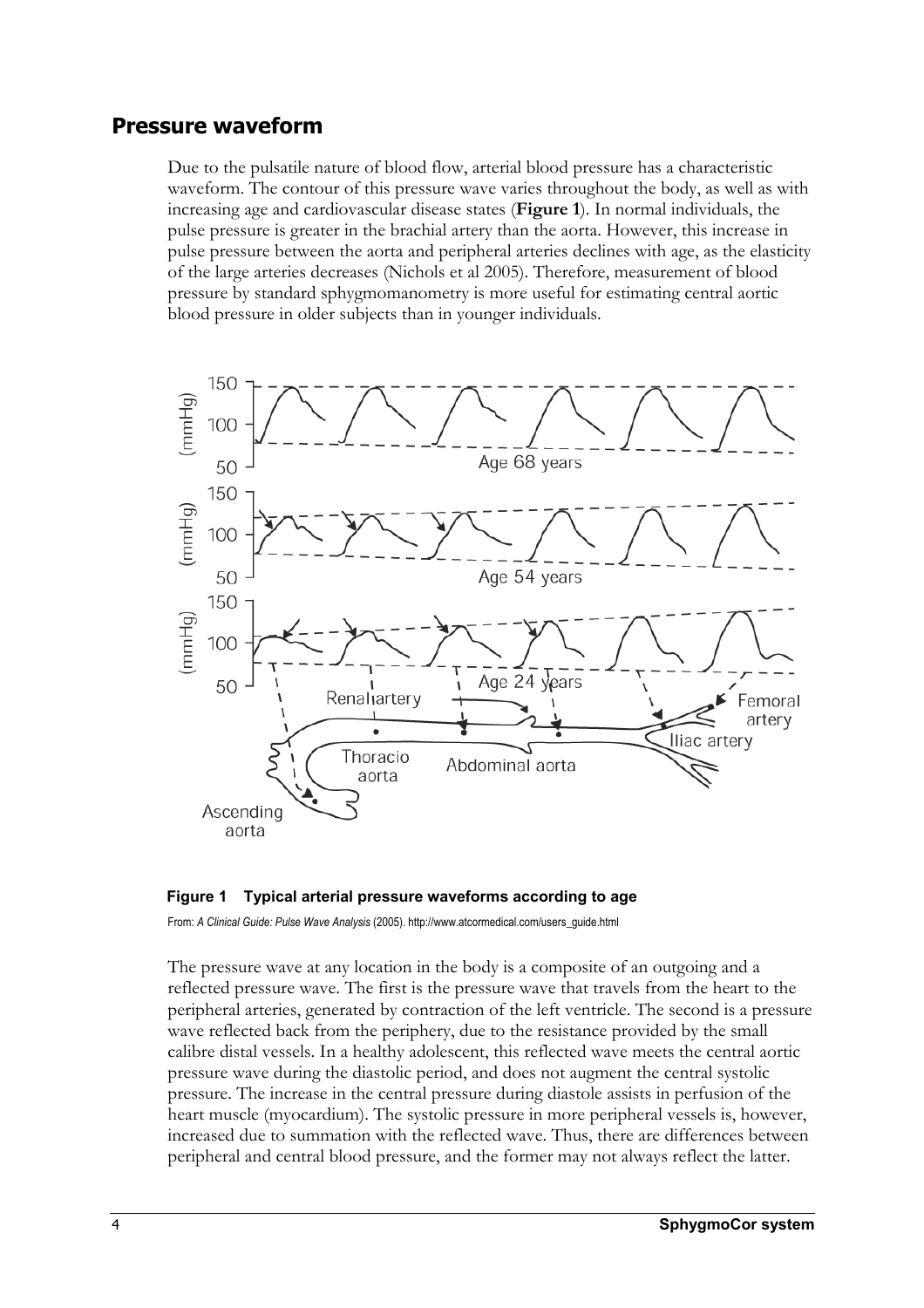## Pressure waveform

Due to the pulsatile nature of blood flow, arterial blood pressure has a characteristic waveform. The contour of this pressure wave varies throughout the body, as well as with increasing age and cardiovascular disease states (**Figure 1**). In normal individuals, the pulse pressure is greater in the brachial artery than the aorta. However, this increase in pulse pressure between the aorta and peripheral arteries declines with age, as the elasticity of the large arteries decreases (Nichols et al 2005). Therefore, measurement of blood pressure by standard sphygmomanometry is more useful for estimating central aortic blood pressure in older subjects than in younger individuals.

**Figure 1 Typical arterial pressure waveforms according to age**

From: *A Clinical Guide: Pulse Wave Analysis* (2005). http://www.atcormedical.com/users_guide.html

The pressure wave at any location in the body is a composite of an outgoing and a reflected pressure wave. The first is the pressure wave that travels from the heart to the peripheral arteries, generated by contraction of the left ventricle. The second is a pressure wave reflected back from the periphery, due to the resistance provided by the small calibre distal vessels. In a healthy adolescent, this reflected wave meets the central aortic pressure wave during the diastolic period, and does not augment the central systolic pressure. The increase in the central pressure during diastole assists in perfusion of the heart muscle (myocardium). The systolic pressure in more peripheral vessels is, however, increased due to summation with the reflected wave. Thus, there are differences between peripheral and central blood pressure, and the former may not always reflect the latter.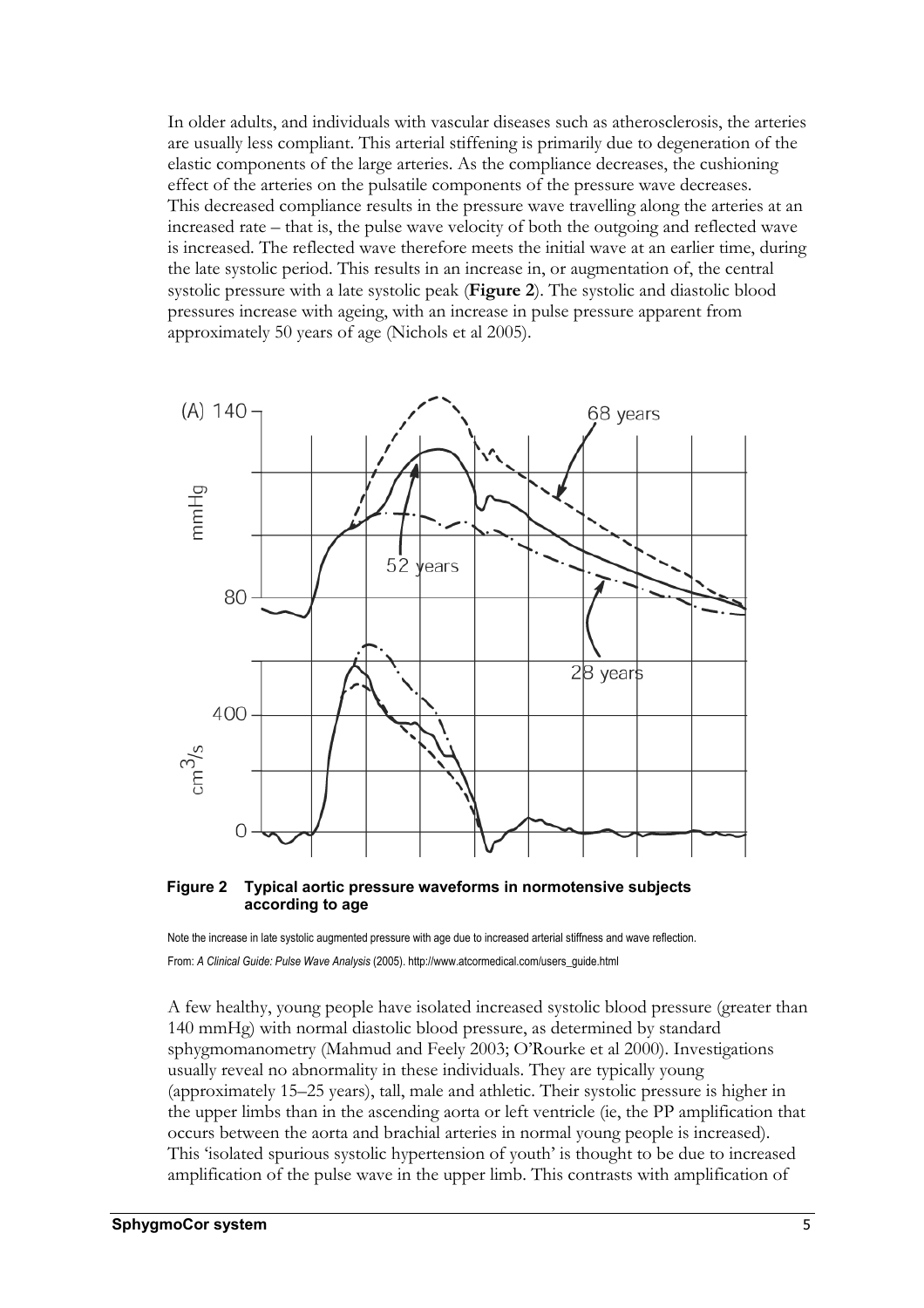In older adults, and individuals with vascular diseases such as atherosclerosis, the arteries are usually less compliant. This arterial stiffening is primarily due to degeneration of the elastic components of the large arteries. As the compliance decreases, the cushioning effect of the arteries on the pulsatile components of the pressure wave decreases. This decreased compliance results in the pressure wave travelling along the arteries at an increased rate – that is, the pulse wave velocity of both the outgoing and reflected wave is increased. The reflected wave therefore meets the initial wave at an earlier time, during the late systolic period. This results in an increase in, or augmentation of, the central systolic pressure with a late systolic peak (**Figure 2**). The systolic and diastolic blood pressures increase with ageing, with an increase in pulse pressure apparent from approximately 50 years of age (Nichols et al 2005).

**Figure 2 Typical aortic pressure waveforms in normotensive subjects according to age**

Note the increase in late systolic augmented pressure with age due to increased arterial stiffness and wave reflection.

From: *A Clinical Guide: Pulse Wave Analysis* (2005). http://www.atcormedical.com/users_guide.html

A few healthy, young people have isolated increased systolic blood pressure (greater than 140 mmHg) with normal diastolic blood pressure, as determined by standard sphygmomanometry (Mahmud and Feely 2003; O'Rourke et al 2000). Investigations usually reveal no abnormality in these individuals. They are typically young (approximately 15–25 years), tall, male and athletic. Their systolic pressure is higher in the upper limbs than in the ascending aorta or left ventricle (ie, the PP amplification that occurs between the aorta and brachial arteries in normal young people is increased). This 'isolated spurious systolic hypertension of youth' is thought to be due to increased amplification of the pulse wave in the upper limb. This contrasts with amplification of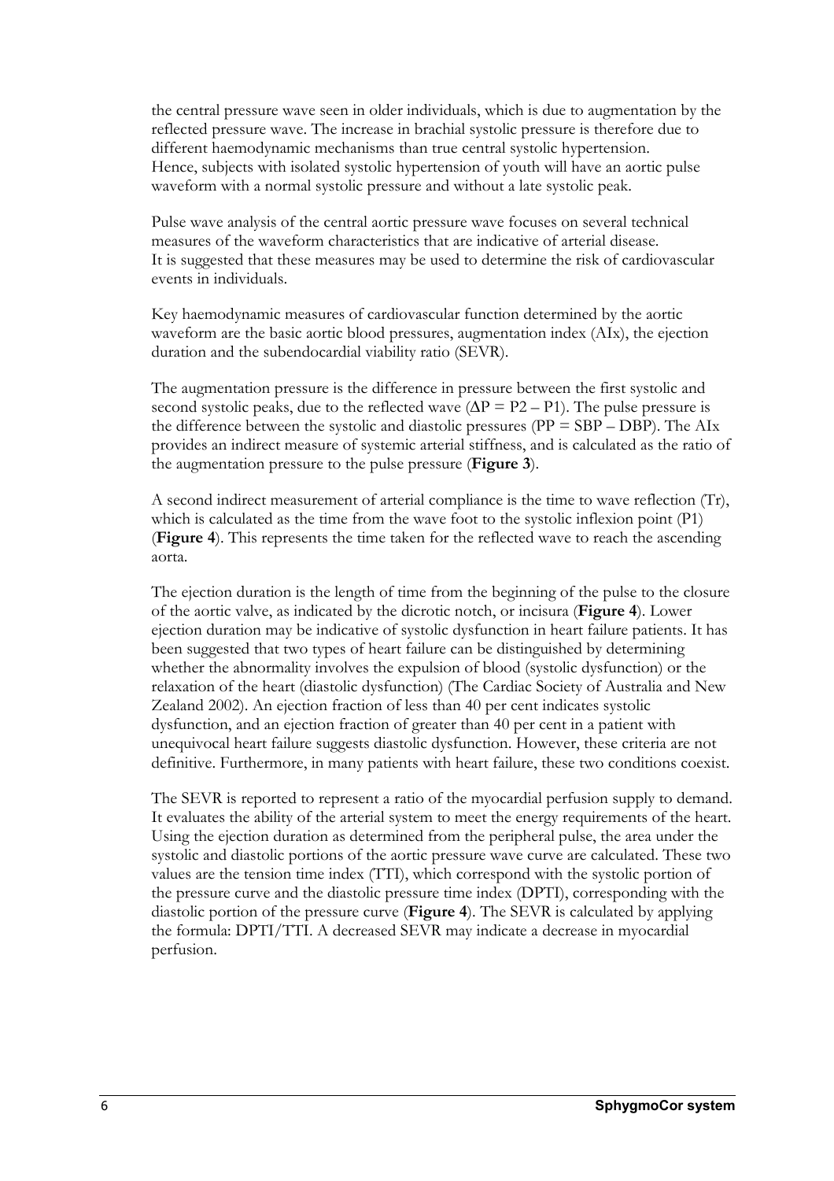the central pressure wave seen in older individuals, which is due to augmentation by the reflected pressure wave. The increase in brachial systolic pressure is therefore due to different haemodynamic mechanisms than true central systolic hypertension. Hence, subjects with isolated systolic hypertension of youth will have an aortic pulse waveform with a normal systolic pressure and without a late systolic peak.

Pulse wave analysis of the central aortic pressure wave focuses on several technical measures of the waveform characteristics that are indicative of arterial disease. It is suggested that these measures may be used to determine the risk of cardiovascular events in individuals.

Key haemodynamic measures of cardiovascular function determined by the aortic waveform are the basic aortic blood pressures, augmentation index (AIx), the ejection duration and the subendocardial viability ratio (SEVR).

The augmentation pressure is the difference in pressure between the first systolic and second systolic peaks, due to the reflected wave ($\Delta P = P2 - P1$). The pulse pressure is the difference between the systolic and diastolic pressures ($PP = SBP - DBP$). The AIx provides an indirect measure of systemic arterial stiffness, and is calculated as the ratio of the augmentation pressure to the pulse pressure (**Figure 3**).

A second indirect measurement of arterial compliance is the time to wave reflection (Tr), which is calculated as the time from the wave foot to the systolic inflexion point (P1) (**Figure 4**). This represents the time taken for the reflected wave to reach the ascending aorta.

The ejection duration is the length of time from the beginning of the pulse to the closure of the aortic valve, as indicated by the dicrotic notch, or incisura (**Figure 4**). Lower ejection duration may be indicative of systolic dysfunction in heart failure patients. It has been suggested that two types of heart failure can be distinguished by determining whether the abnormality involves the expulsion of blood (systolic dysfunction) or the relaxation of the heart (diastolic dysfunction) (The Cardiac Society of Australia and New Zealand 2002). An ejection fraction of less than 40 per cent indicates systolic dysfunction, and an ejection fraction of greater than 40 per cent in a patient with unequivocal heart failure suggests diastolic dysfunction. However, these criteria are not definitive. Furthermore, in many patients with heart failure, these two conditions coexist.

The SEVR is reported to represent a ratio of the myocardial perfusion supply to demand. It evaluates the ability of the arterial system to meet the energy requirements of the heart. Using the ejection duration as determined from the peripheral pulse, the area under the systolic and diastolic portions of the aortic pressure wave curve are calculated. These two values are the tension time index (TTI), which correspond with the systolic portion of the pressure curve and the diastolic pressure time index (DPTI), corresponding with the diastolic portion of the pressure curve (**Figure 4**). The SEVR is calculated by applying the formula: DPTI/TTI. A decreased SEVR may indicate a decrease in myocardial perfusion.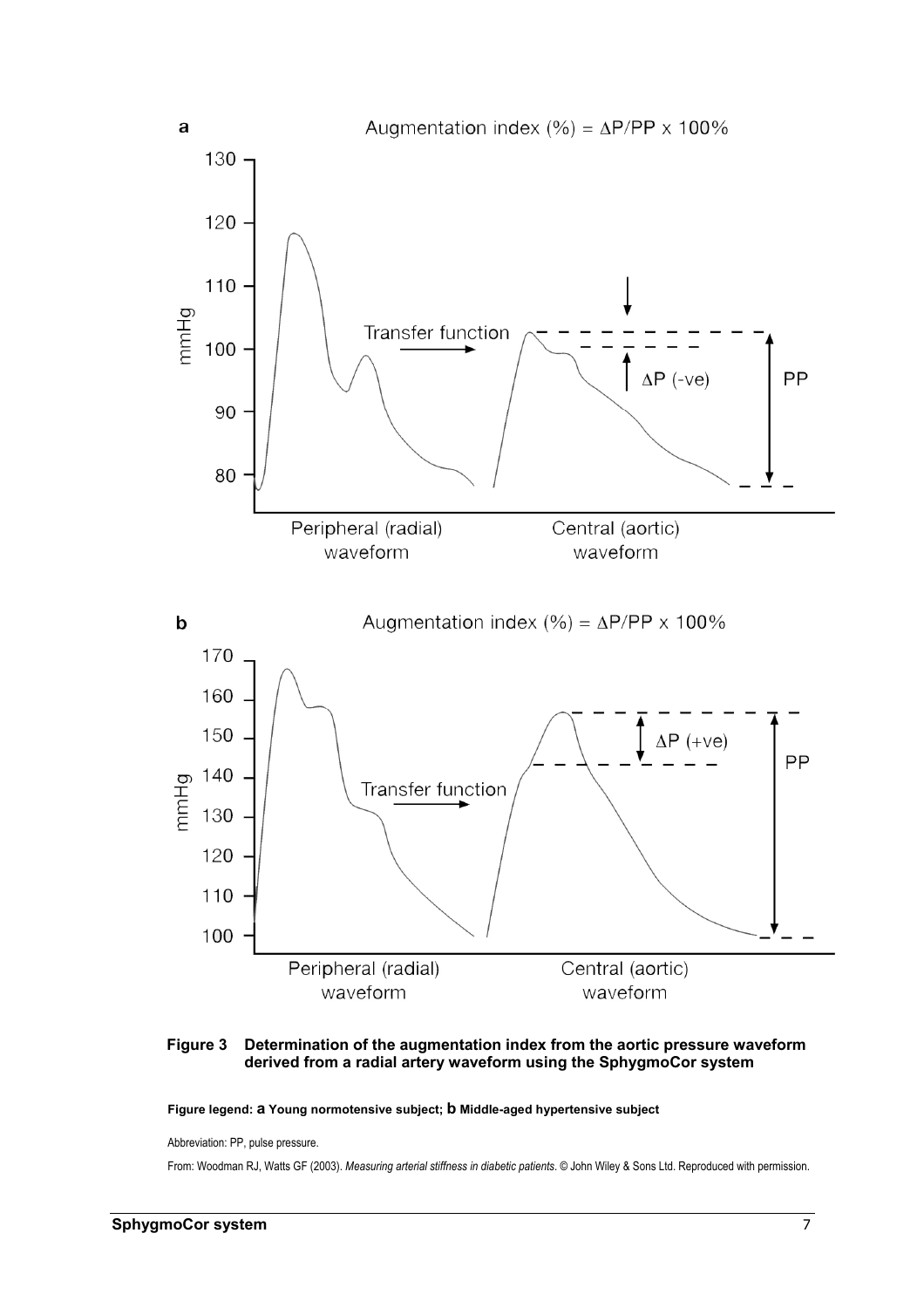**Figure 3 Determination of the augmentation index from the aortic pressure waveform derived from a radial artery waveform using the SphygmoCor system**

**Figure legend: a Young normotensive subject; b Middle-aged hypertensive subject**

Abbreviation: PP, pulse pressure.

From: Woodman RJ, Watts GF (2003). *Measuring arterial stiffness in diabetic patients*. © John Wiley & Sons Ltd. Reproduced with permission.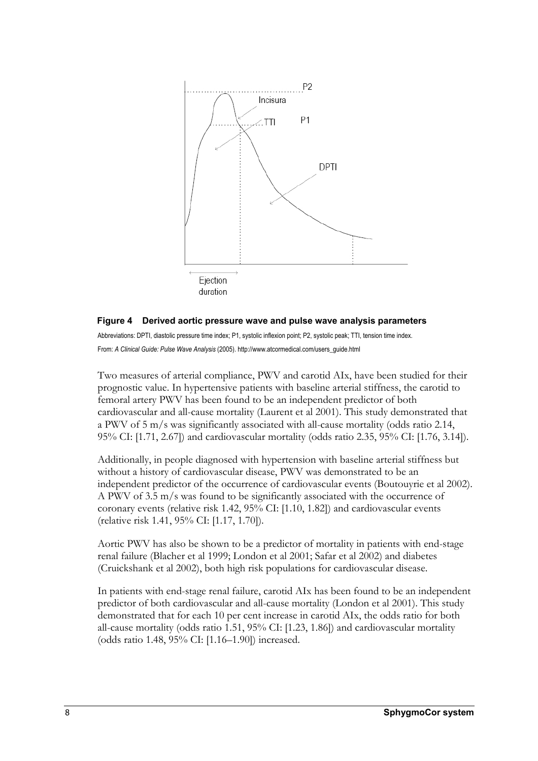**Figure 4 Derived aortic pressure wave and pulse wave analysis parameters**

Abbreviations: DPTI, diastolic pressure time index; P1, systolic inflexion point; P2, systolic peak; TTI, tension time index.

From: *A Clinical Guide: Pulse Wave Analysis* (2005). http://www.atcormedical.com/users_guide.html

Two measures of arterial compliance, PWV and carotid AIx, have been studied for their prognostic value. In hypertensive patients with baseline arterial stiffness, the carotid to femoral artery PWV has been found to be an independent predictor of both cardiovascular and all-cause mortality (Laurent et al 2001). This study demonstrated that a PWV of 5 m/s was significantly associated with all-cause mortality (odds ratio 2.14, 95% CI: [1.71, 2.67]) and cardiovascular mortality (odds ratio 2.35, 95% CI: [1.76, 3.14]).

Additionally, in people diagnosed with hypertension with baseline arterial stiffness but without a history of cardiovascular disease, PWV was demonstrated to be an independent predictor of the occurrence of cardiovascular events (Boutouyrie et al 2002). A PWV of 3.5 m/s was found to be significantly associated with the occurrence of coronary events (relative risk 1.42, 95% CI: [1.10, 1.82]) and cardiovascular events (relative risk 1.41, 95% CI: [1.17, 1.70]).

Aortic PWV has also be shown to be a predictor of mortality in patients with end-stage renal failure (Blacher et al 1999; London et al 2001; Safar et al 2002) and diabetes (Cruickshank et al 2002), both high risk populations for cardiovascular disease.

In patients with end-stage renal failure, carotid AIx has been found to be an independent predictor of both cardiovascular and all-cause mortality (London et al 2001). This study demonstrated that for each 10 per cent increase in carotid AIx, the odds ratio for both all-cause mortality (odds ratio 1.51, 95% CI: [1.23, 1.86]) and cardiovascular mortality (odds ratio 1.48, 95% CI: [1.16–1.90]) increased.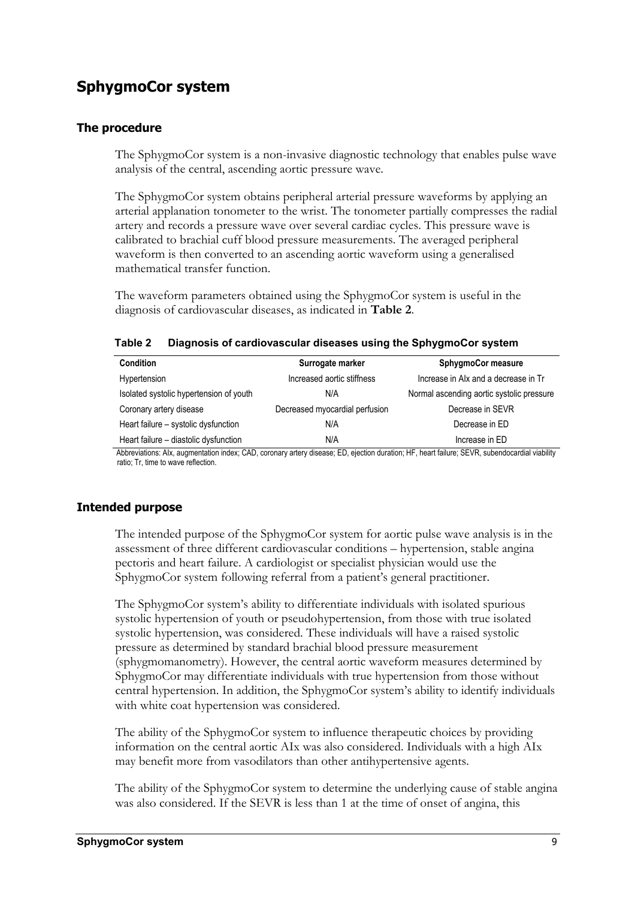# SphygmoCor system

## The procedure

The SphygmoCor system is a non-invasive diagnostic technology that enables pulse wave analysis of the central, ascending aortic pressure wave.

The SphygmoCor system obtains peripheral arterial pressure waveforms by applying an arterial applanation tonometer to the wrist. The tonometer partially compresses the radial artery and records a pressure wave over several cardiac cycles. This pressure wave is calibrated to brachial cuff blood pressure measurements. The averaged peripheral waveform is then converted to an ascending aortic waveform using a generalised mathematical transfer function.

The waveform parameters obtained using the SphygmoCor system is useful in the diagnosis of cardiovascular diseases, as indicated in **Table 2**.

**Table 2 Diagnosis of cardiovascular diseases using the SphygmoCor system**

| Condition | Surrogate marker | SphygmoCor measure |
| --- | --- | --- |
| Hypertension | Increased aortic stiffness | Increase in AIx and a decrease in Tr |
| Isolated systolic hypertension of youth | N/A | Normal ascending aortic systolic pressure |
| Coronary artery disease | Decreased myocardial perfusion | Decrease in SEVR |
| Heart failure – systolic dysfunction | N/A | Decrease in ED |
| Heart failure – diastolic dysfunction | N/A | Increase in ED |

Abbreviations: AIx, augmentation index; CAD, coronary artery disease; ED, ejection duration; HF, heart failure; SEVR, subendocardial viability ratio; Tr, time to wave reflection.

## Intended purpose

The intended purpose of the SphygmoCor system for aortic pulse wave analysis is in the assessment of three different cardiovascular conditions – hypertension, stable angina pectoris and heart failure. A cardiologist or specialist physician would use the SphygmoCor system following referral from a patient's general practitioner.

The SphygmoCor system's ability to differentiate individuals with isolated spurious systolic hypertension of youth or pseudohypertension, from those with true isolated systolic hypertension, was considered. These individuals will have a raised systolic pressure as determined by standard brachial blood pressure measurement (sphygmomanometry). However, the central aortic waveform measures determined by SphygmoCor may differentiate individuals with true hypertension from those without central hypertension. In addition, the SphygmoCor system's ability to identify individuals with white coat hypertension was considered.

The ability of the SphygmoCor system to influence therapeutic choices by providing information on the central aortic AIx was also considered. Individuals with a high AIx may benefit more from vasodilators than other antihypertensive agents.

The ability of the SphygmoCor system to determine the underlying cause of stable angina was also considered. If the SEVR is less than 1 at the time of onset of angina, this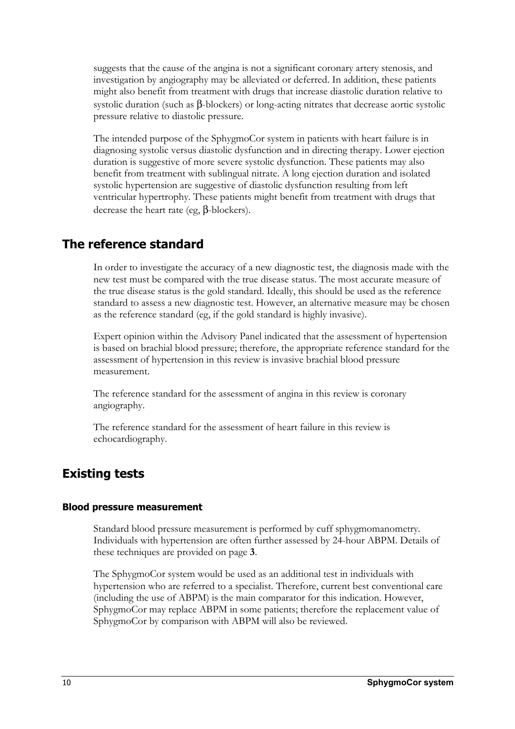suggests that the cause of the angina is not a significant coronary artery stenosis, and investigation by angiography may be alleviated or deferred. In addition, these patients might also benefit from treatment with drugs that increase diastolic duration relative to systolic duration (such as β-blockers) or long-acting nitrates that decrease aortic systolic pressure relative to diastolic pressure.

The intended purpose of the SphygmoCor system in patients with heart failure is in diagnosing systolic versus diastolic dysfunction and in directing therapy. Lower ejection duration is suggestive of more severe systolic dysfunction. These patients may also benefit from treatment with sublingual nitrate. A long ejection duration and isolated systolic hypertension are suggestive of diastolic dysfunction resulting from left ventricular hypertrophy. These patients might benefit from treatment with drugs that decrease the heart rate (eg, β-blockers).

## The reference standard

In order to investigate the accuracy of a new diagnostic test, the diagnosis made with the new test must be compared with the true disease status. The most accurate measure of the true disease status is the gold standard. Ideally, this should be used as the reference standard to assess a new diagnostic test. However, an alternative measure may be chosen as the reference standard (eg, if the gold standard is highly invasive).

Expert opinion within the Advisory Panel indicated that the assessment of hypertension is based on brachial blood pressure; therefore, the appropriate reference standard for the assessment of hypertension in this review is invasive brachial blood pressure measurement.

The reference standard for the assessment of angina in this review is coronary angiography.

The reference standard for the assessment of heart failure in this review is echocardiography.

## Existing tests

### Blood pressure measurement

Standard blood pressure measurement is performed by cuff sphygmomanometry. Individuals with hypertension are often further assessed by 24-hour ABPM. Details of these techniques are provided on page **3**.

The SphygmoCor system would be used as an additional test in individuals with hypertension who are referred to a specialist. Therefore, current best conventional care (including the use of ABPM) is the main comparator for this indication. However, SphygmoCor may replace ABPM in some patients; therefore the replacement value of SphygmoCor by comparison with ABPM will also be reviewed.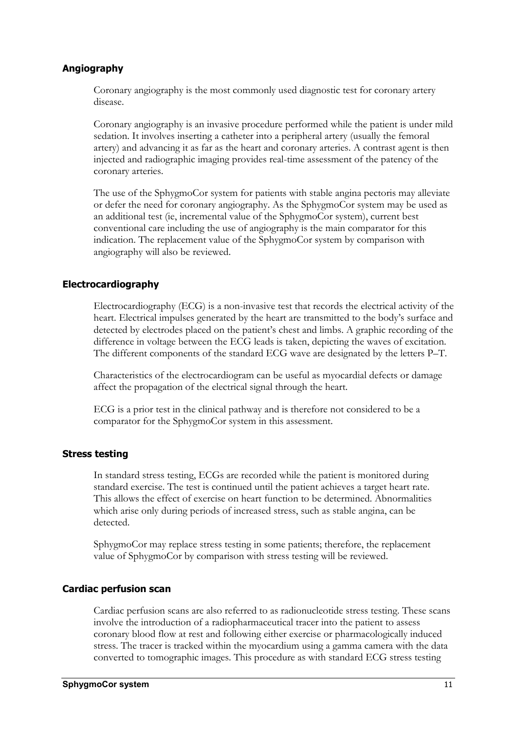### Angiography

Coronary angiography is the most commonly used diagnostic test for coronary artery disease.

Coronary angiography is an invasive procedure performed while the patient is under mild sedation. It involves inserting a catheter into a peripheral artery (usually the femoral artery) and advancing it as far as the heart and coronary arteries. A contrast agent is then injected and radiographic imaging provides real-time assessment of the patency of the coronary arteries.

The use of the SphygmoCor system for patients with stable angina pectoris may alleviate or defer the need for coronary angiography. As the SphygmoCor system may be used as an additional test (ie, incremental value of the SphygmoCor system), current best conventional care including the use of angiography is the main comparator for this indication. The replacement value of the SphygmoCor system by comparison with angiography will also be reviewed.

### Electrocardiography

Electrocardiography (ECG) is a non-invasive test that records the electrical activity of the heart. Electrical impulses generated by the heart are transmitted to the body's surface and detected by electrodes placed on the patient's chest and limbs. A graphic recording of the difference in voltage between the ECG leads is taken, depicting the waves of excitation. The different components of the standard ECG wave are designated by the letters P–T.

Characteristics of the electrocardiogram can be useful as myocardial defects or damage affect the propagation of the electrical signal through the heart.

ECG is a prior test in the clinical pathway and is therefore not considered to be a comparator for the SphygmoCor system in this assessment.

### Stress testing

In standard stress testing, ECGs are recorded while the patient is monitored during standard exercise. The test is continued until the patient achieves a target heart rate. This allows the effect of exercise on heart function to be determined. Abnormalities which arise only during periods of increased stress, such as stable angina, can be detected.

SphygmoCor may replace stress testing in some patients; therefore, the replacement value of SphygmoCor by comparison with stress testing will be reviewed.

### Cardiac perfusion scan

Cardiac perfusion scans are also referred to as radionucleotide stress testing. These scans involve the introduction of a radiopharmaceutical tracer into the patient to assess coronary blood flow at rest and following either exercise or pharmacologically induced stress. The tracer is tracked within the myocardium using a gamma camera with the data converted to tomographic images. This procedure as with standard ECG stress testing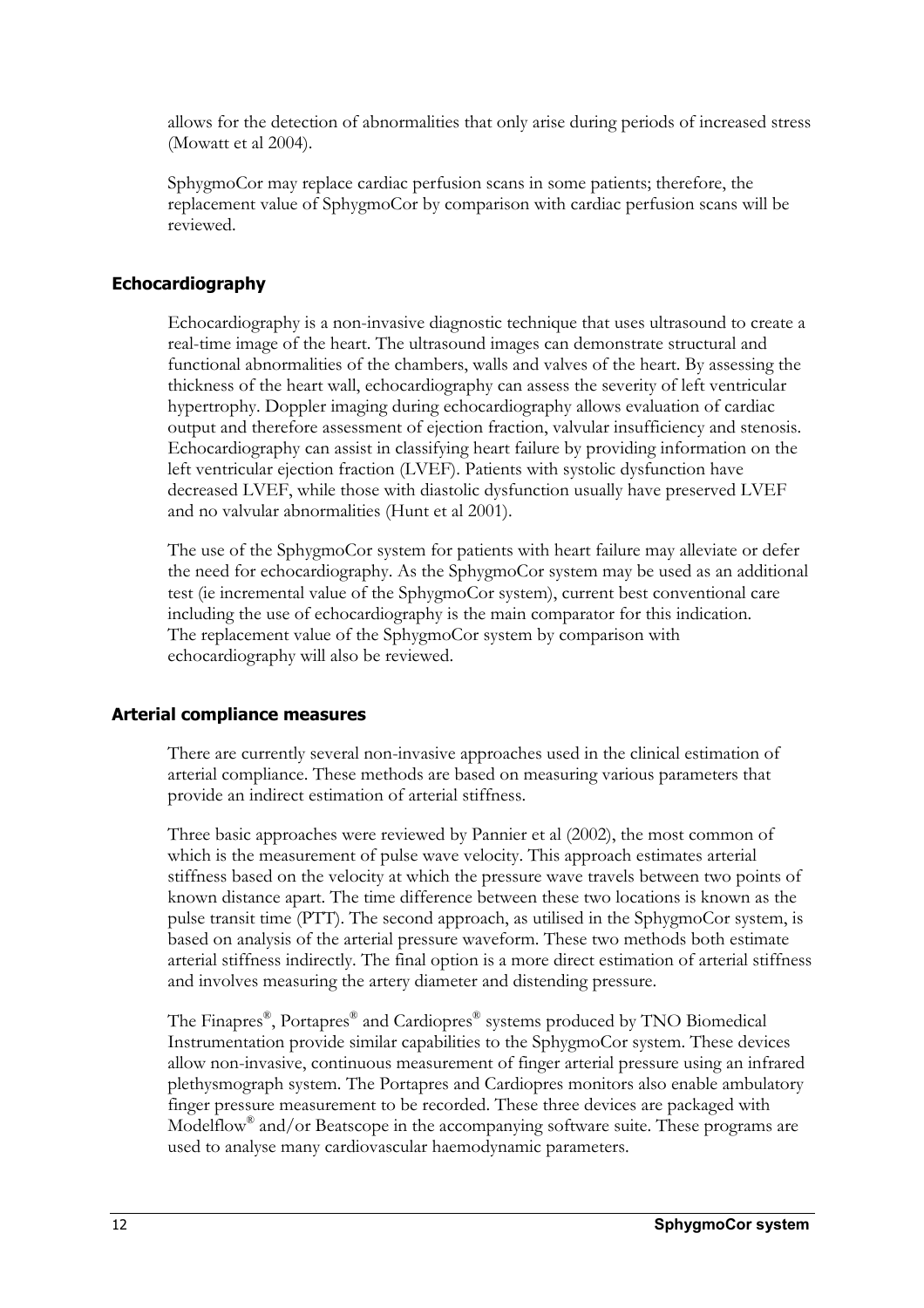allows for the detection of abnormalities that only arise during periods of increased stress (Mowatt et al 2004).

SphygmoCor may replace cardiac perfusion scans in some patients; therefore, the replacement value of SphygmoCor by comparison with cardiac perfusion scans will be reviewed.

### Echocardiography

Echocardiography is a non-invasive diagnostic technique that uses ultrasound to create a real-time image of the heart. The ultrasound images can demonstrate structural and functional abnormalities of the chambers, walls and valves of the heart. By assessing the thickness of the heart wall, echocardiography can assess the severity of left ventricular hypertrophy. Doppler imaging during echocardiography allows evaluation of cardiac output and therefore assessment of ejection fraction, valvular insufficiency and stenosis. Echocardiography can assist in classifying heart failure by providing information on the left ventricular ejection fraction (LVEF). Patients with systolic dysfunction have decreased LVEF, while those with diastolic dysfunction usually have preserved LVEF and no valvular abnormalities (Hunt et al 2001).

The use of the SphygmoCor system for patients with heart failure may alleviate or defer the need for echocardiography. As the SphygmoCor system may be used as an additional test (ie incremental value of the SphygmoCor system), current best conventional care including the use of echocardiography is the main comparator for this indication. The replacement value of the SphygmoCor system by comparison with echocardiography will also be reviewed.

### Arterial compliance measures

There are currently several non-invasive approaches used in the clinical estimation of arterial compliance. These methods are based on measuring various parameters that provide an indirect estimation of arterial stiffness.

Three basic approaches were reviewed by Pannier et al (2002), the most common of which is the measurement of pulse wave velocity. This approach estimates arterial stiffness based on the velocity at which the pressure wave travels between two points of known distance apart. The time difference between these two locations is known as the pulse transit time (PTT). The second approach, as utilised in the SphygmoCor system, is based on analysis of the arterial pressure waveform. These two methods both estimate arterial stiffness indirectly. The final option is a more direct estimation of arterial stiffness and involves measuring the artery diameter and distending pressure.

The Finapres®, Portapres® and Cardiopres® systems produced by TNO Biomedical Instrumentation provide similar capabilities to the SphygmoCor system. These devices allow non-invasive, continuous measurement of finger arterial pressure using an infrared plethysmograph system. The Portapres and Cardiopres monitors also enable ambulatory finger pressure measurement to be recorded. These three devices are packaged with Modelflow® and/or Beatscope in the accompanying software suite. These programs are used to analyse many cardiovascular haemodynamic parameters.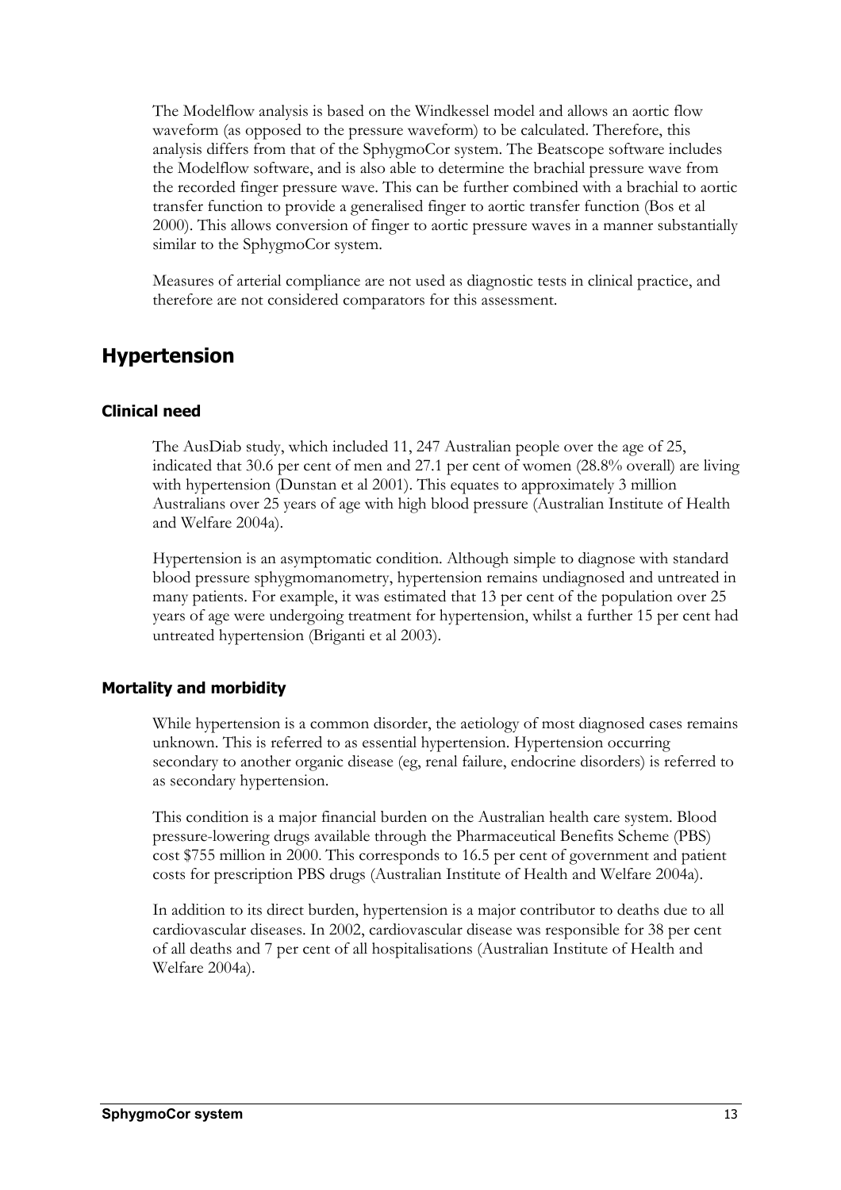The Modelflow analysis is based on the Windkessel model and allows an aortic flow waveform (as opposed to the pressure waveform) to be calculated. Therefore, this analysis differs from that of the SphygmoCor system. The Beatscope software includes the Modelflow software, and is also able to determine the brachial pressure wave from the recorded finger pressure wave. This can be further combined with a brachial to aortic transfer function to provide a generalised finger to aortic transfer function (Bos et al 2000). This allows conversion of finger to aortic pressure waves in a manner substantially similar to the SphygmoCor system.

Measures of arterial compliance are not used as diagnostic tests in clinical practice, and therefore are not considered comparators for this assessment.

## Hypertension

### Clinical need

The AusDiab study, which included 11, 247 Australian people over the age of 25, indicated that 30.6 per cent of men and 27.1 per cent of women (28.8% overall) are living with hypertension (Dunstan et al 2001). This equates to approximately 3 million Australians over 25 years of age with high blood pressure (Australian Institute of Health and Welfare 2004a).

Hypertension is an asymptomatic condition. Although simple to diagnose with standard blood pressure sphygmomanometry, hypertension remains undiagnosed and untreated in many patients. For example, it was estimated that 13 per cent of the population over 25 years of age were undergoing treatment for hypertension, whilst a further 15 per cent had untreated hypertension (Briganti et al 2003).

### Mortality and morbidity

While hypertension is a common disorder, the aetiology of most diagnosed cases remains unknown. This is referred to as essential hypertension. Hypertension occurring secondary to another organic disease (eg, renal failure, endocrine disorders) is referred to as secondary hypertension.

This condition is a major financial burden on the Australian health care system. Blood pressure-lowering drugs available through the Pharmaceutical Benefits Scheme (PBS) cost $755 million in 2000. This corresponds to 16.5 per cent of government and patient costs for prescription PBS drugs (Australian Institute of Health and Welfare 2004a).

In addition to its direct burden, hypertension is a major contributor to deaths due to all cardiovascular diseases. In 2002, cardiovascular disease was responsible for 38 per cent of all deaths and 7 per cent of all hospitalisations (Australian Institute of Health and Welfare 2004a).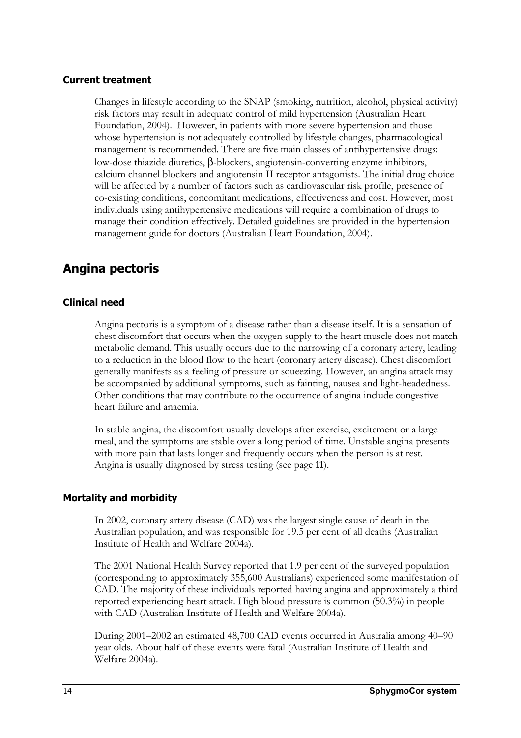### Current treatment

Changes in lifestyle according to the SNAP (smoking, nutrition, alcohol, physical activity) risk factors may result in adequate control of mild hypertension (Australian Heart Foundation, 2004). However, in patients with more severe hypertension and those whose hypertension is not adequately controlled by lifestyle changes, pharmacological management is recommended. There are five main classes of antihypertensive drugs: low-dose thiazide diuretics, β-blockers, angiotensin-converting enzyme inhibitors, calcium channel blockers and angiotensin II receptor antagonists. The initial drug choice will be affected by a number of factors such as cardiovascular risk profile, presence of co-existing conditions, concomitant medications, effectiveness and cost. However, most individuals using antihypertensive medications will require a combination of drugs to manage their condition effectively. Detailed guidelines are provided in the hypertension management guide for doctors (Australian Heart Foundation, 2004).

## Angina pectoris

### Clinical need

Angina pectoris is a symptom of a disease rather than a disease itself. It is a sensation of chest discomfort that occurs when the oxygen supply to the heart muscle does not match metabolic demand. This usually occurs due to the narrowing of a coronary artery, leading to a reduction in the blood flow to the heart (coronary artery disease). Chest discomfort generally manifests as a feeling of pressure or squeezing. However, an angina attack may be accompanied by additional symptoms, such as fainting, nausea and light-headedness. Other conditions that may contribute to the occurrence of angina include congestive heart failure and anaemia.

In stable angina, the discomfort usually develops after exercise, excitement or a large meal, and the symptoms are stable over a long period of time. Unstable angina presents with more pain that lasts longer and frequently occurs when the person is at rest. Angina is usually diagnosed by stress testing (see page **11**).

### Mortality and morbidity

In 2002, coronary artery disease (CAD) was the largest single cause of death in the Australian population, and was responsible for 19.5 per cent of all deaths (Australian Institute of Health and Welfare 2004a).

The 2001 National Health Survey reported that 1.9 per cent of the surveyed population (corresponding to approximately 355,600 Australians) experienced some manifestation of CAD. The majority of these individuals reported having angina and approximately a third reported experiencing heart attack. High blood pressure is common (50.3%) in people with CAD (Australian Institute of Health and Welfare 2004a).

During 2001–2002 an estimated 48,700 CAD events occurred in Australia among 40–90 year olds. About half of these events were fatal (Australian Institute of Health and Welfare 2004a).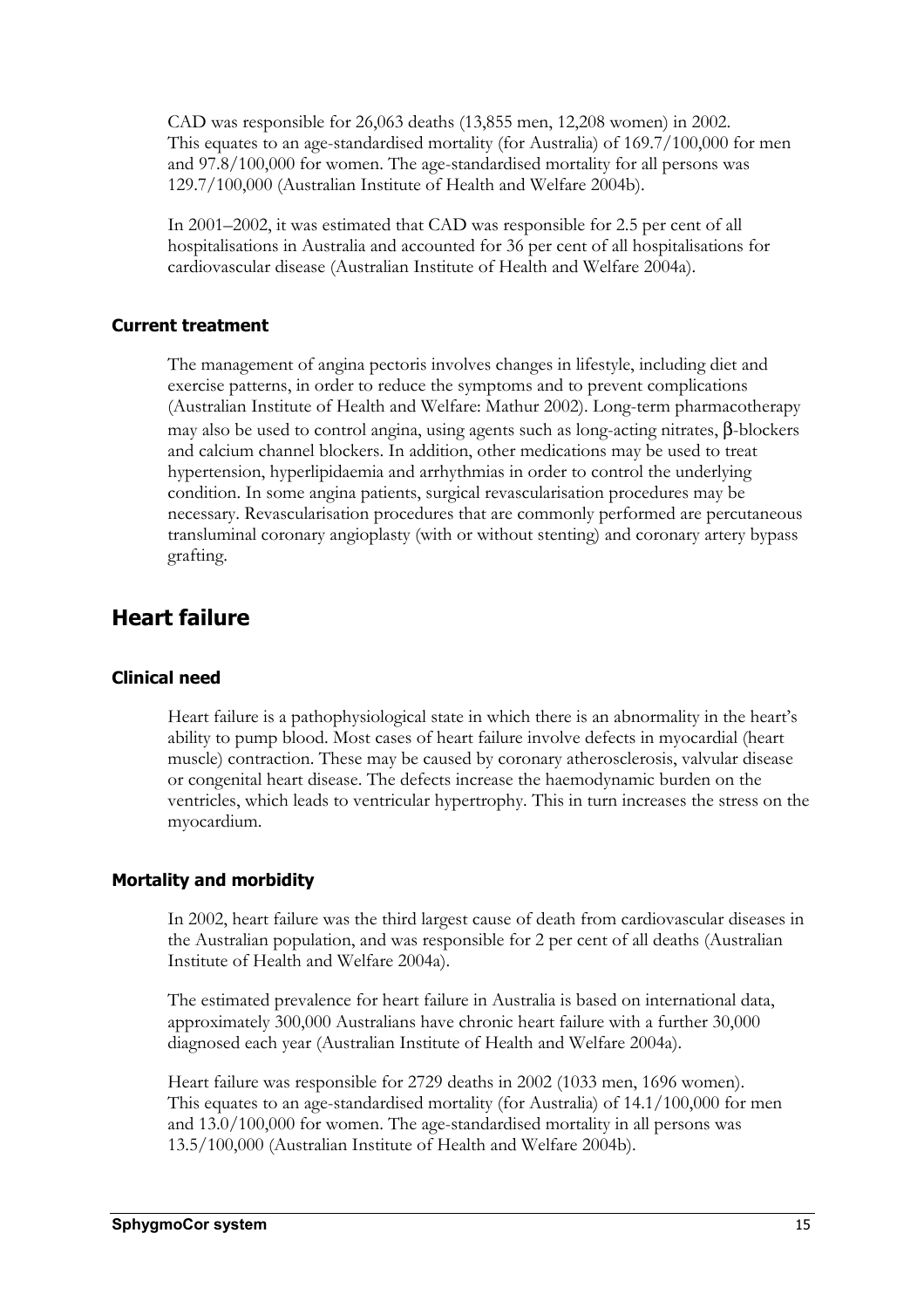CAD was responsible for 26,063 deaths (13,855 men, 12,208 women) in 2002. This equates to an age-standardised mortality (for Australia) of 169.7/100,000 for men and 97.8/100,000 for women. The age-standardised mortality for all persons was 129.7/100,000 (Australian Institute of Health and Welfare 2004b).

In 2001–2002, it was estimated that CAD was responsible for 2.5 per cent of all hospitalisations in Australia and accounted for 36 per cent of all hospitalisations for cardiovascular disease (Australian Institute of Health and Welfare 2004a).

### Current treatment

The management of angina pectoris involves changes in lifestyle, including diet and exercise patterns, in order to reduce the symptoms and to prevent complications (Australian Institute of Health and Welfare: Mathur 2002). Long-term pharmacotherapy may also be used to control angina, using agents such as long-acting nitrates, β-blockers and calcium channel blockers. In addition, other medications may be used to treat hypertension, hyperlipidaemia and arrhythmias in order to control the underlying condition. In some angina patients, surgical revascularisation procedures may be necessary. Revascularisation procedures that are commonly performed are percutaneous transluminal coronary angioplasty (with or without stenting) and coronary artery bypass grafting.

## Heart failure

### Clinical need

Heart failure is a pathophysiological state in which there is an abnormality in the heart's ability to pump blood. Most cases of heart failure involve defects in myocardial (heart muscle) contraction. These may be caused by coronary atherosclerosis, valvular disease or congenital heart disease. The defects increase the haemodynamic burden on the ventricles, which leads to ventricular hypertrophy. This in turn increases the stress on the myocardium.

### Mortality and morbidity

In 2002, heart failure was the third largest cause of death from cardiovascular diseases in the Australian population, and was responsible for 2 per cent of all deaths (Australian Institute of Health and Welfare 2004a).

The estimated prevalence for heart failure in Australia is based on international data, approximately 300,000 Australians have chronic heart failure with a further 30,000 diagnosed each year (Australian Institute of Health and Welfare 2004a).

Heart failure was responsible for 2729 deaths in 2002 (1033 men, 1696 women). This equates to an age-standardised mortality (for Australia) of 14.1/100,000 for men and 13.0/100,000 for women. The age-standardised mortality in all persons was 13.5/100,000 (Australian Institute of Health and Welfare 2004b).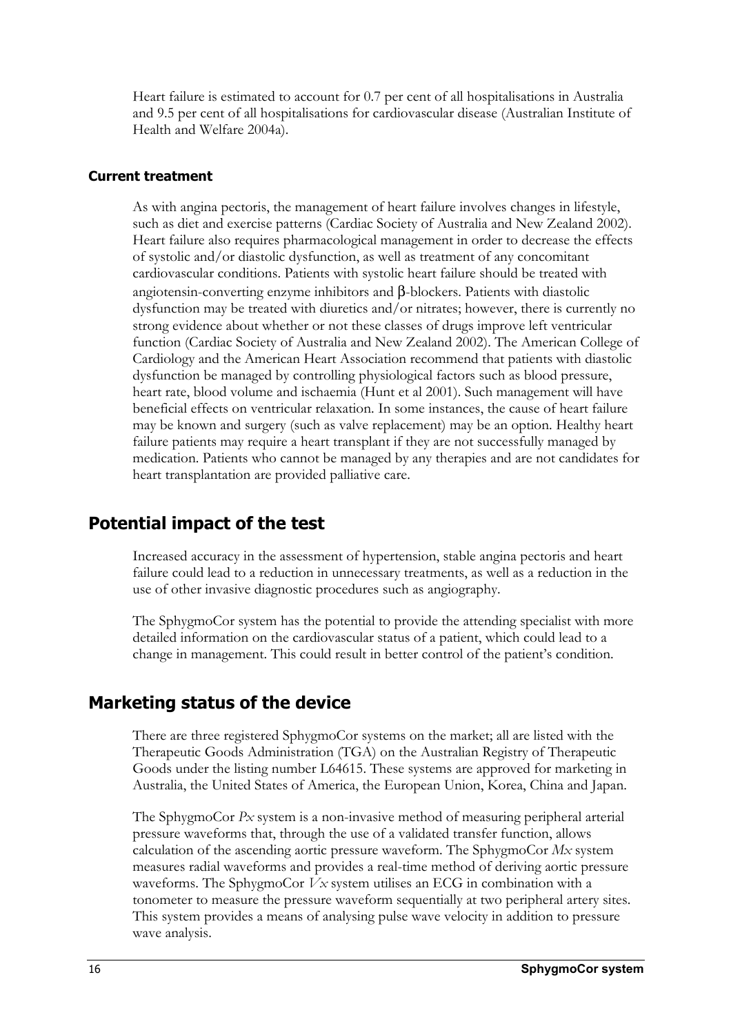Heart failure is estimated to account for 0.7 per cent of all hospitalisations in Australia and 9.5 per cent of all hospitalisations for cardiovascular disease (Australian Institute of Health and Welfare 2004a).

### Current treatment

As with angina pectoris, the management of heart failure involves changes in lifestyle, such as diet and exercise patterns (Cardiac Society of Australia and New Zealand 2002). Heart failure also requires pharmacological management in order to decrease the effects of systolic and/or diastolic dysfunction, as well as treatment of any concomitant cardiovascular conditions. Patients with systolic heart failure should be treated with angiotensin-converting enzyme inhibitors and β-blockers. Patients with diastolic dysfunction may be treated with diuretics and/or nitrates; however, there is currently no strong evidence about whether or not these classes of drugs improve left ventricular function (Cardiac Society of Australia and New Zealand 2002). The American College of Cardiology and the American Heart Association recommend that patients with diastolic dysfunction be managed by controlling physiological factors such as blood pressure, heart rate, blood volume and ischaemia (Hunt et al 2001). Such management will have beneficial effects on ventricular relaxation. In some instances, the cause of heart failure may be known and surgery (such as valve replacement) may be an option. Healthy heart failure patients may require a heart transplant if they are not successfully managed by medication. Patients who cannot be managed by any therapies and are not candidates for heart transplantation are provided palliative care.

## Potential impact of the test

Increased accuracy in the assessment of hypertension, stable angina pectoris and heart failure could lead to a reduction in unnecessary treatments, as well as a reduction in the use of other invasive diagnostic procedures such as angiography.

The SphygmoCor system has the potential to provide the attending specialist with more detailed information on the cardiovascular status of a patient, which could lead to a change in management. This could result in better control of the patient's condition.

## Marketing status of the device

There are three registered SphygmoCor systems on the market; all are listed with the Therapeutic Goods Administration (TGA) on the Australian Registry of Therapeutic Goods under the listing number L64615. These systems are approved for marketing in Australia, the United States of America, the European Union, Korea, China and Japan.

The SphygmoCor *Px* system is a non-invasive method of measuring peripheral arterial pressure waveforms that, through the use of a validated transfer function, allows calculation of the ascending aortic pressure waveform. The SphygmoCor *Mx* system measures radial waveforms and provides a real-time method of deriving aortic pressure waveforms. The SphygmoCor *Vx* system utilises an ECG in combination with a tonometer to measure the pressure waveform sequentially at two peripheral artery sites. This system provides a means of analysing pulse wave velocity in addition to pressure wave analysis.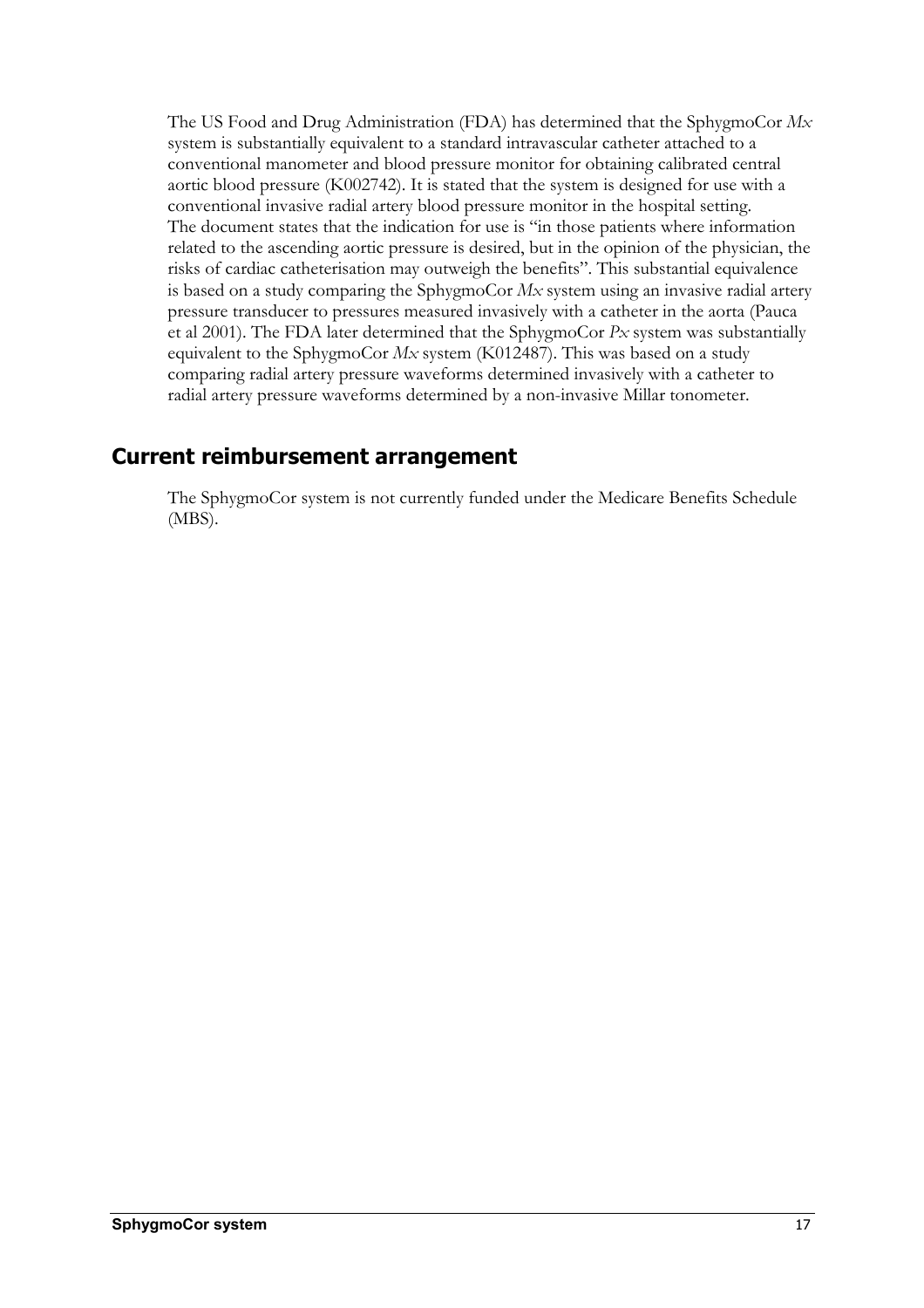The US Food and Drug Administration (FDA) has determined that the SphygmoCor *Mx* system is substantially equivalent to a standard intravascular catheter attached to a conventional manometer and blood pressure monitor for obtaining calibrated central aortic blood pressure (K002742). It is stated that the system is designed for use with a conventional invasive radial artery blood pressure monitor in the hospital setting. The document states that the indication for use is "in those patients where information related to the ascending aortic pressure is desired, but in the opinion of the physician, the risks of cardiac catheterisation may outweigh the benefits". This substantial equivalence is based on a study comparing the SphygmoCor *Mx* system using an invasive radial artery pressure transducer to pressures measured invasively with a catheter in the aorta (Pauca et al 2001). The FDA later determined that the SphygmoCor *Px* system was substantially equivalent to the SphygmoCor *Mx* system (K012487). This was based on a study comparing radial artery pressure waveforms determined invasively with a catheter to radial artery pressure waveforms determined by a non-invasive Millar tonometer.

## Current reimbursement arrangement

The SphygmoCor system is not currently funded under the Medicare Benefits Schedule (MBS).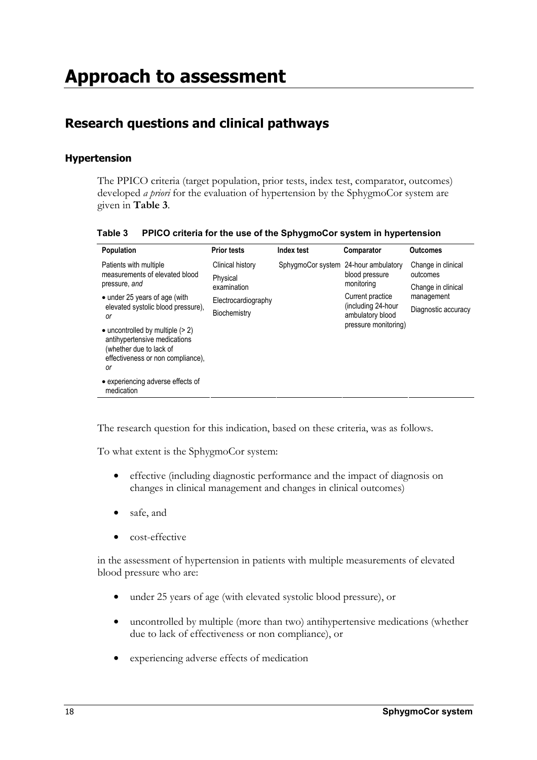# Approach to assessment

## Research questions and clinical pathways

### Hypertension

The PPICO criteria (target population, prior tests, index test, comparator, outcomes) developed *a priori* for the evaluation of hypertension by the SphygmoCor system are given in **Table 3**.

**Table 3 PPICO criteria for the use of the SphygmoCor system in hypertension**

| Population | Prior tests | Index test | Comparator | Outcomes |
|---|---|---|---|---|
| Patients with multiple measurements of elevated blood pressure, *and*<br>• under 25 years of age (with elevated systolic blood pressure), *or*<br>• uncontrolled by multiple (> 2) antihypertensive medications (whether due to lack of effectiveness or non compliance), *or*<br>• experiencing adverse effects of medication | Clinical history<br>Physical examination<br>Electrocardiography<br>Biochemistry | SphygmoCor system | 24-hour ambulatory blood pressure monitoring<br>Current practice (including 24-hour ambulatory blood pressure monitoring) | Change in clinical outcomes<br>Change in clinical management<br>Diagnostic accuracy |

The research question for this indication, based on these criteria, was as follows.

To what extent is the SphygmoCor system:

- effective (including diagnostic performance and the impact of diagnosis on changes in clinical management and changes in clinical outcomes)
- safe, and
- cost-effective

in the assessment of hypertension in patients with multiple measurements of elevated blood pressure who are:

- under 25 years of age (with elevated systolic blood pressure), or
- uncontrolled by multiple (more than two) antihypertensive medications (whether due to lack of effectiveness or non compliance), or
- experiencing adverse effects of medication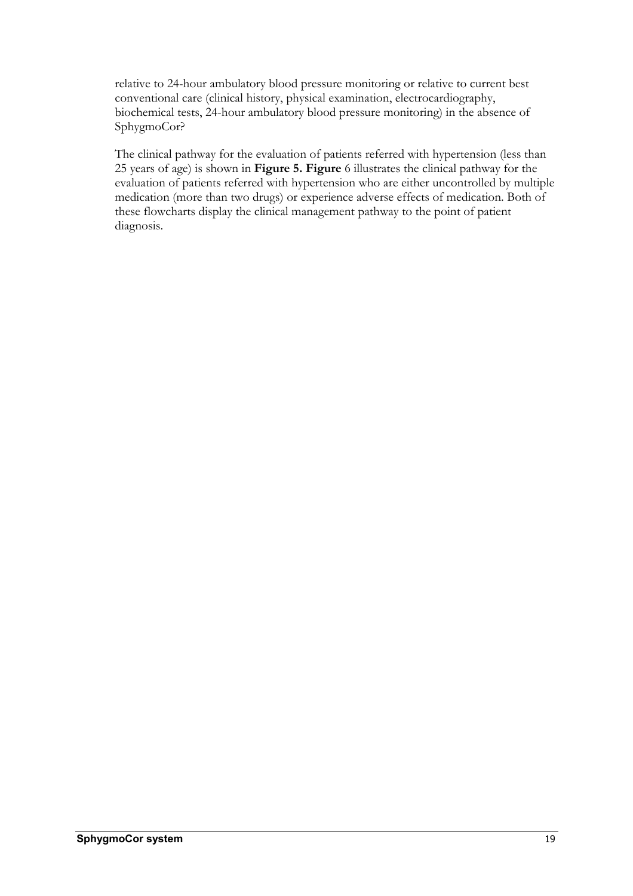relative to 24-hour ambulatory blood pressure monitoring or relative to current best conventional care (clinical history, physical examination, electrocardiography, biochemical tests, 24-hour ambulatory blood pressure monitoring) in the absence of SphygmoCor?

The clinical pathway for the evaluation of patients referred with hypertension (less than 25 years of age) is shown in **Figure 5. Figure** 6 illustrates the clinical pathway for the evaluation of patients referred with hypertension who are either uncontrolled by multiple medication (more than two drugs) or experience adverse effects of medication. Both of these flowcharts display the clinical management pathway to the point of patient diagnosis.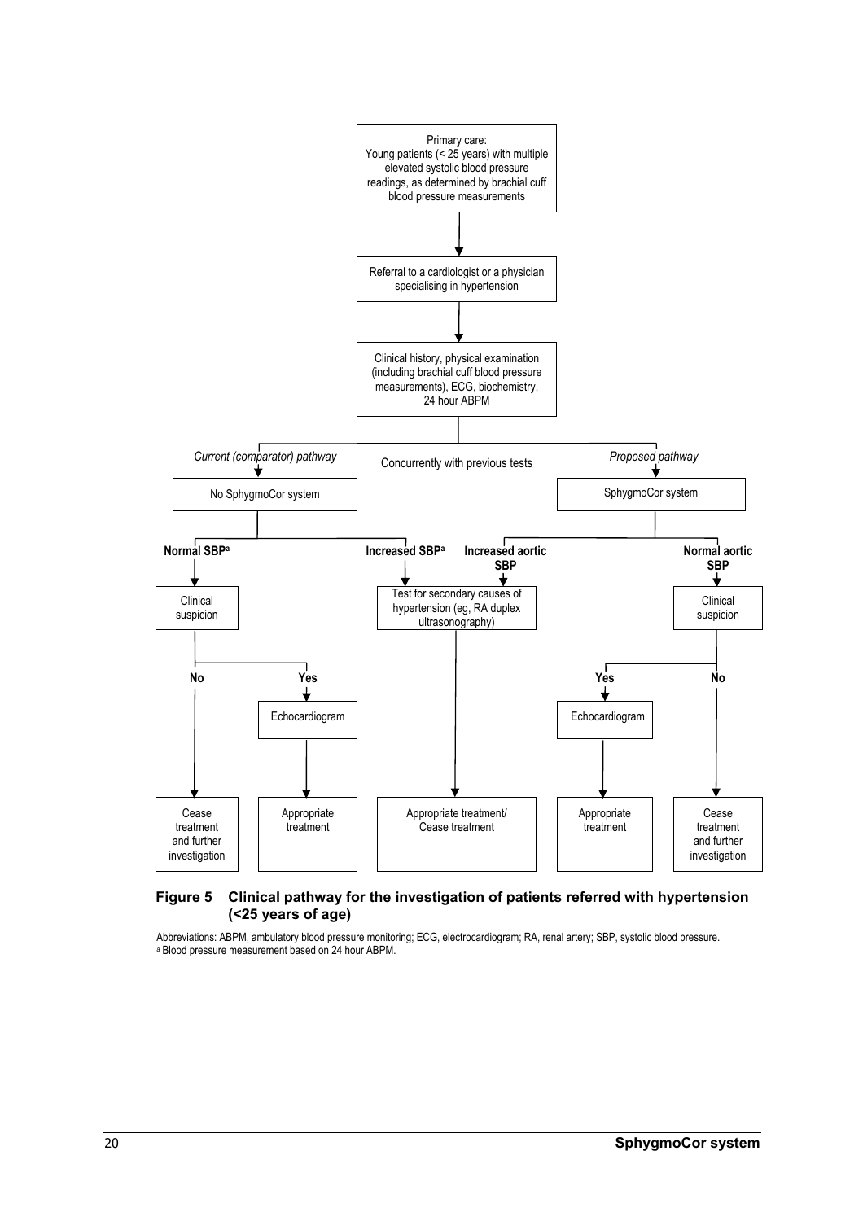Primary care:
Young patients (< 25 years) with multiple elevated systolic blood pressure readings, as determined by brachial cuff blood pressure measurements

↓

Referral to a cardiologist or a physician specialising in hypertension

↓

Clinical history, physical examination (including brachial cuff blood pressure measurements), ECG, biochemistry, 24 hour ABPM

Concurrently with previous tests

*Current (comparator) pathway* → No SphygmoCor system

- **Normal SBP[a]** → Clinical suspicion
  - **No** → Cease treatment and further investigation
  - **Yes** → Echocardiogram → Appropriate treatment
- **Increased SBP[a]** → Test for secondary causes of hypertension (eg, RA duplex ultrasonography) → Appropriate treatment/ Cease treatment

*Proposed pathway* → SphygmoCor system

- **Increased aortic SBP** → Test for secondary causes of hypertension (eg, RA duplex ultrasonography) → Appropriate treatment/ Cease treatment
- **Normal aortic SBP** → Clinical suspicion
  - **Yes** → Echocardiogram → Appropriate treatment
  - **No** → Cease treatment and further investigation

**Figure 5 Clinical pathway for the investigation of patients referred with hypertension (<25 years of age)**

Abbreviations: ABPM, ambulatory blood pressure monitoring; ECG, electrocardiogram; RA, renal artery; SBP, systolic blood pressure.
[a] Blood pressure measurement based on 24 hour ABPM.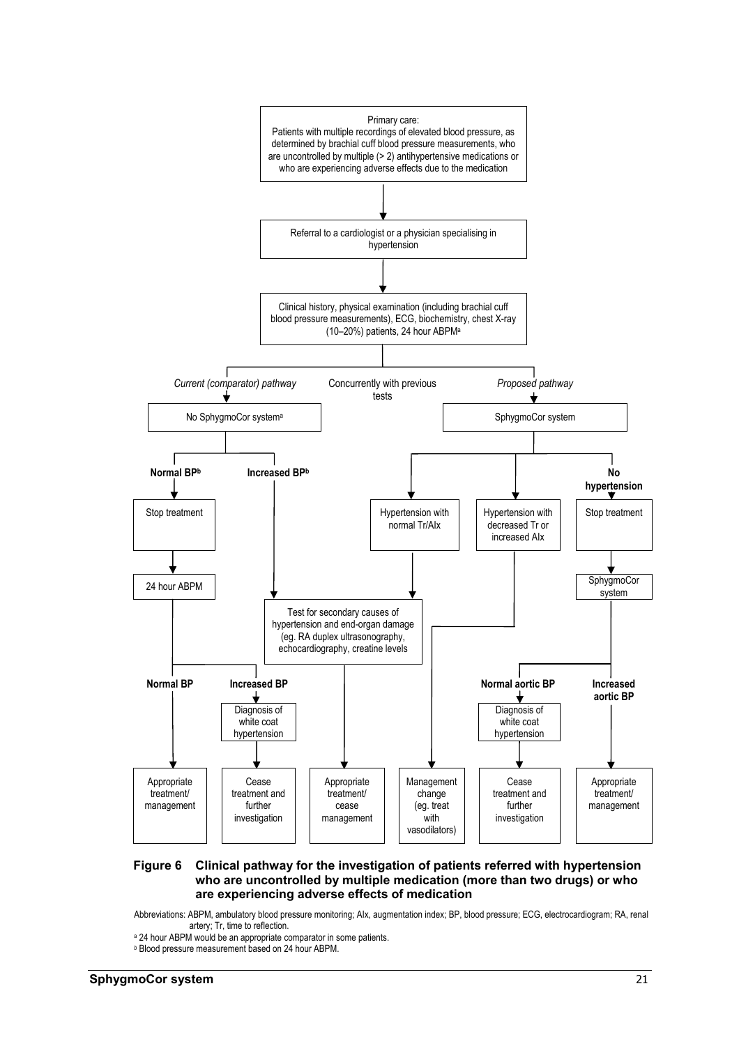Primary care:
Patients with multiple recordings of elevated blood pressure, as determined by brachial cuff blood pressure measurements, who are uncontrolled by multiple (> 2) antihypertensive medications or who are experiencing adverse effects due to the medication

↓

Referral to a cardiologist or a physician specialising in hypertension

↓

Clinical history, physical examination (including brachial cuff blood pressure measurements), ECG, biochemistry, chest X-ray (10–20%) patients, 24 hour ABPM[a]

Concurrently with previous tests

*Current (comparator) pathway* → No SphygmoCor system[a]

- **Normal BP[b]** → Stop treatment → 24 hour ABPM
  - **Normal BP** → Appropriate treatment/ management
  - **Increased BP** → Diagnosis of white coat hypertension → Cease treatment and further investigation
- **Increased BP[b]** → Test for secondary causes of hypertension and end-organ damage (eg. RA duplex ultrasonography, echocardiography, creatine levels → Appropriate treatment/ cease management

*Proposed pathway* → SphygmoCor system

- Hypertension with normal Tr/AIx → Test for secondary causes of hypertension and end-organ damage (eg. RA duplex ultrasonography, echocardiography, creatine levels → Appropriate treatment/ cease management
- Hypertension with decreased Tr or increased AIx → Management change (eg. treat with vasodilators)
- **No hypertension** → Stop treatment → SphygmoCor system
  - **Normal aortic BP** → Diagnosis of white coat hypertension → Cease treatment and further investigation
  - **Increased aortic BP** → Appropriate treatment/ management

**Figure 6 Clinical pathway for the investigation of patients referred with hypertension who are uncontrolled by multiple medication (more than two drugs) or who are experiencing adverse effects of medication**

Abbreviations: ABPM, ambulatory blood pressure monitoring; AIx, augmentation index; BP, blood pressure; ECG, electrocardiogram; RA, renal artery; Tr, time to reflection.

[a] 24 hour ABPM would be an appropriate comparator in some patients.

[b] Blood pressure measurement based on 24 hour ABPM.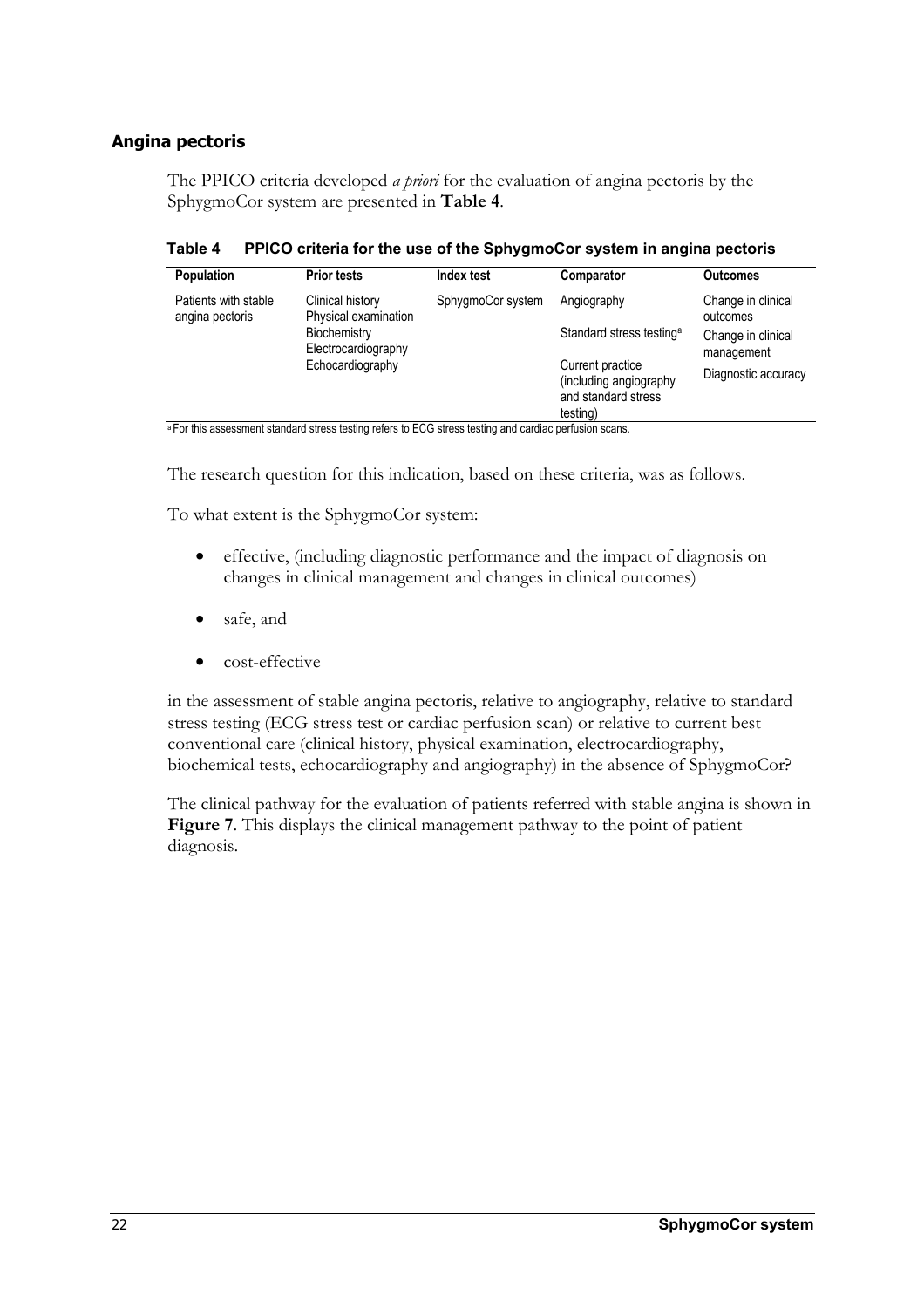## Angina pectoris

The PPICO criteria developed *a priori* for the evaluation of angina pectoris by the SphygmoCor system are presented in **Table 4**.

**Table 4 PPICO criteria for the use of the SphygmoCor system in angina pectoris**

| Population | Prior tests | Index test | Comparator | Outcomes |
|---|---|---|---|---|
| Patients with stable angina pectoris | Clinical history<br>Physical examination<br>Biochemistry<br>Electrocardiography<br>Echocardiography | SphygmoCor system | Angiography<br>Standard stress testing[a]<br>Current practice (including angiography and standard stress testing) | Change in clinical outcomes<br>Change in clinical management<br>Diagnostic accuracy |

[a] For this assessment standard stress testing refers to ECG stress testing and cardiac perfusion scans.

The research question for this indication, based on these criteria, was as follows.

To what extent is the SphygmoCor system:

- effective, (including diagnostic performance and the impact of diagnosis on changes in clinical management and changes in clinical outcomes)
- safe, and
- cost-effective

in the assessment of stable angina pectoris, relative to angiography, relative to standard stress testing (ECG stress test or cardiac perfusion scan) or relative to current best conventional care (clinical history, physical examination, electrocardiography, biochemical tests, echocardiography and angiography) in the absence of SphygmoCor?

The clinical pathway for the evaluation of patients referred with stable angina is shown in **Figure 7**. This displays the clinical management pathway to the point of patient diagnosis.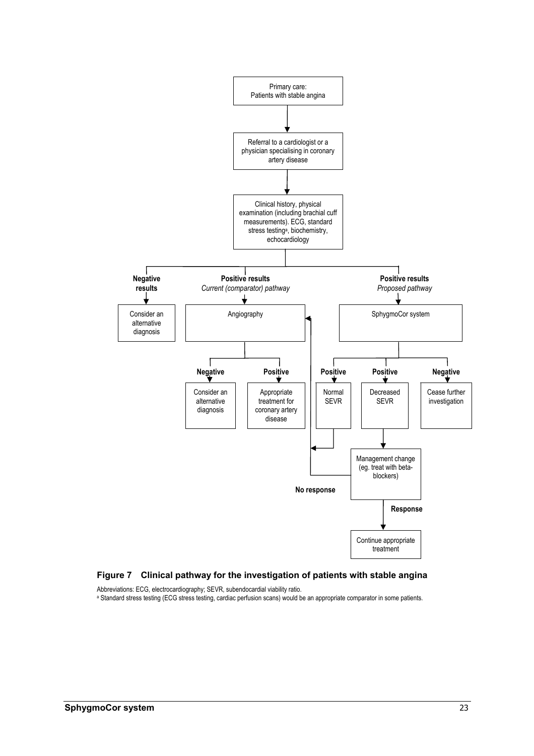Primary care:
Patients with stable angina

↓

Referral to a cardiologist or a physician specialising in coronary artery disease

↓

Clinical history, physical examination (including brachial cuff measurements). ECG, standard stress testing[a], biochemistry, echocardiology

- **Negative results** → Consider an alternative diagnosis
- **Positive results** *Current (comparator) pathway* → Angiography
  - **Negative** → Consider an alternative diagnosis
  - **Positive** → Appropriate treatment for coronary artery disease
- **Positive results** *Proposed pathway* → SphygmoCor system
  - **Positive** → Normal SEVR → Angiography
  - **Positive** → Decreased SEVR → Management change (eg. treat with beta-blockers)
    - **No response** → Angiography
    - **Response** → Continue appropriate treatment
  - **Negative** → Cease further investigation

**Figure 7 Clinical pathway for the investigation of patients with stable angina**

Abbreviations: ECG, electrocardiography; SEVR, subendocardial viability ratio.

[a] Standard stress testing (ECG stress testing, cardiac perfusion scans) would be an appropriate comparator in some patients.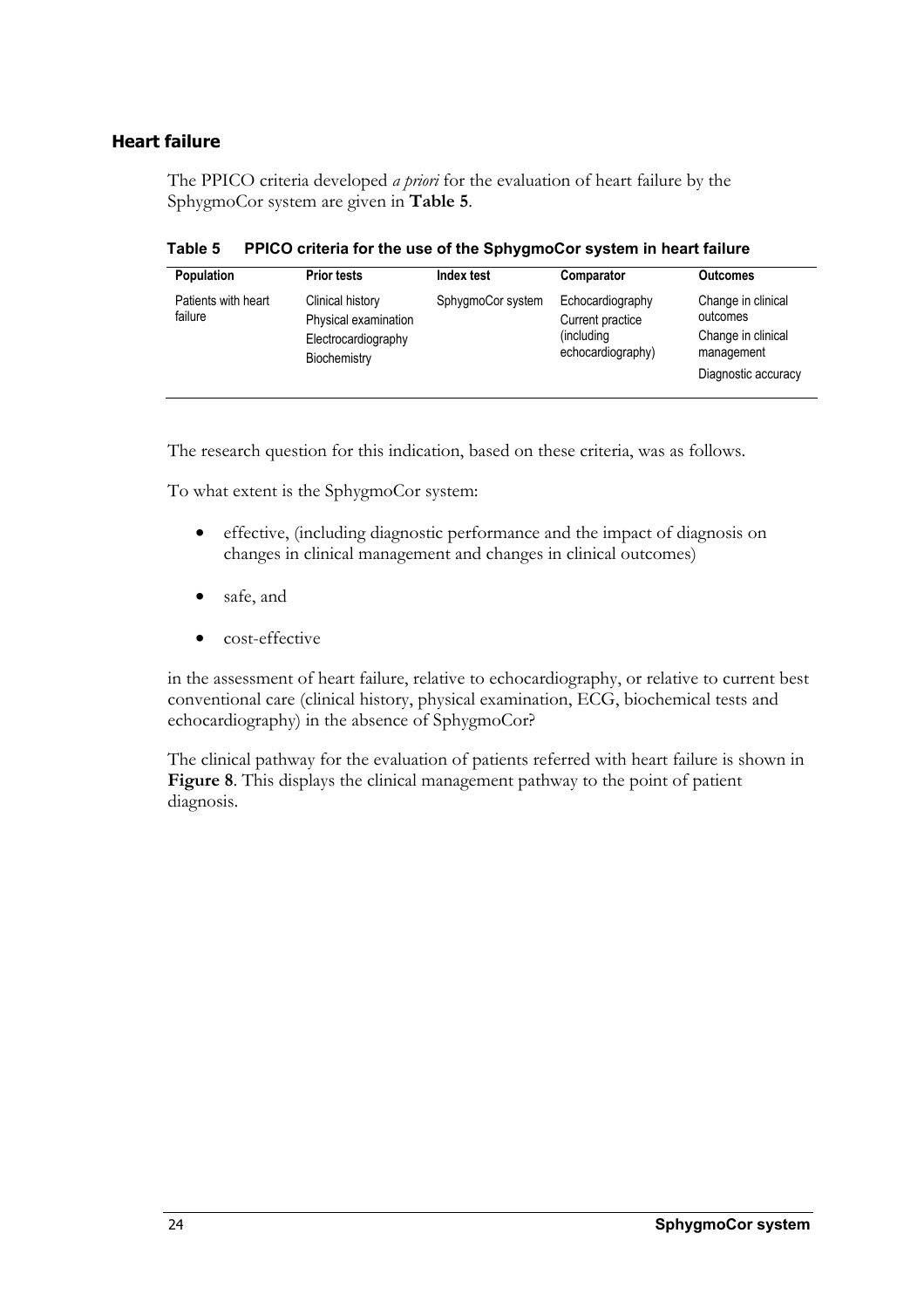## Heart failure

The PPICO criteria developed *a priori* for the evaluation of heart failure by the SphygmoCor system are given in **Table 5**.

**Table 5 PPICO criteria for the use of the SphygmoCor system in heart failure**

| Population | Prior tests | Index test | Comparator | Outcomes |
|---|---|---|---|---|
| Patients with heart failure | Clinical history<br>Physical examination<br>Electrocardiography<br>Biochemistry | SphygmoCor system | Echocardiography<br>Current practice (including echocardiography) | Change in clinical outcomes<br>Change in clinical management<br>Diagnostic accuracy |

The research question for this indication, based on these criteria, was as follows.

To what extent is the SphygmoCor system:

- effective, (including diagnostic performance and the impact of diagnosis on changes in clinical management and changes in clinical outcomes)
- safe, and
- cost-effective

in the assessment of heart failure, relative to echocardiography, or relative to current best conventional care (clinical history, physical examination, ECG, biochemical tests and echocardiography) in the absence of SphygmoCor?

The clinical pathway for the evaluation of patients referred with heart failure is shown in **Figure 8**. This displays the clinical management pathway to the point of patient diagnosis.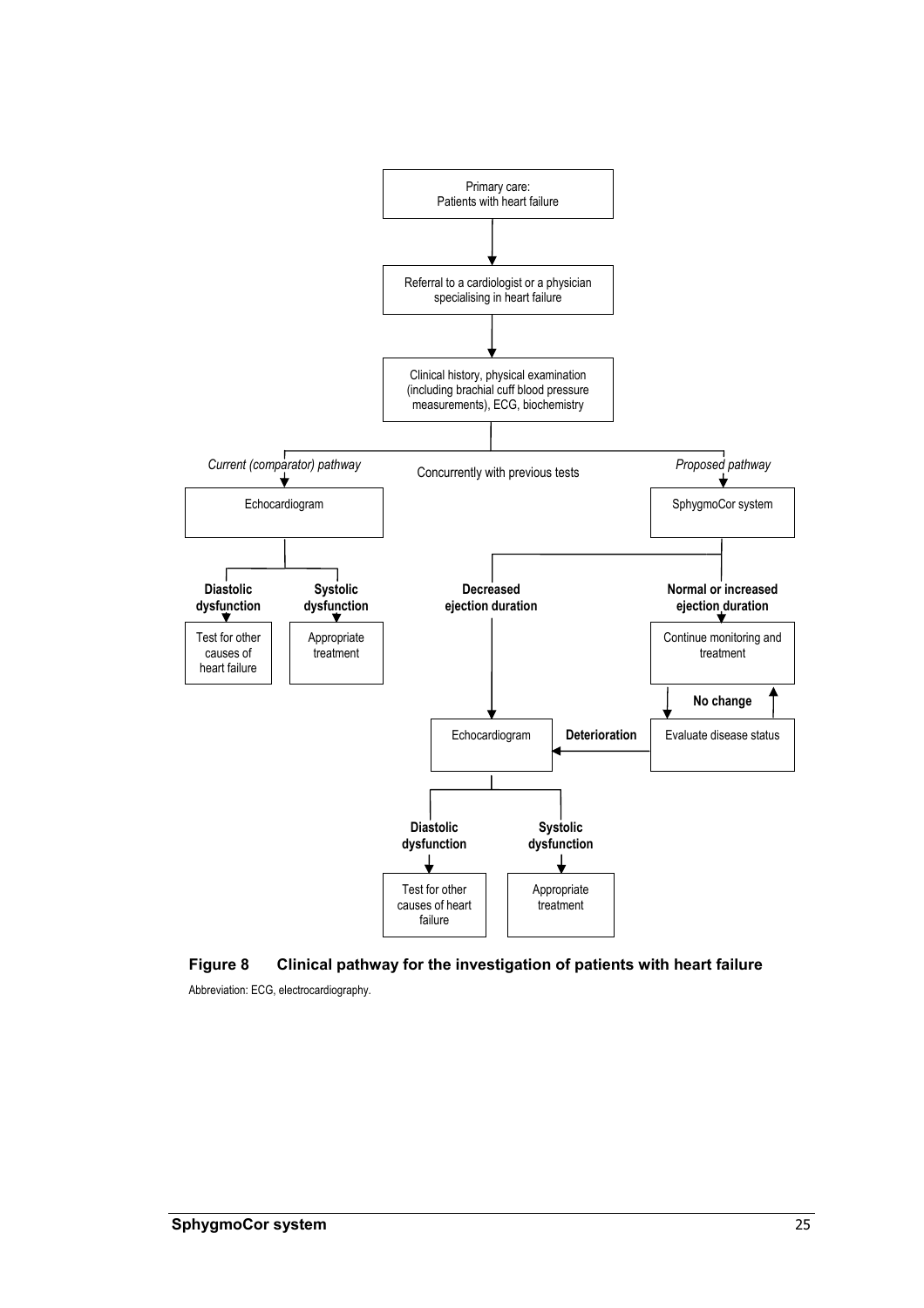Primary care: Patients with heart failure

↓

Referral to a cardiologist or a physician specialising in heart failure

↓

Clinical history, physical examination (including brachial cuff blood pressure measurements), ECG, biochemistry

*Current (comparator) pathway* — Concurrently with previous tests — *Proposed pathway*

**Current (comparator) pathway:**

- Echocardiogram
  - **Diastolic dysfunction** → Test for other causes of heart failure
  - **Systolic dysfunction** → Appropriate treatment

**Proposed pathway:**

- SphygmoCor system
  - **Decreased ejection duration** → Echocardiogram
  - **Normal or increased ejection duration** → Continue monitoring and treatment
    - Evaluate disease status
      - **No change** → Continue monitoring and treatment
      - **Deterioration** → Echocardiogram
- Echocardiogram
  - **Diastolic dysfunction** → Test for other causes of heart failure
  - **Systolic dysfunction** → Appropriate treatment

**Figure 8 Clinical pathway for the investigation of patients with heart failure**

Abbreviation: ECG, electrocardiography.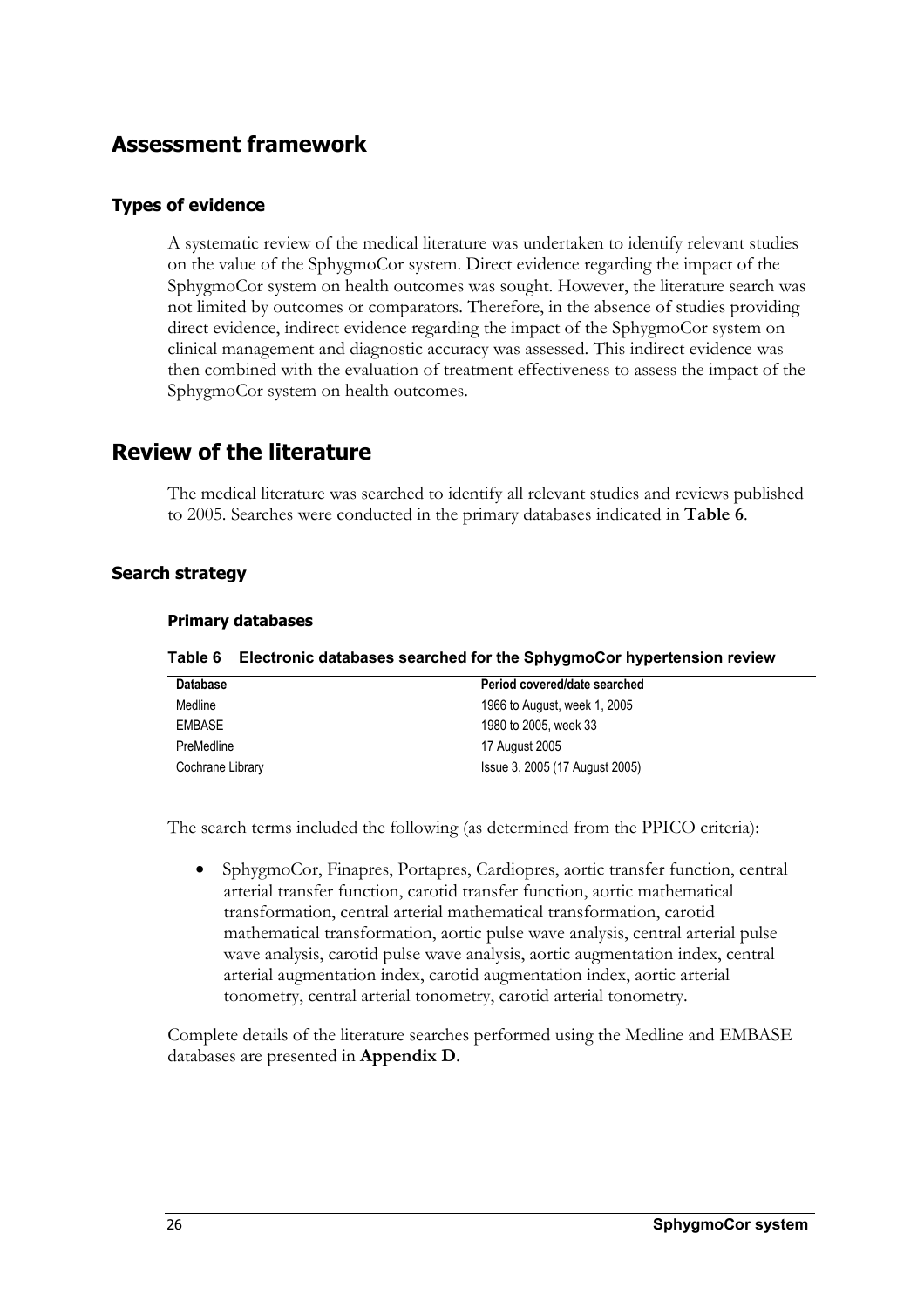## Assessment framework

### Types of evidence

A systematic review of the medical literature was undertaken to identify relevant studies on the value of the SphygmoCor system. Direct evidence regarding the impact of the SphygmoCor system on health outcomes was sought. However, the literature search was not limited by outcomes or comparators. Therefore, in the absence of studies providing direct evidence, indirect evidence regarding the impact of the SphygmoCor system on clinical management and diagnostic accuracy was assessed. This indirect evidence was then combined with the evaluation of treatment effectiveness to assess the impact of the SphygmoCor system on health outcomes.

## Review of the literature

The medical literature was searched to identify all relevant studies and reviews published to 2005. Searches were conducted in the primary databases indicated in **Table 6**.

### Search strategy

#### Primary databases

**Table 6 Electronic databases searched for the SphygmoCor hypertension review**

| Database | Period covered/date searched |
|---|---|
| Medline | 1966 to August, week 1, 2005 |
| EMBASE | 1980 to 2005, week 33 |
| PreMedline | 17 August 2005 |
| Cochrane Library | Issue 3, 2005 (17 August 2005) |

The search terms included the following (as determined from the PPICO criteria):

- SphygmoCor, Finapres, Portapres, Cardiopres, aortic transfer function, central arterial transfer function, carotid transfer function, aortic mathematical transformation, central arterial mathematical transformation, carotid mathematical transformation, aortic pulse wave analysis, central arterial pulse wave analysis, carotid pulse wave analysis, aortic augmentation index, central arterial augmentation index, carotid augmentation index, aortic arterial tonometry, central arterial tonometry, carotid arterial tonometry.

Complete details of the literature searches performed using the Medline and EMBASE databases are presented in **Appendix D**.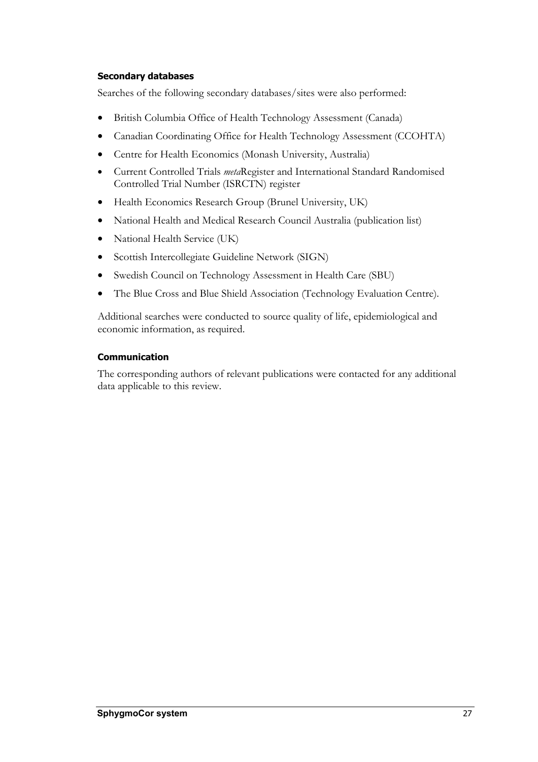### Secondary databases

Searches of the following secondary databases/sites were also performed:

- British Columbia Office of Health Technology Assessment (Canada)
- Canadian Coordinating Office for Health Technology Assessment (CCOHTA)
- Centre for Health Economics (Monash University, Australia)
- Current Controlled Trials *meta*Register and International Standard Randomised Controlled Trial Number (ISRCTN) register
- Health Economics Research Group (Brunel University, UK)
- National Health and Medical Research Council Australia (publication list)
- National Health Service (UK)
- Scottish Intercollegiate Guideline Network (SIGN)
- Swedish Council on Technology Assessment in Health Care (SBU)
- The Blue Cross and Blue Shield Association (Technology Evaluation Centre).

Additional searches were conducted to source quality of life, epidemiological and economic information, as required.

### Communication

The corresponding authors of relevant publications were contacted for any additional data applicable to this review.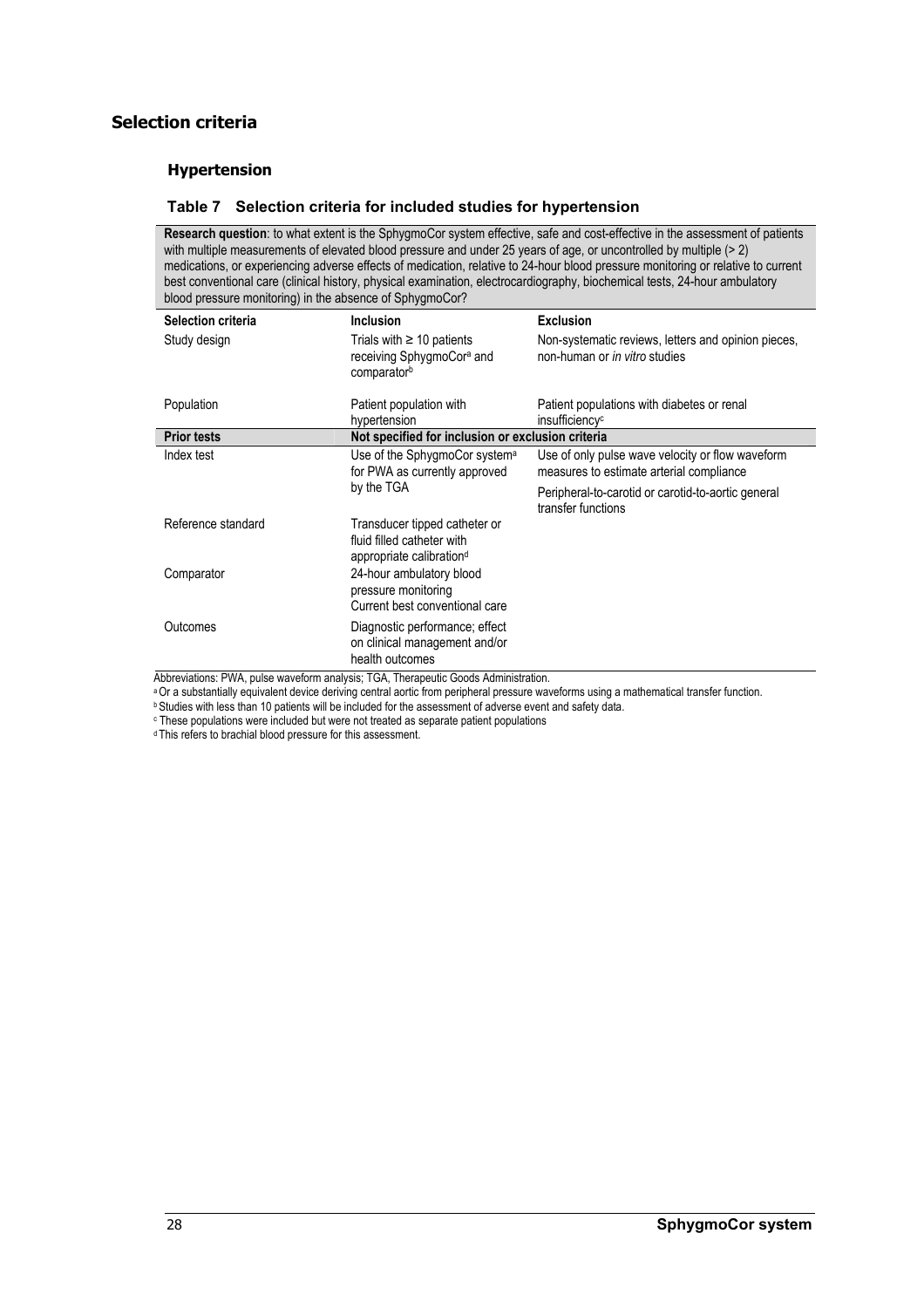## Selection criteria

### Hypertension

**Table 7 Selection criteria for included studies for hypertension**

| **Research question**: to what extent is the SphygmoCor system effective, safe and cost-effective in the assessment of patients with multiple measurements of elevated blood pressure and under 25 years of age, or uncontrolled by multiple (> 2) medications, or experiencing adverse effects of medication, relative to 24-hour blood pressure monitoring or relative to current best conventional care (clinical history, physical examination, electrocardiography, biochemical tests, 24-hour ambulatory blood pressure monitoring) in the absence of SphygmoCor? | | |
|---|---|---|
| **Selection criteria** | **Inclusion** | **Exclusion** |
| Study design | Trials with ≥ 10 patients receiving SphygmoCor[a] and comparator[b] | Non-systematic reviews, letters and opinion pieces, non-human or *in vitro* studies |
| Population | Patient population with hypertension | Patient populations with diabetes or renal insufficiency[c] |
| **Prior tests** | **Not specified for inclusion or exclusion criteria** | |
| Index test | Use of the SphygmoCor system[a] for PWA as currently approved by the TGA | Use of only pulse wave velocity or flow waveform measures to estimate arterial compliance<br>Peripheral-to-carotid or carotid-to-aortic general transfer functions |
| Reference standard | Transducer tipped catheter or fluid filled catheter with appropriate calibration[d] | |
| Comparator | 24-hour ambulatory blood pressure monitoring<br>Current best conventional care | |
| Outcomes | Diagnostic performance; effect on clinical management and/or health outcomes | |

Abbreviations: PWA, pulse waveform analysis; TGA, Therapeutic Goods Administration.

[a] Or a substantially equivalent device deriving central aortic from peripheral pressure waveforms using a mathematical transfer function.

[b] Studies with less than 10 patients will be included for the assessment of adverse event and safety data.

[c] These populations were included but were not treated as separate patient populations

[d] This refers to brachial blood pressure for this assessment.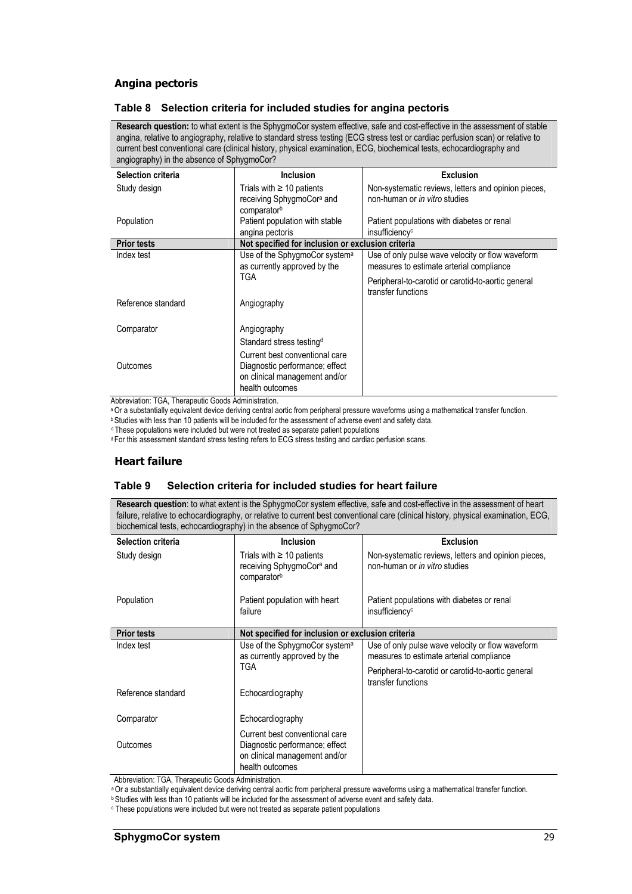## Angina pectoris

**Table 8 Selection criteria for included studies for angina pectoris**

| **Research question:** to what extent is the SphygmoCor system effective, safe and cost-effective in the assessment of stable angina, relative to angiography, relative to standard stress testing (ECG stress test or cardiac perfusion scan) or relative to current best conventional care (clinical history, physical examination, ECG, biochemical tests, echocardiography and angiography) in the absence of SphygmoCor? | | |
|---|---|---|
| **Selection criteria** | **Inclusion** | **Exclusion** |
| Study design | Trials with ≥ 10 patients receiving SphygmoCor[a] and comparator[b] | Non-systematic reviews, letters and opinion pieces, non-human or *in vitro* studies |
| Population | Patient population with stable angina pectoris | Patient populations with diabetes or renal insufficiency[c] |
| **Prior tests** | **Not specified for inclusion or exclusion criteria** | |
| Index test | Use of the SphygmoCor system[a] as currently approved by the TGA | Use of only pulse wave velocity or flow waveform measures to estimate arterial compliance<br>Peripheral-to-carotid or carotid-to-aortic general transfer functions |
| Reference standard | Angiography | |
| Comparator | Angiography<br>Standard stress testing[d]<br>Current best conventional care | |
| Outcomes | Diagnostic performance; effect on clinical management and/or health outcomes | |

Abbreviation: TGA, Therapeutic Goods Administration.

[a] Or a substantially equivalent device deriving central aortic from peripheral pressure waveforms using a mathematical transfer function.

[b] Studies with less than 10 patients will be included for the assessment of adverse event and safety data.

[c] These populations were included but were not treated as separate patient populations

[d] For this assessment standard stress testing refers to ECG stress testing and cardiac perfusion scans.

## Heart failure

**Table 9 Selection criteria for included studies for heart failure**

| **Research question**: to what extent is the SphygmoCor system effective, safe and cost-effective in the assessment of heart failure, relative to echocardiography, or relative to current best conventional care (clinical history, physical examination, ECG, biochemical tests, echocardiography) in the absence of SphygmoCor? | | |
|---|---|---|
| **Selection criteria** | **Inclusion** | **Exclusion** |
| Study design | Trials with ≥ 10 patients receiving SphygmoCor[a] and comparator[b] | Non-systematic reviews, letters and opinion pieces, non-human or *in vitro* studies |
| Population | Patient population with heart failure | Patient populations with diabetes or renal insufficiency[c] |
| **Prior tests** | **Not specified for inclusion or exclusion criteria** | |
| Index test | Use of the SphygmoCor system[a] as currently approved by the TGA | Use of only pulse wave velocity or flow waveform measures to estimate arterial compliance<br>Peripheral-to-carotid or carotid-to-aortic general transfer functions |
| Reference standard | Echocardiography | |
| Comparator | Echocardiography<br>Current best conventional care | |
| Outcomes | Diagnostic performance; effect on clinical management and/or health outcomes | |

Abbreviation: TGA, Therapeutic Goods Administration.

[a] Or a substantially equivalent device deriving central aortic from peripheral pressure waveforms using a mathematical transfer function.

[b] Studies with less than 10 patients will be included for the assessment of adverse event and safety data.

[c] These populations were included but were not treated as separate patient populations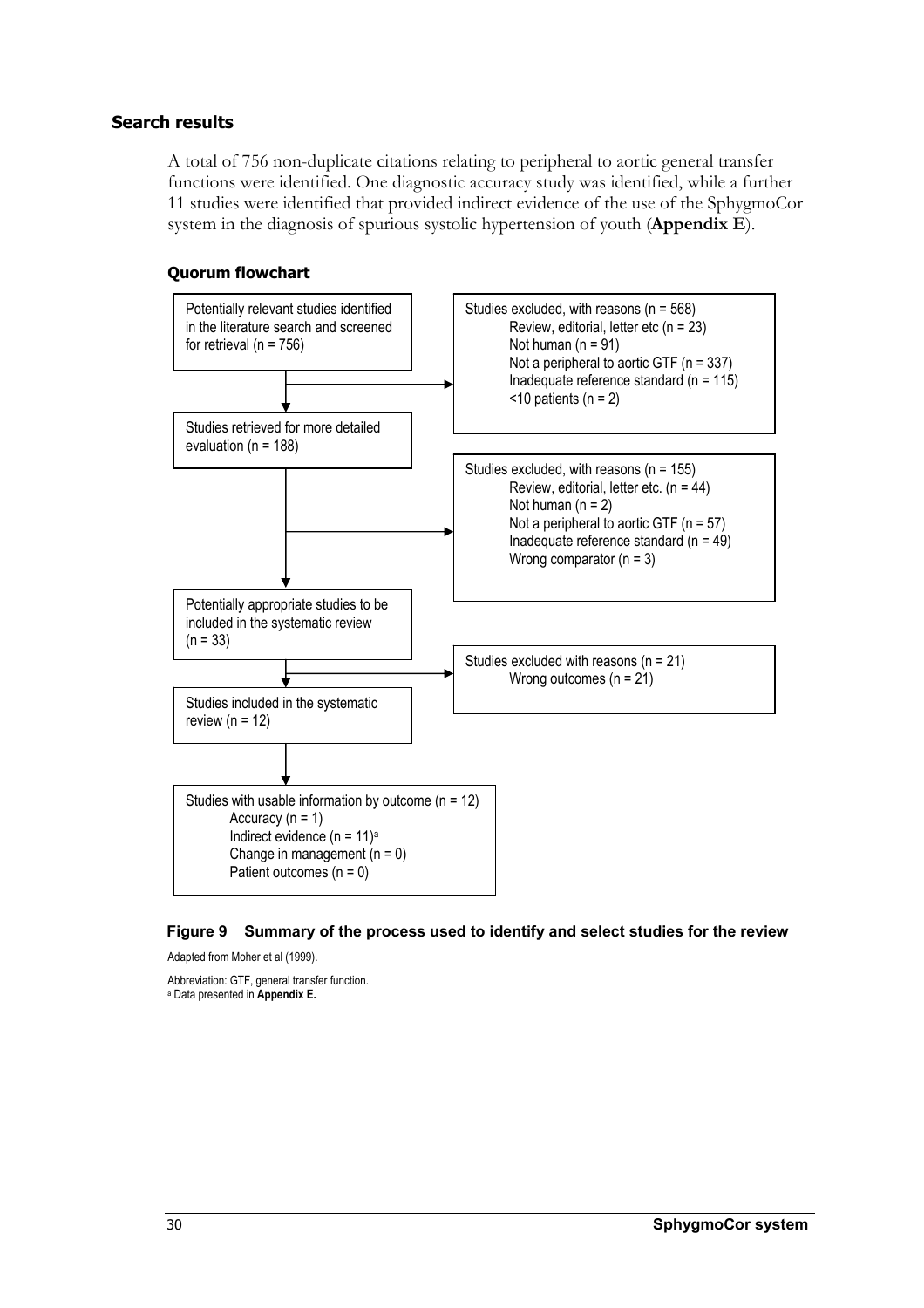## Search results

A total of 756 non-duplicate citations relating to peripheral to aortic general transfer functions were identified. One diagnostic accuracy study was identified, while a further 11 studies were identified that provided indirect evidence of the use of the SphygmoCor system in the diagnosis of spurious systolic hypertension of youth (**Appendix E**).

### Quorum flowchart

Potentially relevant studies identified in the literature search and screened for retrieval (n = 756)

→ Studies excluded, with reasons (n = 568)
- Review, editorial, letter etc (n = 23)
- Not human (n = 91)
- Not a peripheral to aortic GTF (n = 337)
- Inadequate reference standard (n = 115)
- <10 patients (n = 2)

Studies retrieved for more detailed evaluation (n = 188)

→ Studies excluded, with reasons (n = 155)
- Review, editorial, letter etc. (n = 44)
- Not human (n = 2)
- Not a peripheral to aortic GTF (n = 57)
- Inadequate reference standard (n = 49)
- Wrong comparator (n = 3)

Potentially appropriate studies to be included in the systematic review (n = 33)

→ Studies excluded with reasons (n = 21)
- Wrong outcomes (n = 21)

Studies included in the systematic review (n = 12)

Studies with usable information by outcome (n = 12)
- Accuracy (n = 1)
- Indirect evidence (n = 11)[a]
- Change in management (n = 0)
- Patient outcomes (n = 0)

**Figure 9 Summary of the process used to identify and select studies for the review**

Adapted from Moher et al (1999).

Abbreviation: GTF, general transfer function.
[a] Data presented in **Appendix E.**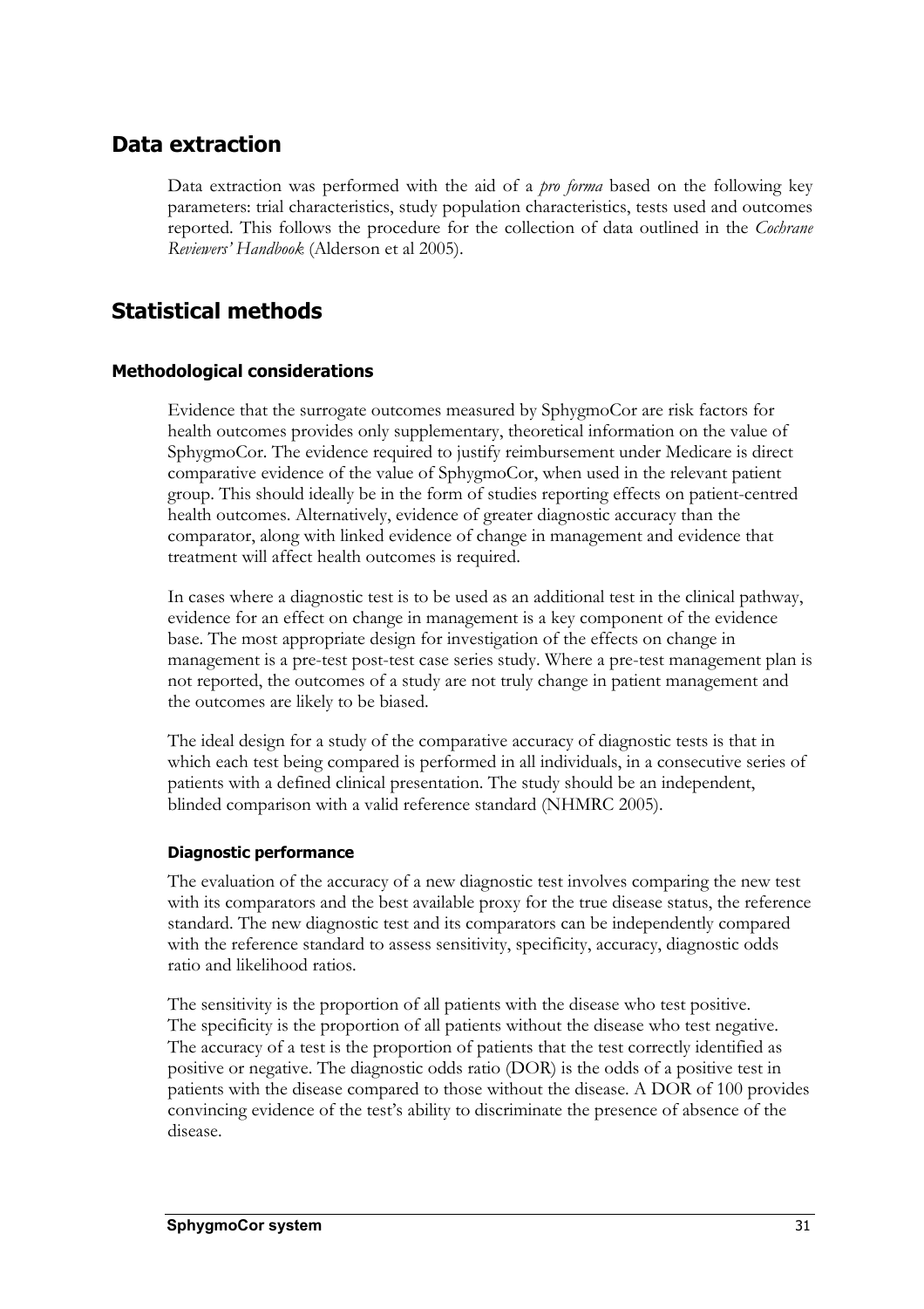## Data extraction

Data extraction was performed with the aid of a *pro forma* based on the following key parameters: trial characteristics, study population characteristics, tests used and outcomes reported. This follows the procedure for the collection of data outlined in the *Cochrane Reviewers' Handbook* (Alderson et al 2005).

## Statistical methods

### Methodological considerations

Evidence that the surrogate outcomes measured by SphygmoCor are risk factors for health outcomes provides only supplementary, theoretical information on the value of SphygmoCor. The evidence required to justify reimbursement under Medicare is direct comparative evidence of the value of SphygmoCor, when used in the relevant patient group. This should ideally be in the form of studies reporting effects on patient-centred health outcomes. Alternatively, evidence of greater diagnostic accuracy than the comparator, along with linked evidence of change in management and evidence that treatment will affect health outcomes is required.

In cases where a diagnostic test is to be used as an additional test in the clinical pathway, evidence for an effect on change in management is a key component of the evidence base. The most appropriate design for investigation of the effects on change in management is a pre-test post-test case series study. Where a pre-test management plan is not reported, the outcomes of a study are not truly change in patient management and the outcomes are likely to be biased.

The ideal design for a study of the comparative accuracy of diagnostic tests is that in which each test being compared is performed in all individuals, in a consecutive series of patients with a defined clinical presentation. The study should be an independent, blinded comparison with a valid reference standard (NHMRC 2005).

#### Diagnostic performance

The evaluation of the accuracy of a new diagnostic test involves comparing the new test with its comparators and the best available proxy for the true disease status, the reference standard. The new diagnostic test and its comparators can be independently compared with the reference standard to assess sensitivity, specificity, accuracy, diagnostic odds ratio and likelihood ratios.

The sensitivity is the proportion of all patients with the disease who test positive. The specificity is the proportion of all patients without the disease who test negative. The accuracy of a test is the proportion of patients that the test correctly identified as positive or negative. The diagnostic odds ratio (DOR) is the odds of a positive test in patients with the disease compared to those without the disease. A DOR of 100 provides convincing evidence of the test's ability to discriminate the presence of absence of the disease.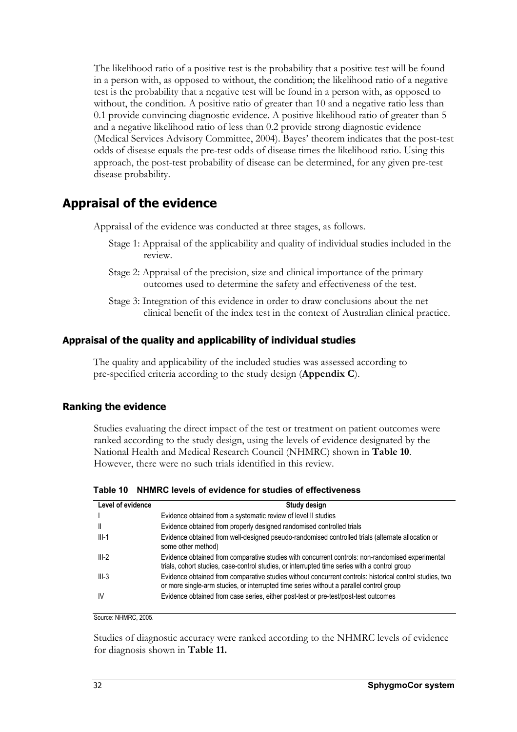The likelihood ratio of a positive test is the probability that a positive test will be found in a person with, as opposed to without, the condition; the likelihood ratio of a negative test is the probability that a negative test will be found in a person with, as opposed to without, the condition. A positive ratio of greater than 10 and a negative ratio less than 0.1 provide convincing diagnostic evidence. A positive likelihood ratio of greater than 5 and a negative likelihood ratio of less than 0.2 provide strong diagnostic evidence (Medical Services Advisory Committee, 2004). Bayes' theorem indicates that the post-test odds of disease equals the pre-test odds of disease times the likelihood ratio. Using this approach, the post-test probability of disease can be determined, for any given pre-test disease probability.

## Appraisal of the evidence

Appraisal of the evidence was conducted at three stages, as follows.

- Stage 1: Appraisal of the applicability and quality of individual studies included in the review.
- Stage 2: Appraisal of the precision, size and clinical importance of the primary outcomes used to determine the safety and effectiveness of the test.
- Stage 3: Integration of this evidence in order to draw conclusions about the net clinical benefit of the index test in the context of Australian clinical practice.

### Appraisal of the quality and applicability of individual studies

The quality and applicability of the included studies was assessed according to pre-specified criteria according to the study design (**Appendix C**).

### Ranking the evidence

Studies evaluating the direct impact of the test or treatment on patient outcomes were ranked according to the study design, using the levels of evidence designated by the National Health and Medical Research Council (NHMRC) shown in **Table 10**. However, there were no such trials identified in this review.

**Table 10 NHMRC levels of evidence for studies of effectiveness**

| Level of evidence | Study design |
|---|---|
| I | Evidence obtained from a systematic review of level II studies |
| II | Evidence obtained from properly designed randomised controlled trials |
| III-1 | Evidence obtained from well-designed pseudo-randomised controlled trials (alternate allocation or some other method) |
| III-2 | Evidence obtained from comparative studies with concurrent controls: non-randomised experimental trials, cohort studies, case-control studies, or interrupted time series with a control group |
| III-3 | Evidence obtained from comparative studies without concurrent controls: historical control studies, two or more single-arm studies, or interrupted time series without a parallel control group |
| IV | Evidence obtained from case series, either post-test or pre-test/post-test outcomes |

Source: NHMRC, 2005.

Studies of diagnostic accuracy were ranked according to the NHMRC levels of evidence for diagnosis shown in **Table 11.**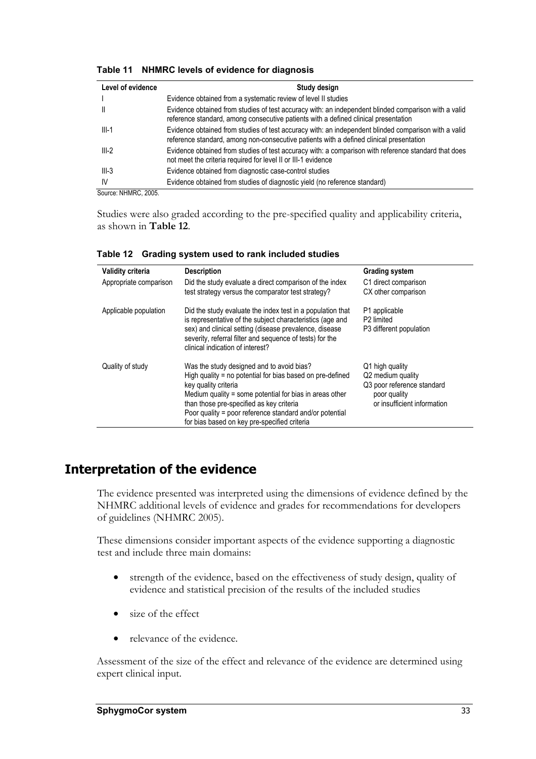**Table 11 NHMRC levels of evidence for diagnosis**

| Level of evidence | Study design |
|---|---|
| I | Evidence obtained from a systematic review of level II studies |
| II | Evidence obtained from studies of test accuracy with: an independent blinded comparison with a valid reference standard, among consecutive patients with a defined clinical presentation |
| III-1 | Evidence obtained from studies of test accuracy with: an independent blinded comparison with a valid reference standard, among non-consecutive patients with a defined clinical presentation |
| III-2 | Evidence obtained from studies of test accuracy with: a comparison with reference standard that does not meet the criteria required for level II or III-1 evidence |
| III-3 | Evidence obtained from diagnostic case-control studies |
| IV | Evidence obtained from studies of diagnostic yield (no reference standard) |

Source: NHMRC, 2005.

Studies were also graded according to the pre-specified quality and applicability criteria, as shown in **Table 12**.

**Table 12 Grading system used to rank included studies**

| Validity criteria | Description | Grading system |
|---|---|---|
| Appropriate comparison | Did the study evaluate a direct comparison of the index test strategy versus the comparator test strategy? | C1 direct comparison<br>CX other comparison |
| Applicable population | Did the study evaluate the index test in a population that is representative of the subject characteristics (age and sex) and clinical setting (disease prevalence, disease severity, referral filter and sequence of tests) for the clinical indication of interest? | P1 applicable<br>P2 limited<br>P3 different population |
| Quality of study | Was the study designed and to avoid bias?<br>High quality = no potential for bias based on pre-defined key quality criteria<br>Medium quality = some potential for bias in areas other than those pre-specified as key criteria<br>Poor quality = poor reference standard and/or potential for bias based on key pre-specified criteria | Q1 high quality<br>Q2 medium quality<br>Q3 poor reference standard poor quality or insufficient information |

## Interpretation of the evidence

The evidence presented was interpreted using the dimensions of evidence defined by the NHMRC additional levels of evidence and grades for recommendations for developers of guidelines (NHMRC 2005).

These dimensions consider important aspects of the evidence supporting a diagnostic test and include three main domains:

- strength of the evidence, based on the effectiveness of study design, quality of evidence and statistical precision of the results of the included studies
- size of the effect
- relevance of the evidence.

Assessment of the size of the effect and relevance of the evidence are determined using expert clinical input.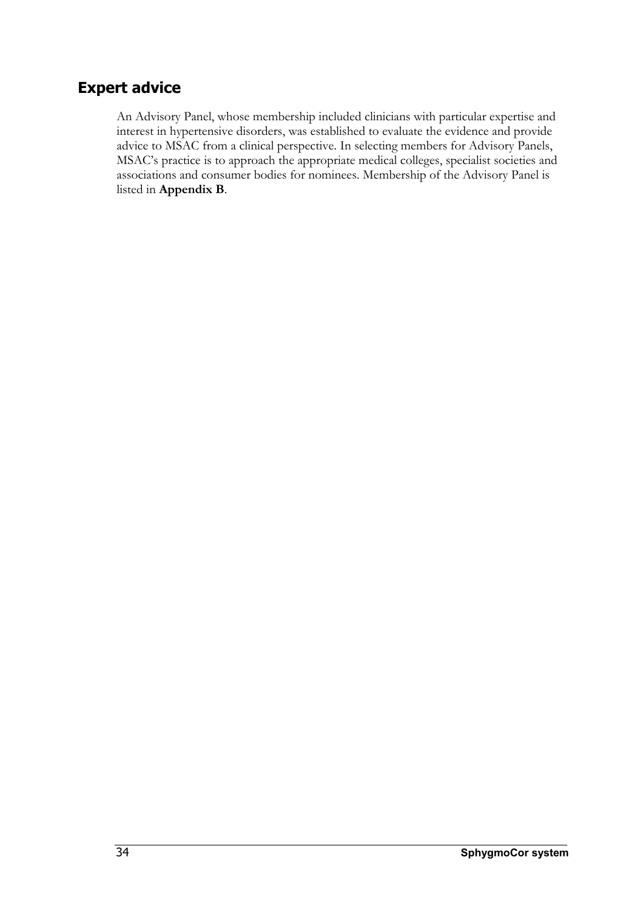## Expert advice

An Advisory Panel, whose membership included clinicians with particular expertise and interest in hypertensive disorders, was established to evaluate the evidence and provide advice to MSAC from a clinical perspective. In selecting members for Advisory Panels, MSAC's practice is to approach the appropriate medical colleges, specialist societies and associations and consumer bodies for nominees. Membership of the Advisory Panel is listed in **Appendix B**.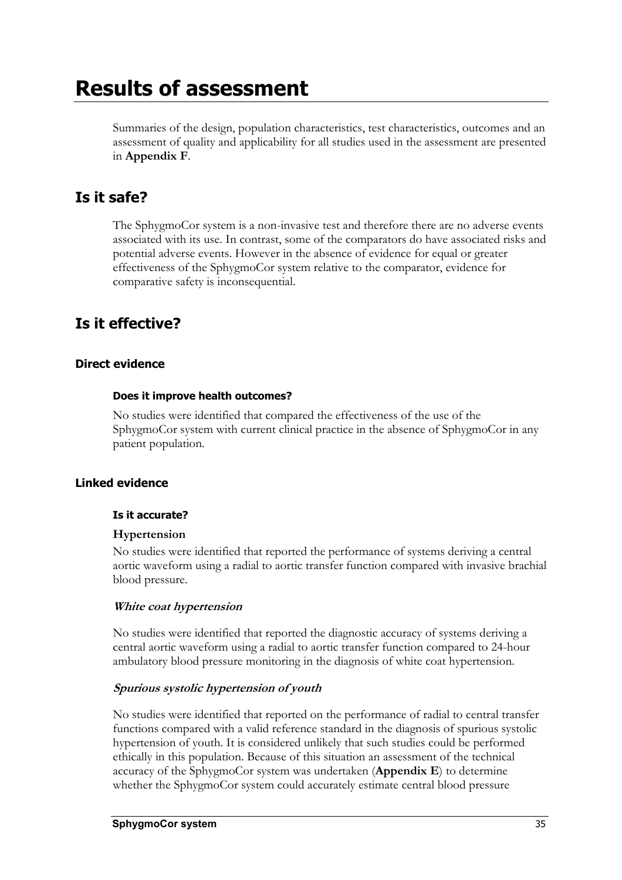# Results of assessment

Summaries of the design, population characteristics, test characteristics, outcomes and an assessment of quality and applicability for all studies used in the assessment are presented in **Appendix F**.

## Is it safe?

The SphygmoCor system is a non-invasive test and therefore there are no adverse events associated with its use. In contrast, some of the comparators do have associated risks and potential adverse events. However in the absence of evidence for equal or greater effectiveness of the SphygmoCor system relative to the comparator, evidence for comparative safety is inconsequential.

## Is it effective?

### Direct evidence

#### Does it improve health outcomes?

No studies were identified that compared the effectiveness of the use of the SphygmoCor system with current clinical practice in the absence of SphygmoCor in any patient population.

### Linked evidence

#### Is it accurate?

**Hypertension**

No studies were identified that reported the performance of systems deriving a central aortic waveform using a radial to aortic transfer function compared with invasive brachial blood pressure.

***White coat hypertension***

No studies were identified that reported the diagnostic accuracy of systems deriving a central aortic waveform using a radial to aortic transfer function compared to 24-hour ambulatory blood pressure monitoring in the diagnosis of white coat hypertension.

***Spurious systolic hypertension of youth***

No studies were identified that reported on the performance of radial to central transfer functions compared with a valid reference standard in the diagnosis of spurious systolic hypertension of youth. It is considered unlikely that such studies could be performed ethically in this population. Because of this situation an assessment of the technical accuracy of the SphygmoCor system was undertaken (**Appendix E**) to determine whether the SphygmoCor system could accurately estimate central blood pressure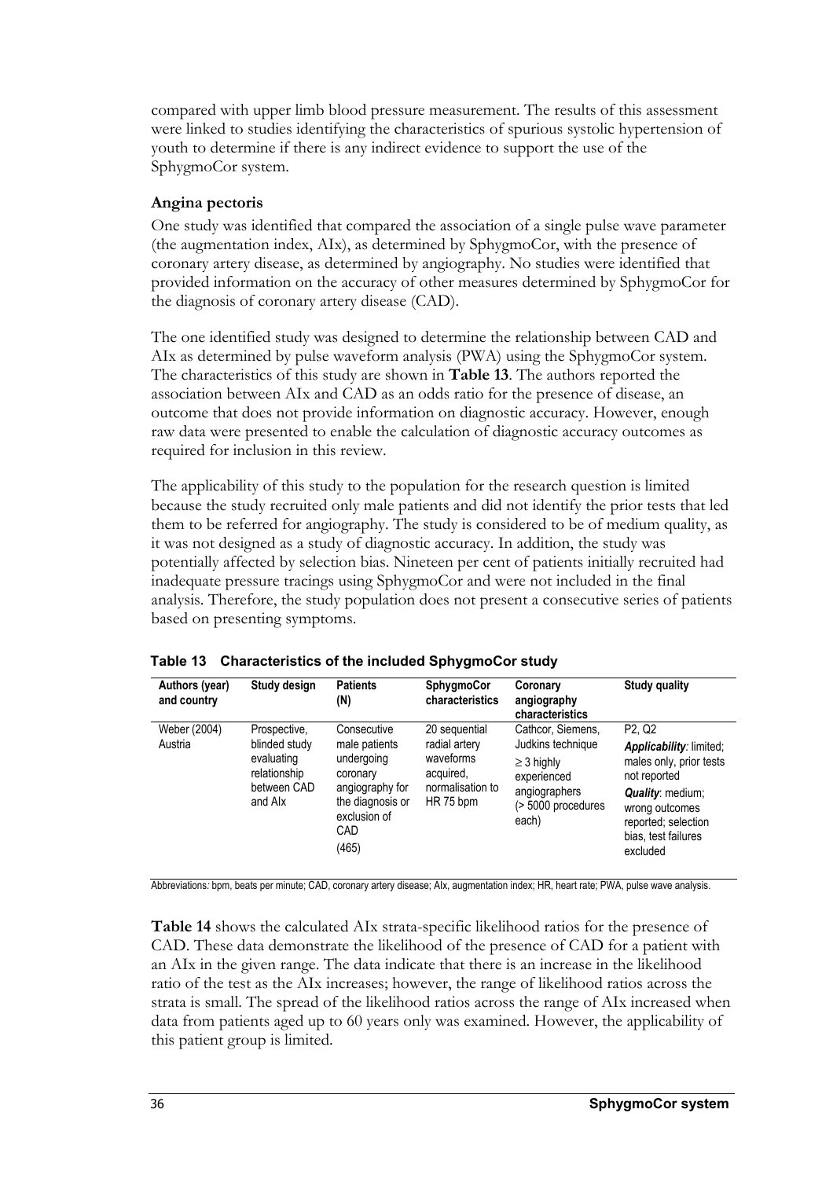compared with upper limb blood pressure measurement. The results of this assessment were linked to studies identifying the characteristics of spurious systolic hypertension of youth to determine if there is any indirect evidence to support the use of the SphygmoCor system.

### Angina pectoris

One study was identified that compared the association of a single pulse wave parameter (the augmentation index, AIx), as determined by SphygmoCor, with the presence of coronary artery disease, as determined by angiography. No studies were identified that provided information on the accuracy of other measures determined by SphygmoCor for the diagnosis of coronary artery disease (CAD).

The one identified study was designed to determine the relationship between CAD and AIx as determined by pulse waveform analysis (PWA) using the SphygmoCor system. The characteristics of this study are shown in **Table 13**. The authors reported the association between AIx and CAD as an odds ratio for the presence of disease, an outcome that does not provide information on diagnostic accuracy. However, enough raw data were presented to enable the calculation of diagnostic accuracy outcomes as required for inclusion in this review.

The applicability of this study to the population for the research question is limited because the study recruited only male patients and did not identify the prior tests that led them to be referred for angiography. The study is considered to be of medium quality, as it was not designed as a study of diagnostic accuracy. In addition, the study was potentially affected by selection bias. Nineteen per cent of patients initially recruited had inadequate pressure tracings using SphygmoCor and were not included in the final analysis. Therefore, the study population does not present a consecutive series of patients based on presenting symptoms.

**Table 13 Characteristics of the included SphygmoCor study**

| Authors (year) and country | Study design | Patients (N) | SphygmoCor characteristics | Coronary angiography characteristics | Study quality |
|---|---|---|---|---|---|
| Weber (2004) Austria | Prospective, blinded study evaluating relationship between CAD and AIx | Consecutive male patients undergoing coronary angiography for the diagnosis or exclusion of CAD (465) | 20 sequential radial artery waveforms acquired, normalisation to HR 75 bpm | Cathcor, Siemens, Judkins technique<br>≥ 3 highly experienced angiographers (> 5000 procedures each) | P2, Q2<br>***Applicability***: limited; males only, prior tests not reported<br>***Quality***: medium; wrong outcomes reported; selection bias, test failures excluded |

Abbreviations: bpm, beats per minute; CAD, coronary artery disease; AIx, augmentation index; HR, heart rate; PWA, pulse wave analysis.

**Table 14** shows the calculated AIx strata-specific likelihood ratios for the presence of CAD. These data demonstrate the likelihood of the presence of CAD for a patient with an AIx in the given range. The data indicate that there is an increase in the likelihood ratio of the test as the AIx increases; however, the range of likelihood ratios across the strata is small. The spread of the likelihood ratios across the range of AIx increased when data from patients aged up to 60 years only was examined. However, the applicability of this patient group is limited.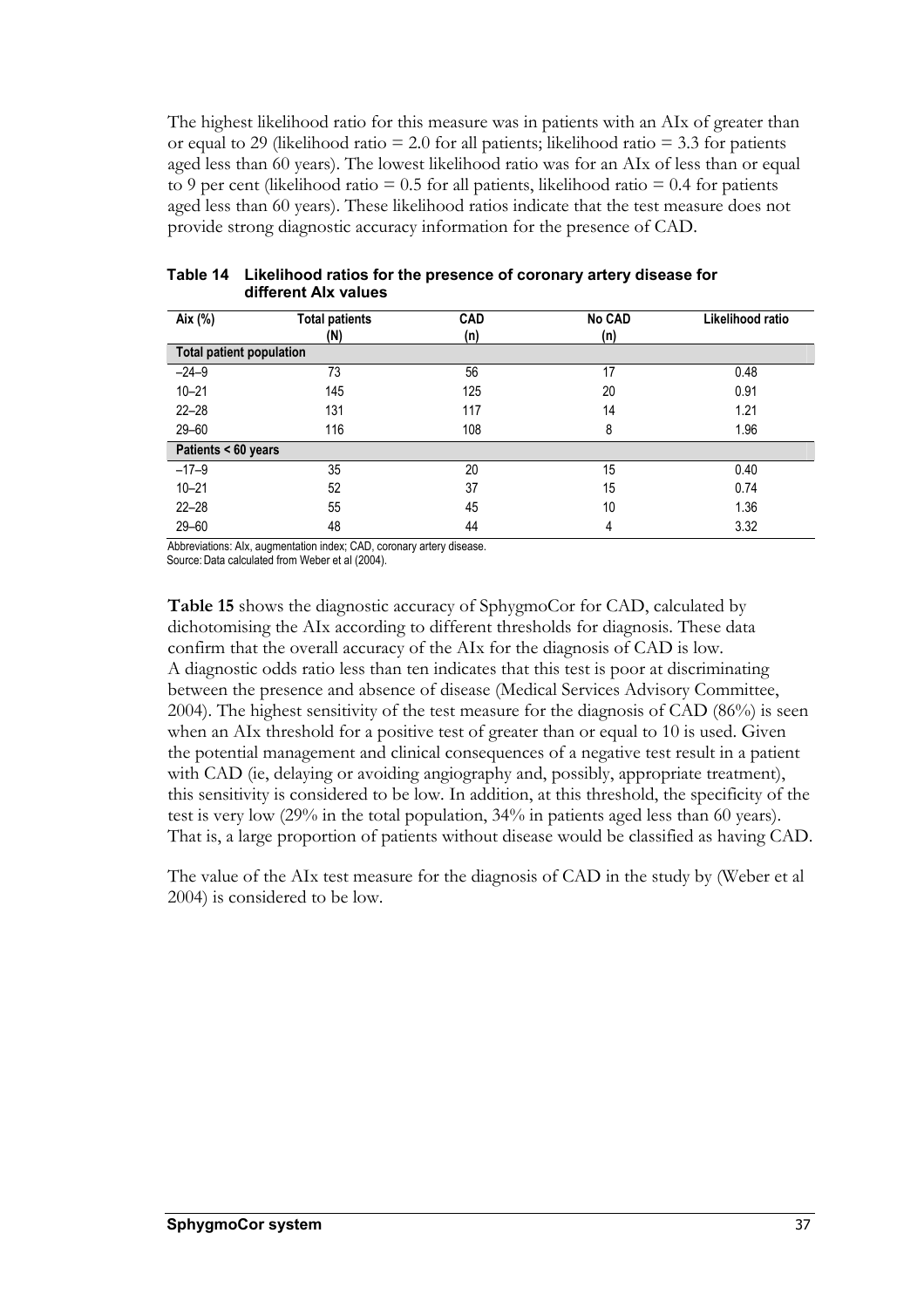The highest likelihood ratio for this measure was in patients with an AIx of greater than or equal to 29 (likelihood ratio = 2.0 for all patients; likelihood ratio = 3.3 for patients aged less than 60 years). The lowest likelihood ratio was for an AIx of less than or equal to 9 per cent (likelihood ratio = 0.5 for all patients, likelihood ratio = 0.4 for patients aged less than 60 years). These likelihood ratios indicate that the test measure does not provide strong diagnostic accuracy information for the presence of CAD.

**Table 14 Likelihood ratios for the presence of coronary artery disease for different AIx values**

| Aix (%) | Total patients (N) | CAD (n) | No CAD (n) | Likelihood ratio |
|---|---|---|---|---|
| **Total patient population** | | | | |
| –24–9 | 73 | 56 | 17 | 0.48 |
| 10–21 | 145 | 125 | 20 | 0.91 |
| 22–28 | 131 | 117 | 14 | 1.21 |
| 29–60 | 116 | 108 | 8 | 1.96 |
| **Patients < 60 years** | | | | |
| –17–9 | 35 | 20 | 15 | 0.40 |
| 10–21 | 52 | 37 | 15 | 0.74 |
| 22–28 | 55 | 45 | 10 | 1.36 |
| 29–60 | 48 | 44 | 4 | 3.32 |

Abbreviations: AIx, augmentation index; CAD, coronary artery disease.
Source: Data calculated from Weber et al (2004).

**Table 15** shows the diagnostic accuracy of SphygmoCor for CAD, calculated by dichotomising the AIx according to different thresholds for diagnosis. These data confirm that the overall accuracy of the AIx for the diagnosis of CAD is low. A diagnostic odds ratio less than ten indicates that this test is poor at discriminating between the presence and absence of disease (Medical Services Advisory Committee, 2004). The highest sensitivity of the test measure for the diagnosis of CAD (86%) is seen when an AIx threshold for a positive test of greater than or equal to 10 is used. Given the potential management and clinical consequences of a negative test result in a patient with CAD (ie, delaying or avoiding angiography and, possibly, appropriate treatment), this sensitivity is considered to be low. In addition, at this threshold, the specificity of the test is very low (29% in the total population, 34% in patients aged less than 60 years). That is, a large proportion of patients without disease would be classified as having CAD.

The value of the AIx test measure for the diagnosis of CAD in the study by (Weber et al 2004) is considered to be low.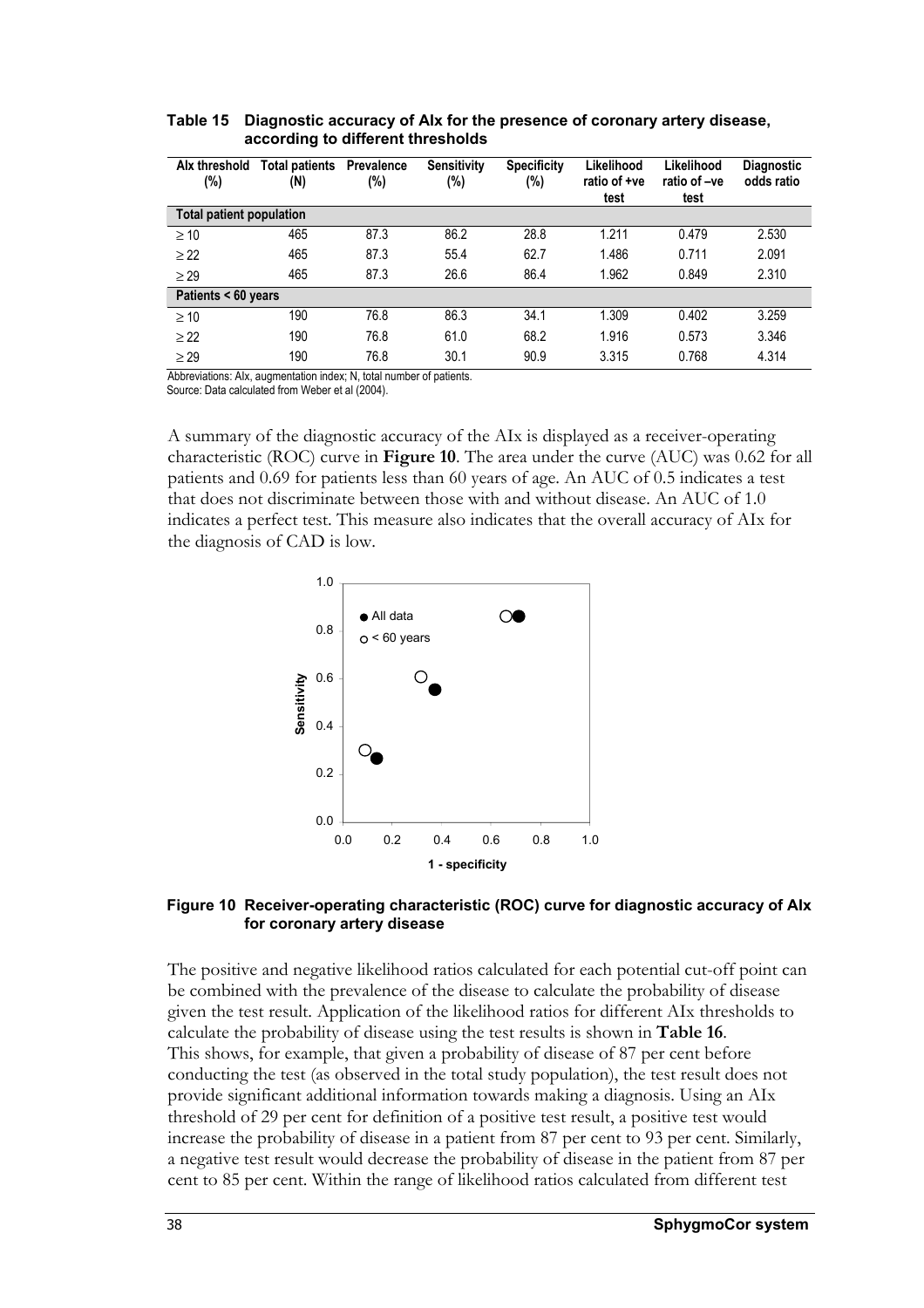**Table 15 Diagnostic accuracy of AIx for the presence of coronary artery disease, according to different thresholds**

| AIx threshold (%) | Total patients (N) | Prevalence (%) | Sensitivity (%) | Specificity (%) | Likelihood ratio of +ve test | Likelihood ratio of –ve test | Diagnostic odds ratio |
|---|---|---|---|---|---|---|---|
| **Total patient population** | | | | | | | |
| ≥ 10 | 465 | 87.3 | 86.2 | 28.8 | 1.211 | 0.479 | 2.530 |
| ≥ 22 | 465 | 87.3 | 55.4 | 62.7 | 1.486 | 0.711 | 2.091 |
| ≥ 29 | 465 | 87.3 | 26.6 | 86.4 | 1.962 | 0.849 | 2.310 |
| **Patients < 60 years** | | | | | | | |
| ≥ 10 | 190 | 76.8 | 86.3 | 34.1 | 1.309 | 0.402 | 3.259 |
| ≥ 22 | 190 | 76.8 | 61.0 | 68.2 | 1.916 | 0.573 | 3.346 |
| ≥ 29 | 190 | 76.8 | 30.1 | 90.9 | 3.315 | 0.768 | 4.314 |

Abbreviations: AIx, augmentation index; N, total number of patients.
Source: Data calculated from Weber et al (2004).

A summary of the diagnostic accuracy of the AIx is displayed as a receiver-operating characteristic (ROC) curve in **Figure 10**. The area under the curve (AUC) was 0.62 for all patients and 0.69 for patients less than 60 years of age. An AUC of 0.5 indicates a test that does not discriminate between those with and without disease. An AUC of 1.0 indicates a perfect test. This measure also indicates that the overall accuracy of AIx for the diagnosis of CAD is low.

**Figure 10 Receiver-operating characteristic (ROC) curve for diagnostic accuracy of AIx for coronary artery disease**

The positive and negative likelihood ratios calculated for each potential cut-off point can be combined with the prevalence of the disease to calculate the probability of disease given the test result. Application of the likelihood ratios for different AIx thresholds to calculate the probability of disease using the test results is shown in **Table 16**. This shows, for example, that given a probability of disease of 87 per cent before conducting the test (as observed in the total study population), the test result does not provide significant additional information towards making a diagnosis. Using an AIx threshold of 29 per cent for definition of a positive test result, a positive test would increase the probability of disease in a patient from 87 per cent to 93 per cent. Similarly, a negative test result would decrease the probability of disease in the patient from 87 per cent to 85 per cent. Within the range of likelihood ratios calculated from different test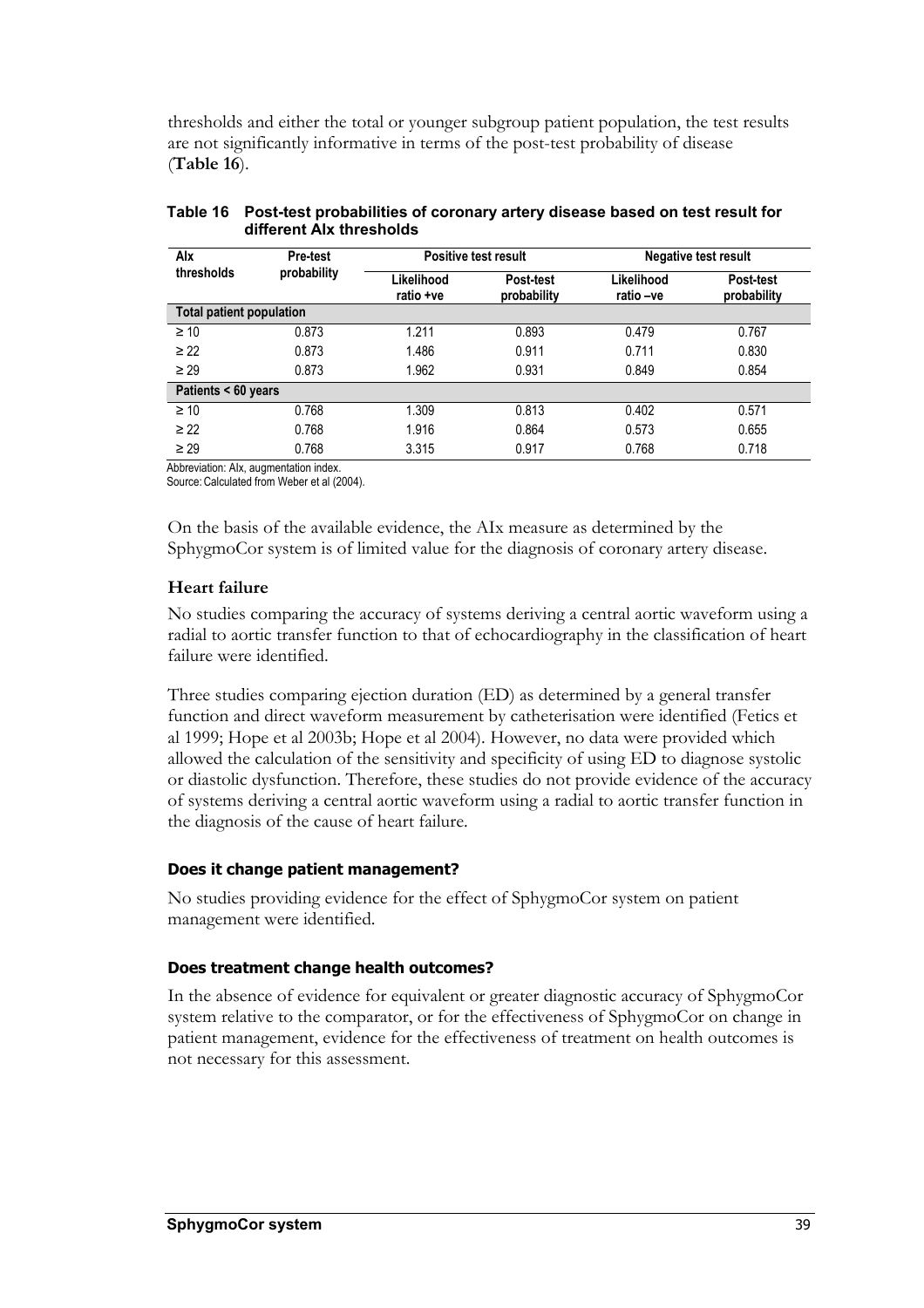thresholds and either the total or younger subgroup patient population, the test results are not significantly informative in terms of the post-test probability of disease (**Table 16**).

**Table 16 Post-test probabilities of coronary artery disease based on test result for different AIx thresholds**

| AIx thresholds | Pre-test probability | Positive test result | | Negative test result | |
|---|---|---|---|---|---|
| | | Likelihood ratio +ve | Post-test probability | Likelihood ratio –ve | Post-test probability |
| **Total patient population** | | | | | |
| ≥ 10 | 0.873 | 1.211 | 0.893 | 0.479 | 0.767 |
| ≥ 22 | 0.873 | 1.486 | 0.911 | 0.711 | 0.830 |
| ≥ 29 | 0.873 | 1.962 | 0.931 | 0.849 | 0.854 |
| **Patients < 60 years** | | | | | |
| ≥ 10 | 0.768 | 1.309 | 0.813 | 0.402 | 0.571 |
| ≥ 22 | 0.768 | 1.916 | 0.864 | 0.573 | 0.655 |
| ≥ 29 | 0.768 | 3.315 | 0.917 | 0.768 | 0.718 |

Abbreviation: AIx, augmentation index.
Source: Calculated from Weber et al (2004).

On the basis of the available evidence, the AIx measure as determined by the SphygmoCor system is of limited value for the diagnosis of coronary artery disease.

### Heart failure

No studies comparing the accuracy of systems deriving a central aortic waveform using a radial to aortic transfer function to that of echocardiography in the classification of heart failure were identified.

Three studies comparing ejection duration (ED) as determined by a general transfer function and direct waveform measurement by catheterisation were identified (Fetics et al 1999; Hope et al 2003b; Hope et al 2004). However, no data were provided which allowed the calculation of the sensitivity and specificity of using ED to diagnose systolic or diastolic dysfunction. Therefore, these studies do not provide evidence of the accuracy of systems deriving a central aortic waveform using a radial to aortic transfer function in the diagnosis of the cause of heart failure.

### Does it change patient management?

No studies providing evidence for the effect of SphygmoCor system on patient management were identified.

### Does treatment change health outcomes?

In the absence of evidence for equivalent or greater diagnostic accuracy of SphygmoCor system relative to the comparator, or for the effectiveness of SphygmoCor on change in patient management, evidence for the effectiveness of treatment on health outcomes is not necessary for this assessment.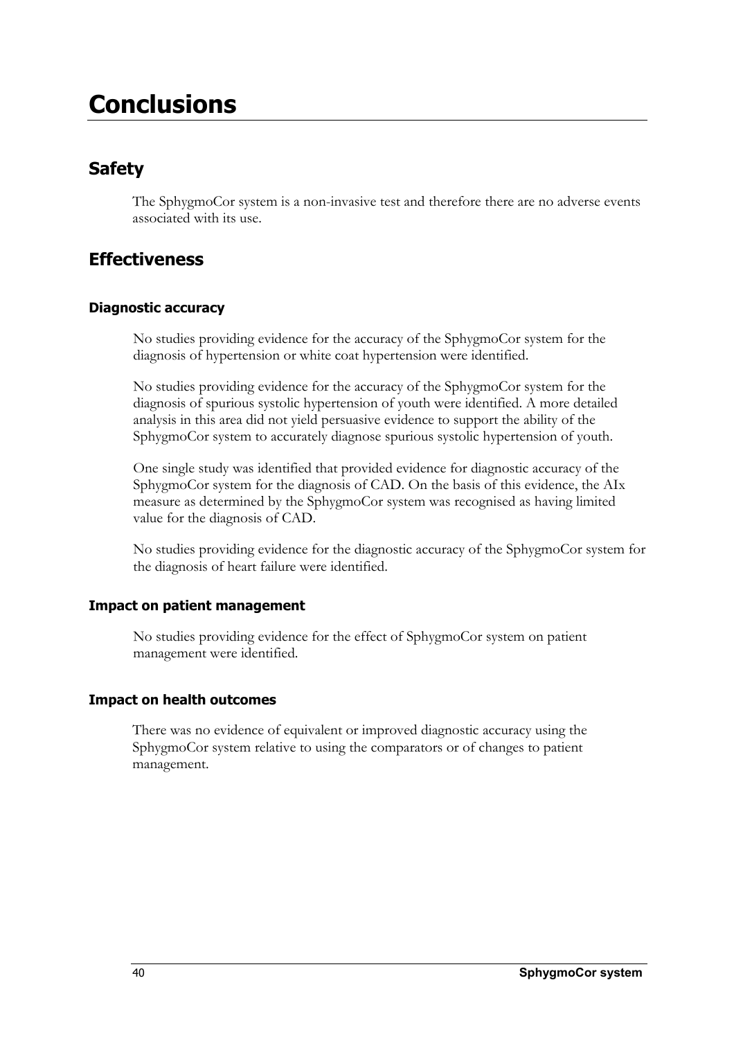# Conclusions

## Safety

The SphygmoCor system is a non-invasive test and therefore there are no adverse events associated with its use.

## Effectiveness

### Diagnostic accuracy

No studies providing evidence for the accuracy of the SphygmoCor system for the diagnosis of hypertension or white coat hypertension were identified.

No studies providing evidence for the accuracy of the SphygmoCor system for the diagnosis of spurious systolic hypertension of youth were identified. A more detailed analysis in this area did not yield persuasive evidence to support the ability of the SphygmoCor system to accurately diagnose spurious systolic hypertension of youth.

One single study was identified that provided evidence for diagnostic accuracy of the SphygmoCor system for the diagnosis of CAD. On the basis of this evidence, the AIx measure as determined by the SphygmoCor system was recognised as having limited value for the diagnosis of CAD.

No studies providing evidence for the diagnostic accuracy of the SphygmoCor system for the diagnosis of heart failure were identified.

### Impact on patient management

No studies providing evidence for the effect of SphygmoCor system on patient management were identified.

### Impact on health outcomes

There was no evidence of equivalent or improved diagnostic accuracy using the SphygmoCor system relative to using the comparators or of changes to patient management.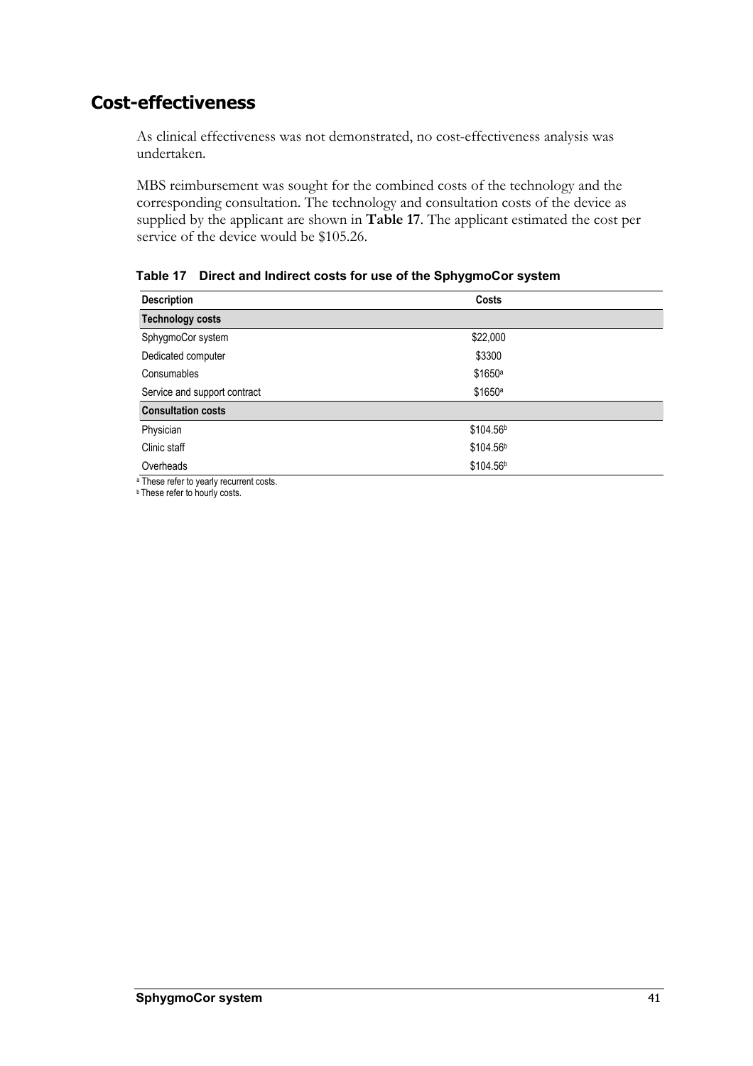## Cost-effectiveness

As clinical effectiveness was not demonstrated, no cost-effectiveness analysis was undertaken.

MBS reimbursement was sought for the combined costs of the technology and the corresponding consultation. The technology and consultation costs of the device as supplied by the applicant are shown in **Table 17**. The applicant estimated the cost per service of the device would be $105.26.

**Table 17 Direct and Indirect costs for use of the SphygmoCor system**

| Description | Costs |
|---|---|
| **Technology costs** | |
| SphygmoCor system | $22,000 |
| Dedicated computer | $3300 |
| Consumables | $1650[a] |
| Service and support contract | $1650[a] |
| **Consultation costs** | |
| Physician | $104.56[b] |
| Clinic staff | $104.56[b] |
| Overheads | $104.56[b] |

[a] These refer to yearly recurrent costs.
[b] These refer to hourly costs.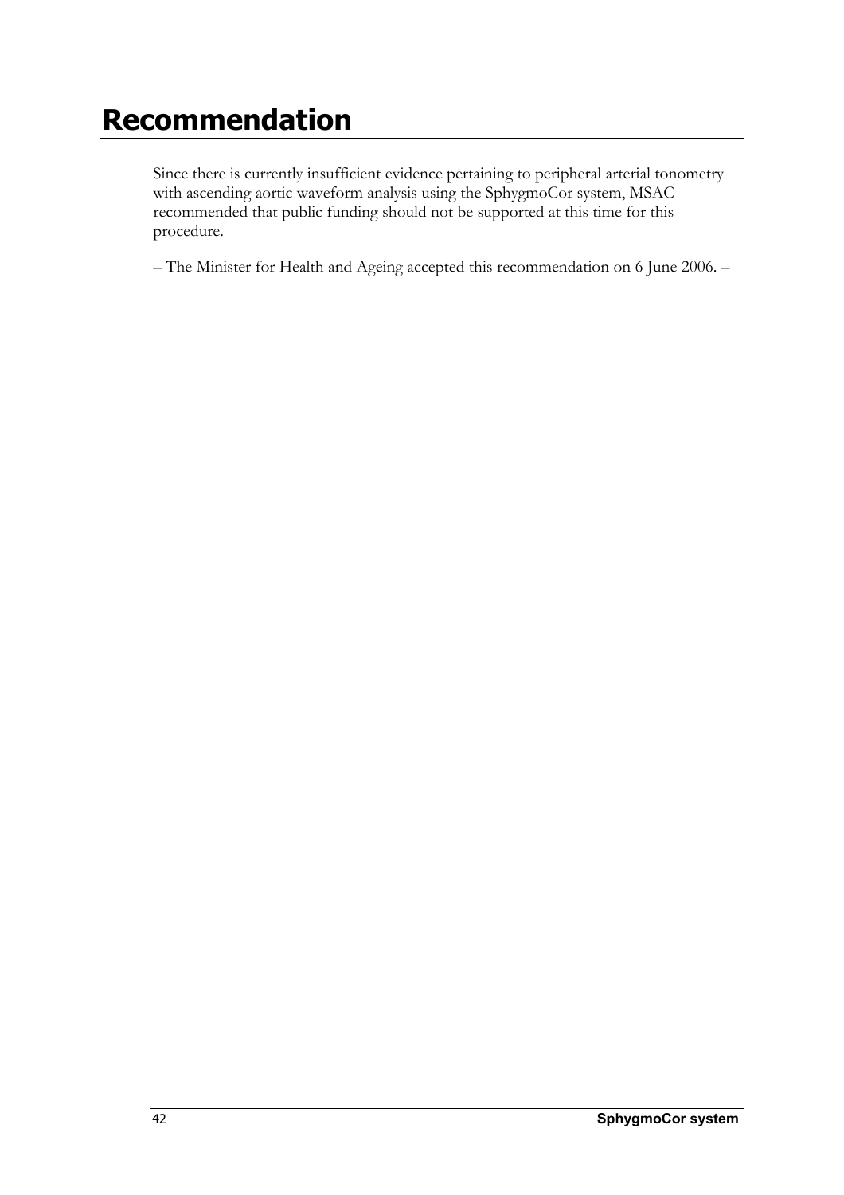# Recommendation

Since there is currently insufficient evidence pertaining to peripheral arterial tonometry with ascending aortic waveform analysis using the SphygmoCor system, MSAC recommended that public funding should not be supported at this time for this procedure.

– The Minister for Health and Ageing accepted this recommendation on 6 June 2006. –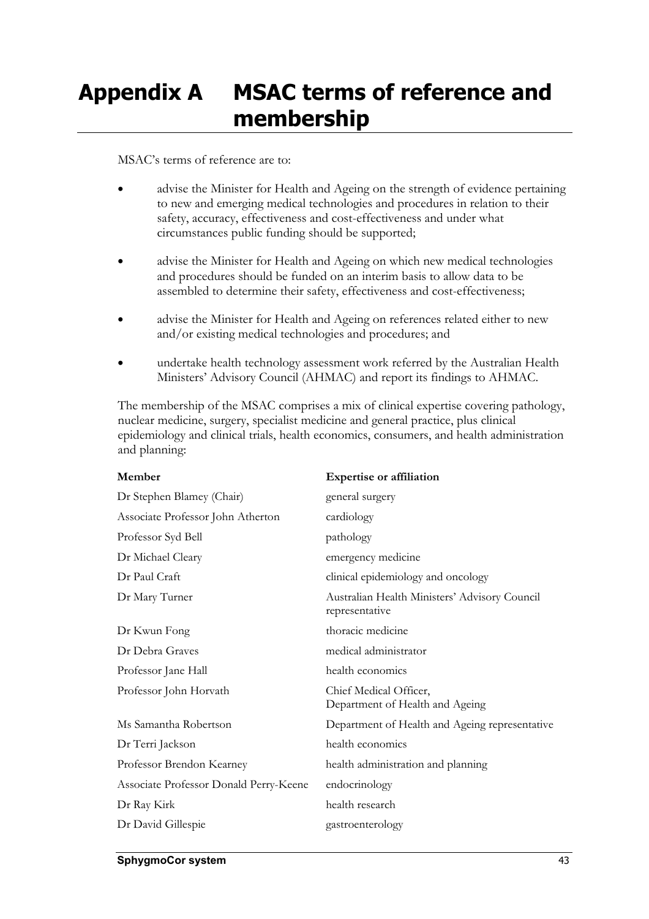# Appendix A MSAC terms of reference and membership

MSAC's terms of reference are to:

- advise the Minister for Health and Ageing on the strength of evidence pertaining to new and emerging medical technologies and procedures in relation to their safety, accuracy, effectiveness and cost-effectiveness and under what circumstances public funding should be supported;
- advise the Minister for Health and Ageing on which new medical technologies and procedures should be funded on an interim basis to allow data to be assembled to determine their safety, effectiveness and cost-effectiveness;
- advise the Minister for Health and Ageing on references related either to new and/or existing medical technologies and procedures; and
- undertake health technology assessment work referred by the Australian Health Ministers' Advisory Council (AHMAC) and report its findings to AHMAC.

The membership of the MSAC comprises a mix of clinical expertise covering pathology, nuclear medicine, surgery, specialist medicine and general practice, plus clinical epidemiology and clinical trials, health economics, consumers, and health administration and planning:

| Member | Expertise or affiliation |
|---|---|
| Dr Stephen Blamey (Chair) | general surgery |
| Associate Professor John Atherton | cardiology |
| Professor Syd Bell | pathology |
| Dr Michael Cleary | emergency medicine |
| Dr Paul Craft | clinical epidemiology and oncology |
| Dr Mary Turner | Australian Health Ministers' Advisory Council representative |
| Dr Kwun Fong | thoracic medicine |
| Dr Debra Graves | medical administrator |
| Professor Jane Hall | health economics |
| Professor John Horvath | Chief Medical Officer, Department of Health and Ageing |
| Ms Samantha Robertson | Department of Health and Ageing representative |
| Dr Terri Jackson | health economics |
| Professor Brendon Kearney | health administration and planning |
| Associate Professor Donald Perry-Keene | endocrinology |
| Dr Ray Kirk | health research |
| Dr David Gillespie | gastroenterology |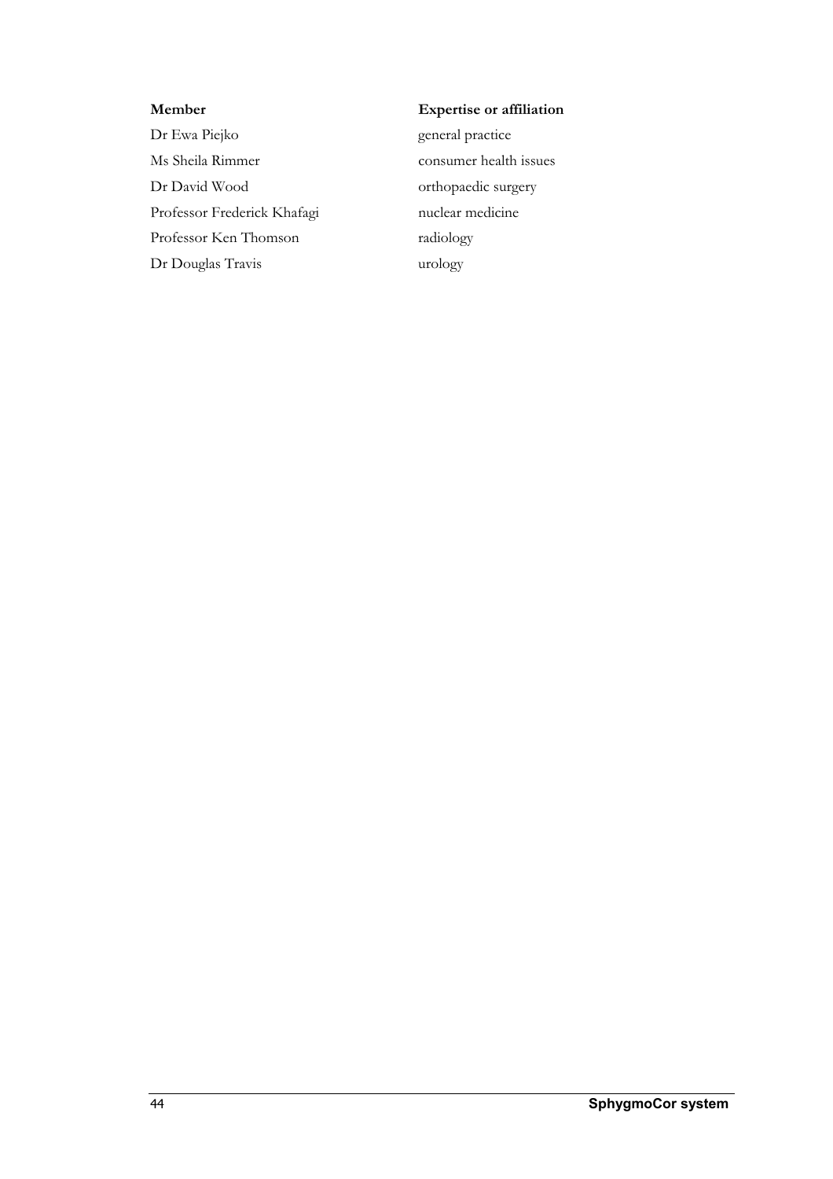| Member | Expertise or affiliation |
| --- | --- |
| Dr Ewa Piejko | general practice |
| Ms Sheila Rimmer | consumer health issues |
| Dr David Wood | orthopaedic surgery |
| Professor Frederick Khafagi | nuclear medicine |
| Professor Ken Thomson | radiology |
| Dr Douglas Travis | urology |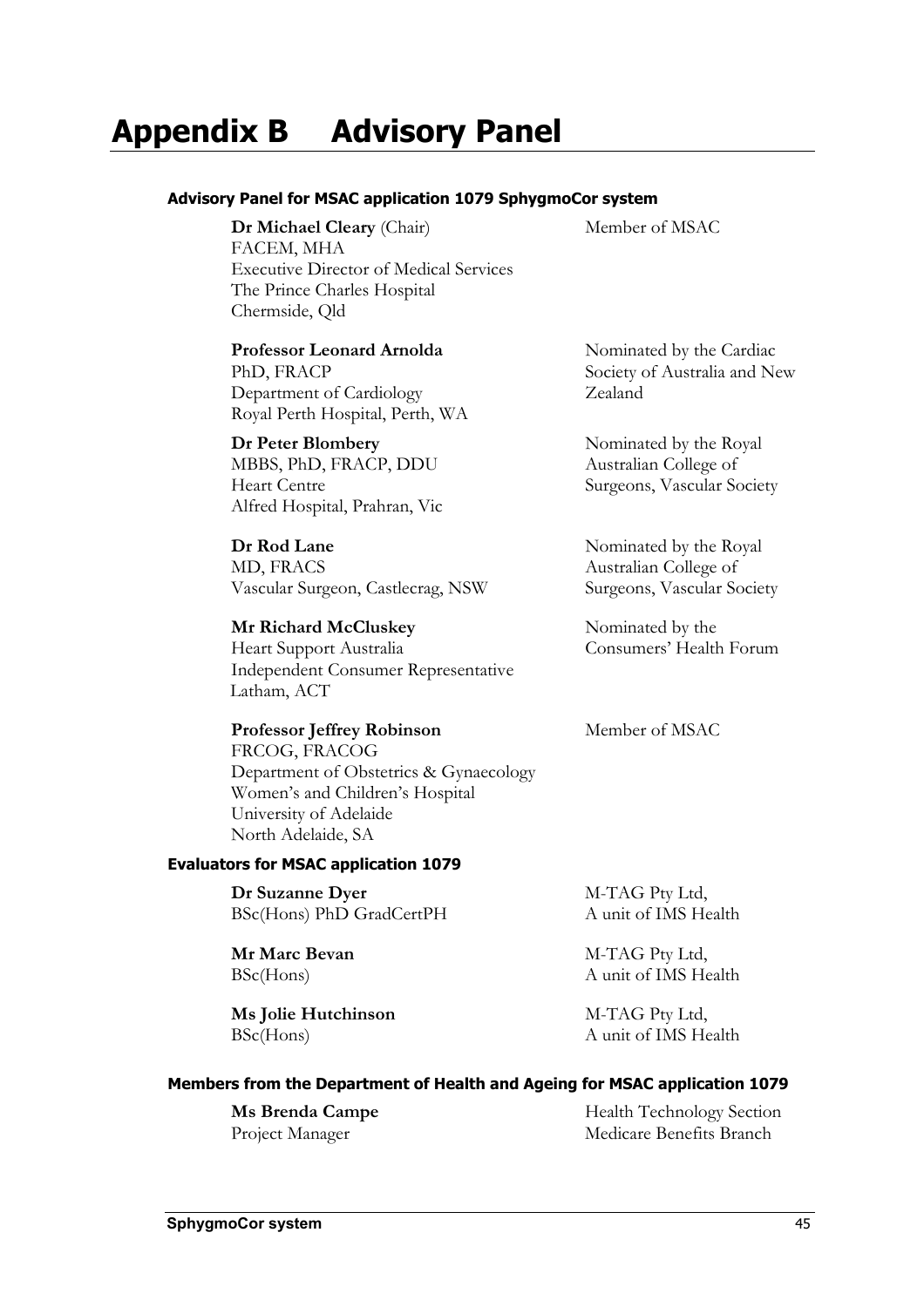# Appendix B Advisory Panel

### Advisory Panel for MSAC application 1079 SphygmoCor system

| | |
|---|---|
| **Dr Michael Cleary** (Chair)<br>FACEM, MHA<br>Executive Director of Medical Services<br>The Prince Charles Hospital<br>Chermside, Qld | Member of MSAC |
| **Professor Leonard Arnolda**<br>PhD, FRACP<br>Department of Cardiology<br>Royal Perth Hospital, Perth, WA | Nominated by the Cardiac Society of Australia and New Zealand |
| **Dr Peter Blombery**<br>MBBS, PhD, FRACP, DDU<br>Heart Centre<br>Alfred Hospital, Prahran, Vic | Nominated by the Royal Australian College of Surgeons, Vascular Society |
| **Dr Rod Lane**<br>MD, FRACS<br>Vascular Surgeon, Castlecrag, NSW | Nominated by the Royal Australian College of Surgeons, Vascular Society |
| **Mr Richard McCluskey**<br>Heart Support Australia<br>Independent Consumer Representative<br>Latham, ACT | Nominated by the Consumers' Health Forum |
| **Professor Jeffrey Robinson**<br>FRCOG, FRACOG<br>Department of Obstetrics & Gynaecology<br>Women's and Children's Hospital<br>University of Adelaide<br>North Adelaide, SA | Member of MSAC |

### Evaluators for MSAC application 1079

| | |
|---|---|
| **Dr Suzanne Dyer**<br>BSc(Hons) PhD GradCertPH | M-TAG Pty Ltd,<br>A unit of IMS Health |
| **Mr Marc Bevan**<br>BSc(Hons) | M-TAG Pty Ltd,<br>A unit of IMS Health |
| **Ms Jolie Hutchinson**<br>BSc(Hons) | M-TAG Pty Ltd,<br>A unit of IMS Health |

### Members from the Department of Health and Ageing for MSAC application 1079

| | |
|---|---|
| **Ms Brenda Campe**<br>Project Manager | Health Technology Section<br>Medicare Benefits Branch |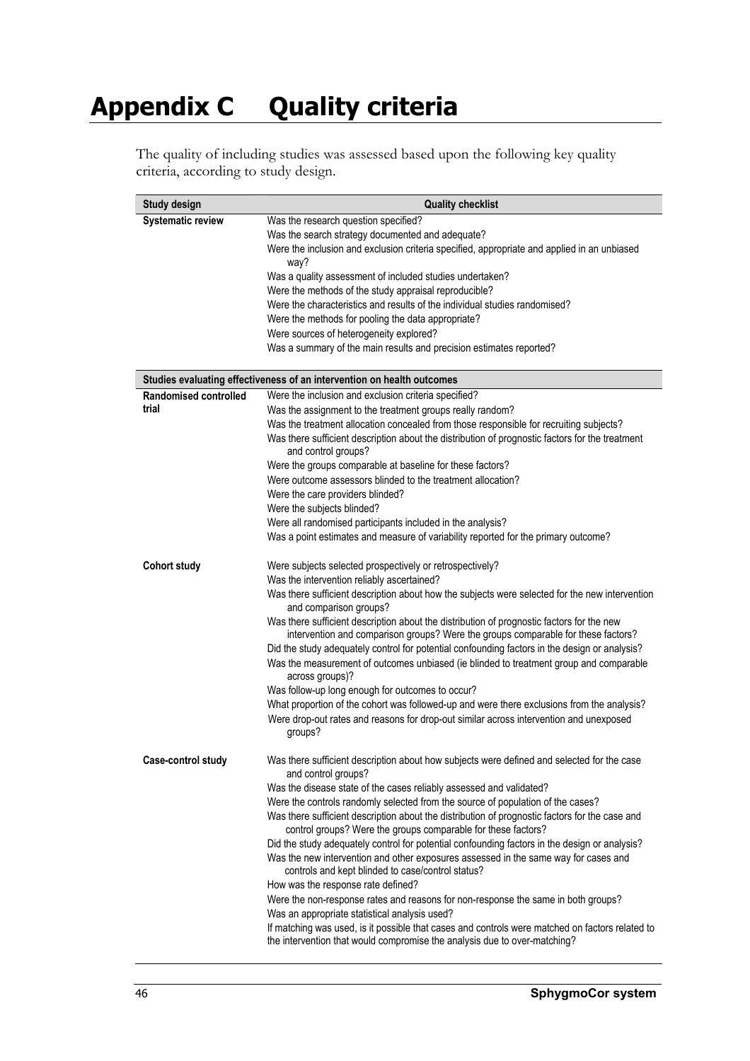# Appendix C Quality criteria

The quality of including studies was assessed based upon the following key quality criteria, according to study design.

| Study design | Quality checklist |
| --- | --- |
| **Systematic review** | Was the research question specified?<br>Was the search strategy documented and adequate?<br>Were the inclusion and exclusion criteria specified, appropriate and applied in an unbiased way?<br>Was a quality assessment of included studies undertaken?<br>Were the methods of the study appraisal reproducible?<br>Were the characteristics and results of the individual studies randomised?<br>Were the methods for pooling the data appropriate?<br>Were sources of heterogeneity explored?<br>Was a summary of the main results and precision estimates reported? |
| **Studies evaluating effectiveness of an intervention on health outcomes** | |
| **Randomised controlled trial** | Were the inclusion and exclusion criteria specified?<br>Was the assignment to the treatment groups really random?<br>Was the treatment allocation concealed from those responsible for recruiting subjects?<br>Was there sufficient description about the distribution of prognostic factors for the treatment and control groups?<br>Were the groups comparable at baseline for these factors?<br>Were outcome assessors blinded to the treatment allocation?<br>Were the care providers blinded?<br>Were the subjects blinded?<br>Were all randomised participants included in the analysis?<br>Was a point estimates and measure of variability reported for the primary outcome? |
| **Cohort study** | Were subjects selected prospectively or retrospectively?<br>Was the intervention reliably ascertained?<br>Was there sufficient description about how the subjects were selected for the new intervention and comparison groups?<br>Was there sufficient description about the distribution of prognostic factors for the new intervention and comparison groups? Were the groups comparable for these factors?<br>Did the study adequately control for potential confounding factors in the design or analysis?<br>Was the measurement of outcomes unbiased (ie blinded to treatment group and comparable across groups)?<br>Was follow-up long enough for outcomes to occur?<br>What proportion of the cohort was followed-up and were there exclusions from the analysis?<br>Were drop-out rates and reasons for drop-out similar across intervention and unexposed groups? |
| **Case-control study** | Was there sufficient description about how subjects were defined and selected for the case and control groups?<br>Was the disease state of the cases reliably assessed and validated?<br>Were the controls randomly selected from the source of population of the cases?<br>Was there sufficient description about the distribution of prognostic factors for the case and control groups? Were the groups comparable for these factors?<br>Did the study adequately control for potential confounding factors in the design or analysis?<br>Was the new intervention and other exposures assessed in the same way for cases and controls and kept blinded to case/control status?<br>How was the response rate defined?<br>Were the non-response rates and reasons for non-response the same in both groups?<br>Was an appropriate statistical analysis used?<br>If matching was used, is it possible that cases and controls were matched on factors related to the intervention that would compromise the analysis due to over-matching? |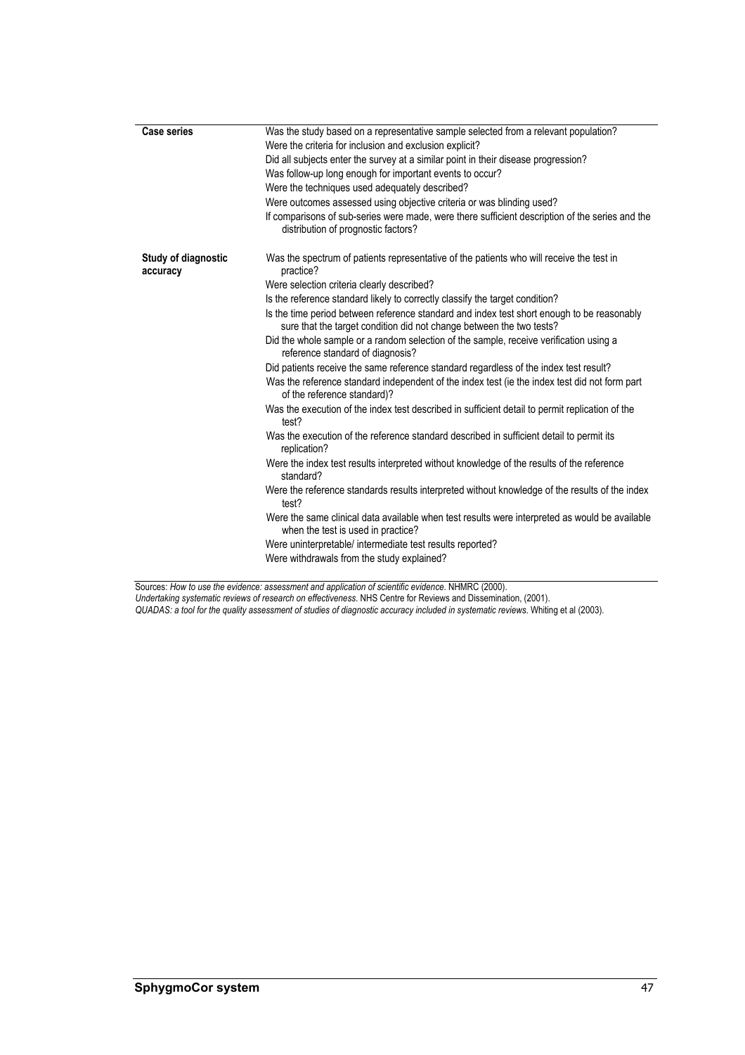| | |
|---|---|
| **Case series** | Was the study based on a representative sample selected from a relevant population? |
| | Were the criteria for inclusion and exclusion explicit? |
| | Did all subjects enter the survey at a similar point in their disease progression? |
| | Was follow-up long enough for important events to occur? |
| | Were the techniques used adequately described? |
| | Were outcomes assessed using objective criteria or was blinding used? |
| | If comparisons of sub-series were made, were there sufficient description of the series and the distribution of prognostic factors? |
| **Study of diagnostic accuracy** | Was the spectrum of patients representative of the patients who will receive the test in practice? |
| | Were selection criteria clearly described? |
| | Is the reference standard likely to correctly classify the target condition? |
| | Is the time period between reference standard and index test short enough to be reasonably sure that the target condition did not change between the two tests? |
| | Did the whole sample or a random selection of the sample, receive verification using a reference standard of diagnosis? |
| | Did patients receive the same reference standard regardless of the index test result? |
| | Was the reference standard independent of the index test (ie the index test did not form part of the reference standard)? |
| | Was the execution of the index test described in sufficient detail to permit replication of the test? |
| | Was the execution of the reference standard described in sufficient detail to permit its replication? |
| | Were the index test results interpreted without knowledge of the results of the reference standard? |
| | Were the reference standards results interpreted without knowledge of the results of the index test? |
| | Were the same clinical data available when test results were interpreted as would be available when the test is used in practice? |
| | Were uninterpretable/ intermediate test results reported? |
| | Were withdrawals from the study explained? |

Sources: *How to use the evidence: assessment and application of scientific evidence*. NHMRC (2000).
*Undertaking systematic reviews of research on effectiveness*. NHS Centre for Reviews and Dissemination, (2001).
*QUADAS: a tool for the quality assessment of studies of diagnostic accuracy included in systematic reviews*. Whiting et al (2003).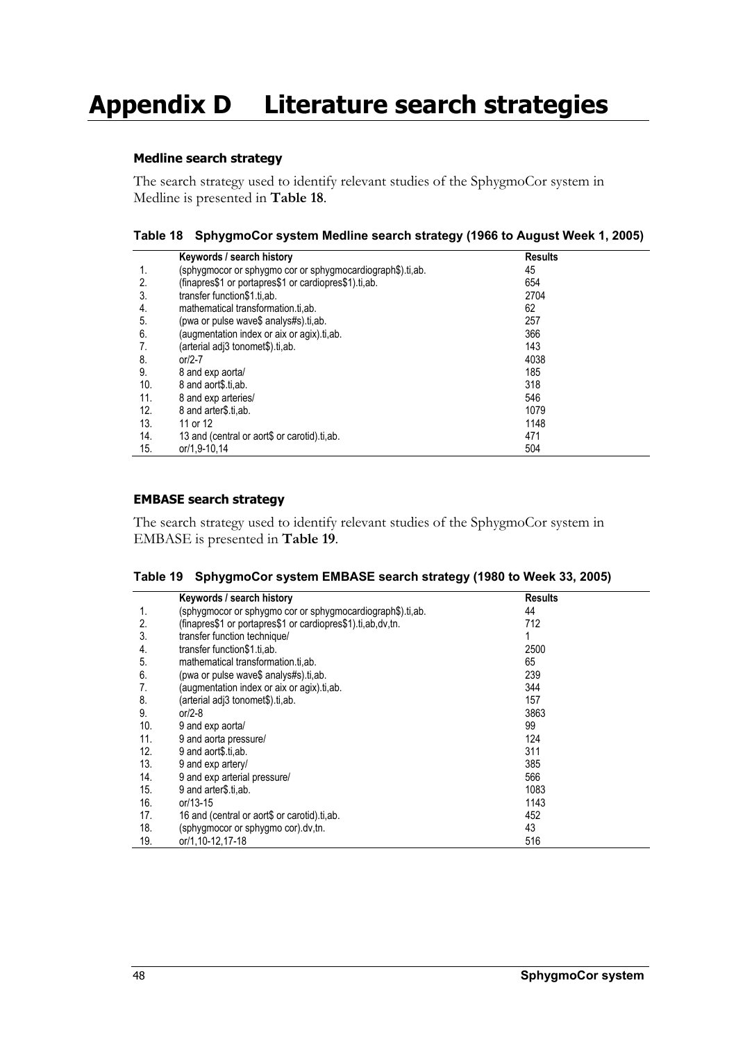# Appendix D Literature search strategies

### Medline search strategy

The search strategy used to identify relevant studies of the SphygmoCor system in Medline is presented in **Table 18**.

**Table 18 SphygmoCor system Medline search strategy (1966 to August Week 1, 2005)**

| | Keywords / search history | Results |
|---|---|---|
| 1. | (sphygmocor or sphygmo cor or sphygmocardiograph$).ti,ab. | 45 |
| 2. | (finapres$1 or portapres$1 or cardiopres$1).ti,ab. | 654 |
| 3. | transfer function$1.ti,ab. | 2704 |
| 4. | mathematical transformation.ti,ab. | 62 |
| 5. | (pwa or pulse wave$ analys#s).ti,ab. | 257 |
| 6. | (augmentation index or aix or agix).ti,ab. | 366 |
| 7. | (arterial adj3 tonomet$).ti,ab. | 143 |
| 8. | or/2-7 | 4038 |
| 9. | 8 and exp aorta/ | 185 |
| 10. | 8 and aort$.ti,ab. | 318 |
| 11. | 8 and exp arteries/ | 546 |
| 12. | 8 and arter$.ti,ab. | 1079 |
| 13. | 11 or 12 | 1148 |
| 14. | 13 and (central or aort$ or carotid).ti,ab. | 471 |
| 15. | or/1,9-10,14 | 504 |

### EMBASE search strategy

The search strategy used to identify relevant studies of the SphygmoCor system in EMBASE is presented in **Table 19**.

**Table 19 SphygmoCor system EMBASE search strategy (1980 to Week 33, 2005)**

| | Keywords / search history | Results |
|---|---|---|
| 1. | (sphygmocor or sphygmo cor or sphygmocardiograph$).ti,ab. | 44 |
| 2. | (finapres$1 or portapres$1 or cardiopres$1).ti,ab,dv,tn. | 712 |
| 3. | transfer function technique/ | 1 |
| 4. | transfer function$1.ti,ab. | 2500 |
| 5. | mathematical transformation.ti,ab. | 65 |
| 6. | (pwa or pulse wave$ analys#s).ti,ab. | 239 |
| 7. | (augmentation index or aix or agix).ti,ab. | 344 |
| 8. | (arterial adj3 tonomet$).ti,ab. | 157 |
| 9. | or/2-8 | 3863 |
| 10. | 9 and exp aorta/ | 99 |
| 11. | 9 and aorta pressure/ | 124 |
| 12. | 9 and aort$.ti,ab. | 311 |
| 13. | 9 and exp artery/ | 385 |
| 14. | 9 and exp arterial pressure/ | 566 |
| 15. | 9 and arter$.ti,ab. | 1083 |
| 16. | or/13-15 | 1143 |
| 17. | 16 and (central or aort$ or carotid).ti,ab. | 452 |
| 18. | (sphygmocor or sphygmo cor).dv,tn. | 43 |
| 19. | or/1,10-12,17-18 | 516 |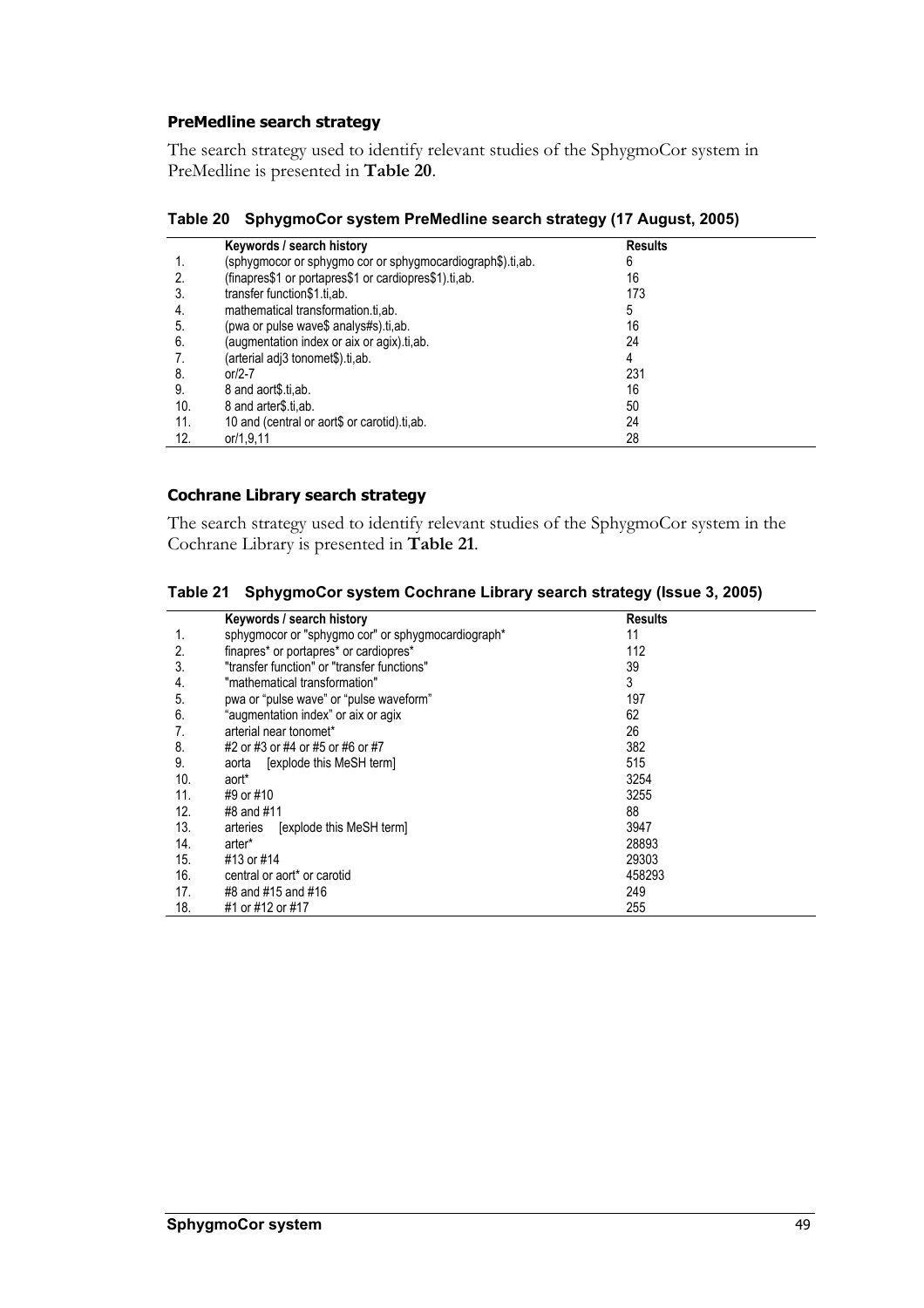### PreMedline search strategy

The search strategy used to identify relevant studies of the SphygmoCor system in PreMedline is presented in **Table 20**.

**Table 20 SphygmoCor system PreMedline search strategy (17 August, 2005)**

| | Keywords / search history | Results |
|---|---|---|
| 1. | (sphygmocor or sphygmo cor or sphygmocardiograph$).ti,ab. | 6 |
| 2. | (finapres$1 or portapres$1 or cardiopres$1).ti,ab. | 16 |
| 3. | transfer function$1.ti,ab. | 173 |
| 4. | mathematical transformation.ti,ab. | 5 |
| 5. | (pwa or pulse wave$ analys#s).ti,ab. | 16 |
| 6. | (augmentation index or aix or agix).ti,ab. | 24 |
| 7. | (arterial adj3 tonomet$).ti,ab. | 4 |
| 8. | or/2-7 | 231 |
| 9. | 8 and aort$.ti,ab. | 16 |
| 10. | 8 and arter$.ti,ab. | 50 |
| 11. | 10 and (central or aort$ or carotid).ti,ab. | 24 |
| 12. | or/1,9,11 | 28 |

### Cochrane Library search strategy

The search strategy used to identify relevant studies of the SphygmoCor system in the Cochrane Library is presented in **Table 21**.

**Table 21 SphygmoCor system Cochrane Library search strategy (Issue 3, 2005)**

| | Keywords / search history | Results |
|---|---|---|
| 1. | sphygmocor or "sphygmo cor" or sphygmocardiograph* | 11 |
| 2. | finapres* or portapres* or cardiopres* | 112 |
| 3. | "transfer function" or "transfer functions" | 39 |
| 4. | "mathematical transformation" | 3 |
| 5. | pwa or "pulse wave" or "pulse waveform" | 197 |
| 6. | "augmentation index" or aix or agix | 62 |
| 7. | arterial near tonomet* | 26 |
| 8. | #2 or #3 or #4 or #5 or #6 or #7 | 382 |
| 9. | aorta [explode this MeSH term] | 515 |
| 10. | aort* | 3254 |
| 11. | #9 or #10 | 3255 |
| 12. | #8 and #11 | 88 |
| 13. | arteries [explode this MeSH term] | 3947 |
| 14. | arter* | 28893 |
| 15. | #13 or #14 | 29303 |
| 16. | central or aort* or carotid | 458293 |
| 17. | #8 and #15 and #16 | 249 |
| 18. | #1 or #12 or #17 | 255 |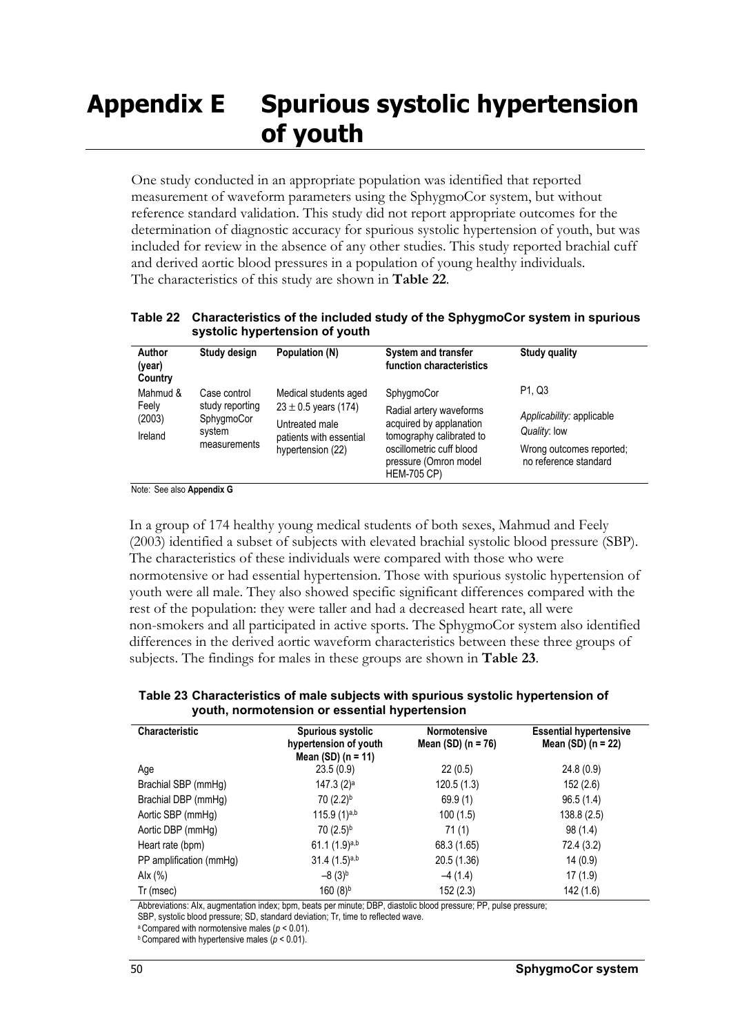# Appendix E Spurious systolic hypertension of youth

One study conducted in an appropriate population was identified that reported measurement of waveform parameters using the SphygmoCor system, but without reference standard validation. This study did not report appropriate outcomes for the determination of diagnostic accuracy for spurious systolic hypertension of youth, but was included for review in the absence of any other studies. This study reported brachial cuff and derived aortic blood pressures in a population of young healthy individuals. The characteristics of this study are shown in **Table 22**.

**Table 22 Characteristics of the included study of the SphygmoCor system in spurious systolic hypertension of youth**

| Author (year) Country | Study design | Population (N) | System and transfer function characteristics | Study quality |
|---|---|---|---|---|
| Mahmud & Feely (2003) Ireland | Case control study reporting SphygmoCor system measurements | Medical students aged 23 ± 0.5 years (174)<br>Untreated male patients with essential hypertension (22) | SphygmoCor<br>Radial artery waveforms acquired by applanation tomography calibrated to oscillometric cuff blood pressure (Omron model HEM-705 CP) | P1, Q3<br>*Applicability*: applicable<br>*Quality*: low<br>Wrong outcomes reported; no reference standard |

Note: See also **Appendix G**

In a group of 174 healthy young medical students of both sexes, Mahmud and Feely (2003) identified a subset of subjects with elevated brachial systolic blood pressure (SBP). The characteristics of these individuals were compared with those who were normotensive or had essential hypertension. Those with spurious systolic hypertension of youth were all male. They also showed specific significant differences compared with the rest of the population: they were taller and had a decreased heart rate, all were non-smokers and all participated in active sports. The SphygmoCor system also identified differences in the derived aortic waveform characteristics between these three groups of subjects. The findings for males in these groups are shown in **Table 23**.

**Table 23 Characteristics of male subjects with spurious systolic hypertension of youth, normotension or essential hypertension**

| Characteristic | Spurious systolic hypertension of youth Mean (SD) (n = 11) | Normotensive Mean (SD) (n = 76) | Essential hypertensive Mean (SD) (n = 22) |
|---|---|---|---|
| Age | 23.5 (0.9) | 22 (0.5) | 24.8 (0.9) |
| Brachial SBP (mmHg) | 147.3 (2)[a] | 120.5 (1.3) | 152 (2.6) |
| Brachial DBP (mmHg) | 70 (2.2)[b] | 69.9 (1) | 96.5 (1.4) |
| Aortic SBP (mmHg) | 115.9 (1)[a,b] | 100 (1.5) | 138.8 (2.5) |
| Aortic DBP (mmHg) | 70 (2.5)[b] | 71 (1) | 98 (1.4) |
| Heart rate (bpm) | 61.1 (1.9)[a,b] | 68.3 (1.65) | 72.4 (3.2) |
| PP amplification (mmHg) | 31.4 (1.5)[a,b] | 20.5 (1.36) | 14 (0.9) |
| AIx (%) | –8 (3)[b] | –4 (1.4) | 17 (1.9) |
| Tr (msec) | 160 (8)[b] | 152 (2.3) | 142 (1.6) |

Abbreviations: AIx, augmentation index; bpm, beats per minute; DBP, diastolic blood pressure; PP, pulse pressure; SBP, systolic blood pressure; SD, standard deviation; Tr, time to reflected wave.

[a] Compared with normotensive males ($p < 0.01$).

[b] Compared with hypertensive males ($p < 0.01$).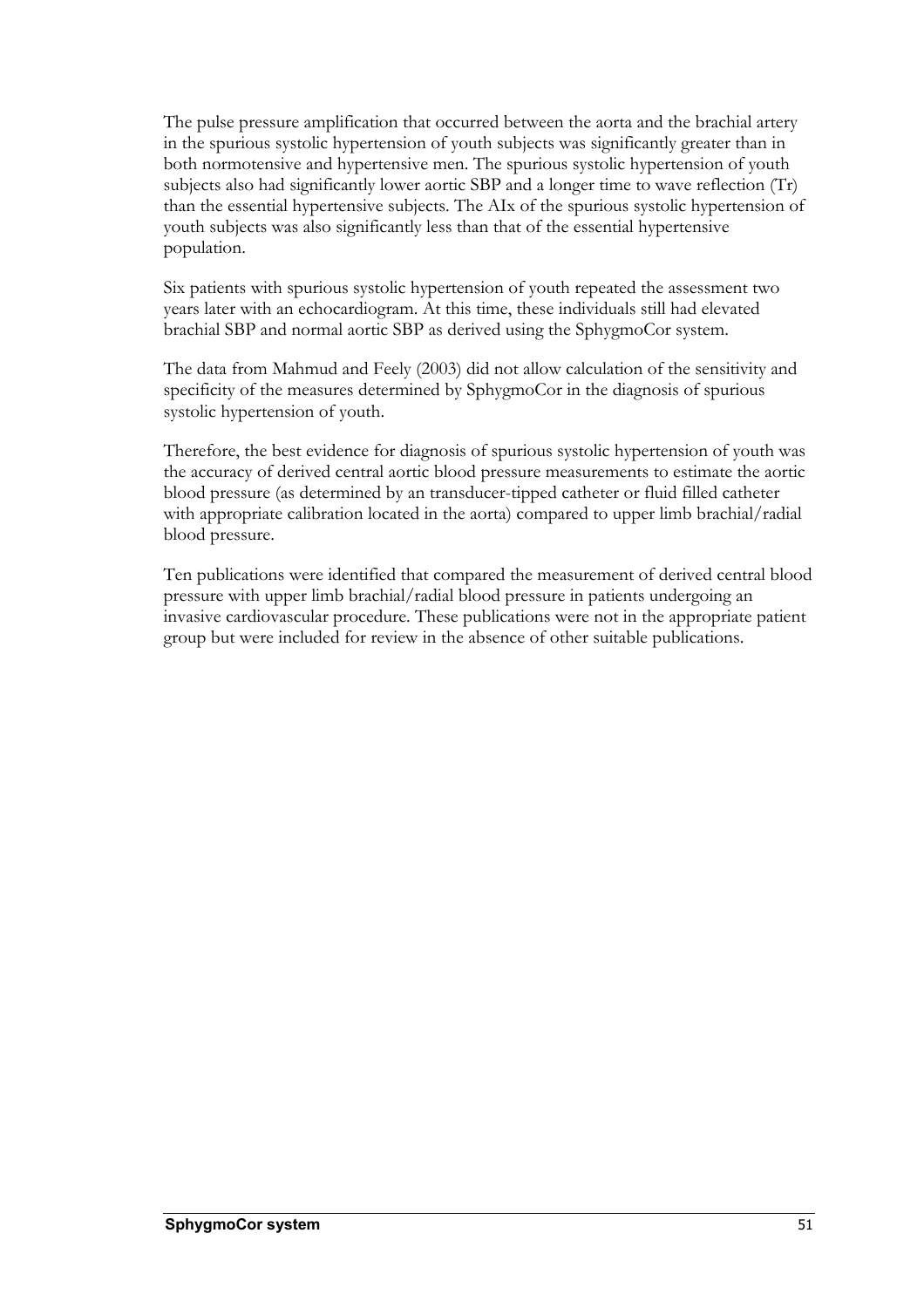The pulse pressure amplification that occurred between the aorta and the brachial artery in the spurious systolic hypertension of youth subjects was significantly greater than in both normotensive and hypertensive men. The spurious systolic hypertension of youth subjects also had significantly lower aortic SBP and a longer time to wave reflection (Tr) than the essential hypertensive subjects. The AIx of the spurious systolic hypertension of youth subjects was also significantly less than that of the essential hypertensive population.

Six patients with spurious systolic hypertension of youth repeated the assessment two years later with an echocardiogram. At this time, these individuals still had elevated brachial SBP and normal aortic SBP as derived using the SphygmoCor system.

The data from Mahmud and Feely (2003) did not allow calculation of the sensitivity and specificity of the measures determined by SphygmoCor in the diagnosis of spurious systolic hypertension of youth.

Therefore, the best evidence for diagnosis of spurious systolic hypertension of youth was the accuracy of derived central aortic blood pressure measurements to estimate the aortic blood pressure (as determined by an transducer-tipped catheter or fluid filled catheter with appropriate calibration located in the aorta) compared to upper limb brachial/radial blood pressure.

Ten publications were identified that compared the measurement of derived central blood pressure with upper limb brachial/radial blood pressure in patients undergoing an invasive cardiovascular procedure. These publications were not in the appropriate patient group but were included for review in the absence of other suitable publications.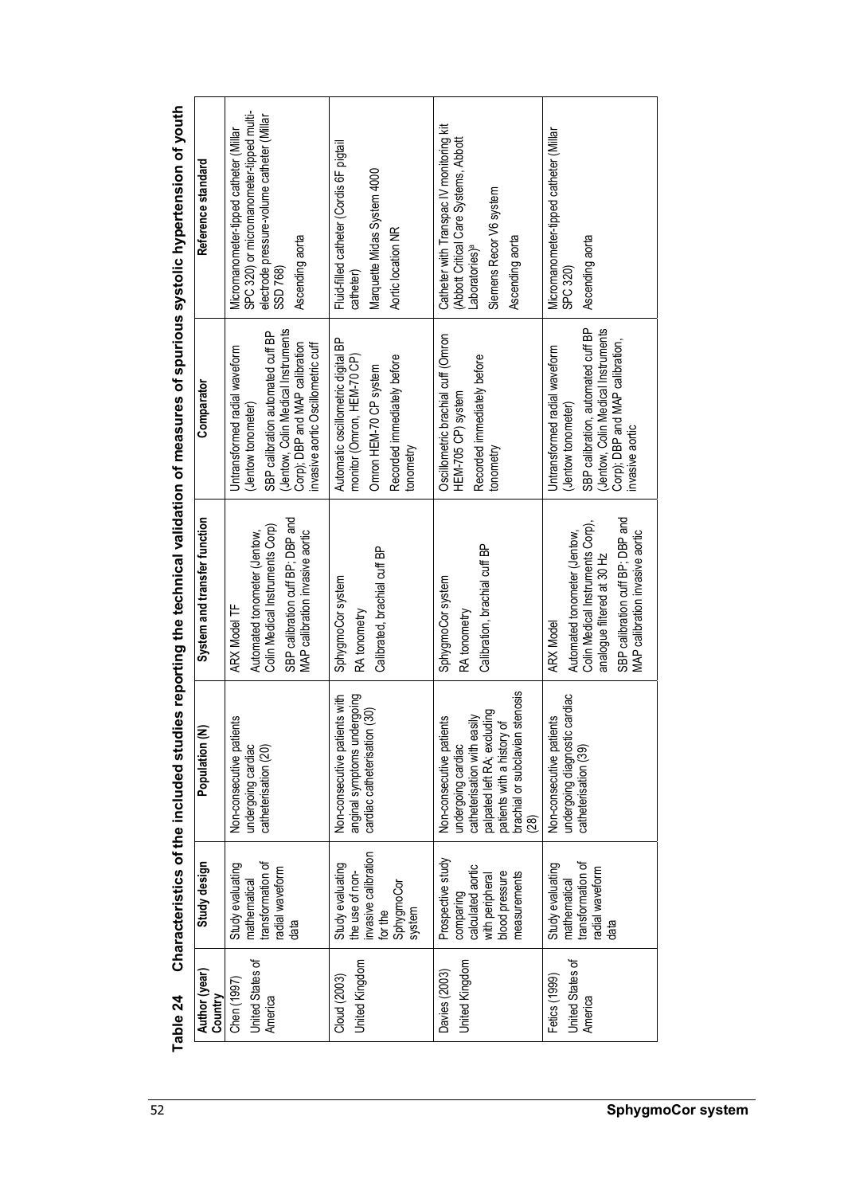**Table 24 Characteristics of the included studies reporting the technical validation of measures of spurious systolic hypertension of youth**

| Author (year) Country | Study design | Population (N) | System and transfer function | Comparator | Reference standard |
|---|---|---|---|---|---|
| Chen (1997)<br><br>United States of America | Study evaluating mathematical transformation of radial waveform data | Non-consecutive patients undergoing cardiac catheterisation (20) | ARX Model TF<br><br>Automated tonometer (Jentow, Colin Medical Instruments Corp)<br><br>SBP calibration cuff BP; DBP and MAP calibration invasive aortic | Untransformed radial waveform (Jentow tonometer)<br><br>SBP calibration automated cuff BP (Jentow, Colin Medical Instruments Corp); DBP and MAP calibration invasive aortic Oscillometric cuff | Micromanometer-tipped catheter (Millar SPC 320) or micromanometer-tipped multi-electrode pressure-volume catheter (Millar SSD 768)<br><br>Ascending aorta |
| Cloud (2003)<br><br>United Kingdom | Study evaluating the use of non-invasive calibration for the SphygmoCor system | Non-consecutive patients with anginal symptoms undergoing cardiac catheterisation (30) | SphygmoCor system<br><br>RA tonometry<br><br>Calibrated, brachial cuff BP | Automatic oscillometric digital BP monitor (Omron, HEM-70 CP)<br><br>Omron HEM-70 CP system<br><br>Recorded immediately before tonometry | Fluid-filled catheter (Cordis 6F pigtail catheter)<br><br>Marquette Midas System 4000<br><br>Aortic location NR |
| Davies (2003)<br><br>United Kingdom | Prospective study comparing calculated aortic with peripheral blood pressure measurements | Non-consecutive patients undergoing cardiac catheterisation with easily palpated left RA; excluding patients with a history of brachial or subclavian stenosis (28) | SphygmoCor system<br><br>RA tonometry<br><br>Calibration, brachial cuff BP | Oscillometric brachial cuff (Omron HEM-705 CP) system<br><br>Recorded immediately before tonometry | Catheter with Transpac IV monitoring kit (Abbott Critical Care Systems, Abbott Laboratories)[a]<br><br>Siemens Recor V6 system<br><br>Ascending aorta |
| Fetics (1999)<br><br>United States of America | Study evaluating mathematical transformation of radial waveform data | Non-consecutive patients undergoing diagnostic cardiac catheterisation (39) | ARX Model<br><br>Automated tonometer (Jentow, Colin Medical Instruments Corp), analogue filtered at 30 Hz<br><br>SBP calibration cuff BP; DBP and MAP calibration invasive aortic | Untransformed radial waveform (Jentow tonometer)<br><br>SBP calibration, automated cuff BP (Jentow, Colin Medical Instruments Corp); DBP and MAP calibration, invasive aortic | Micromanometer-tipped catheter (Millar SPC 320)<br><br>Ascending aorta |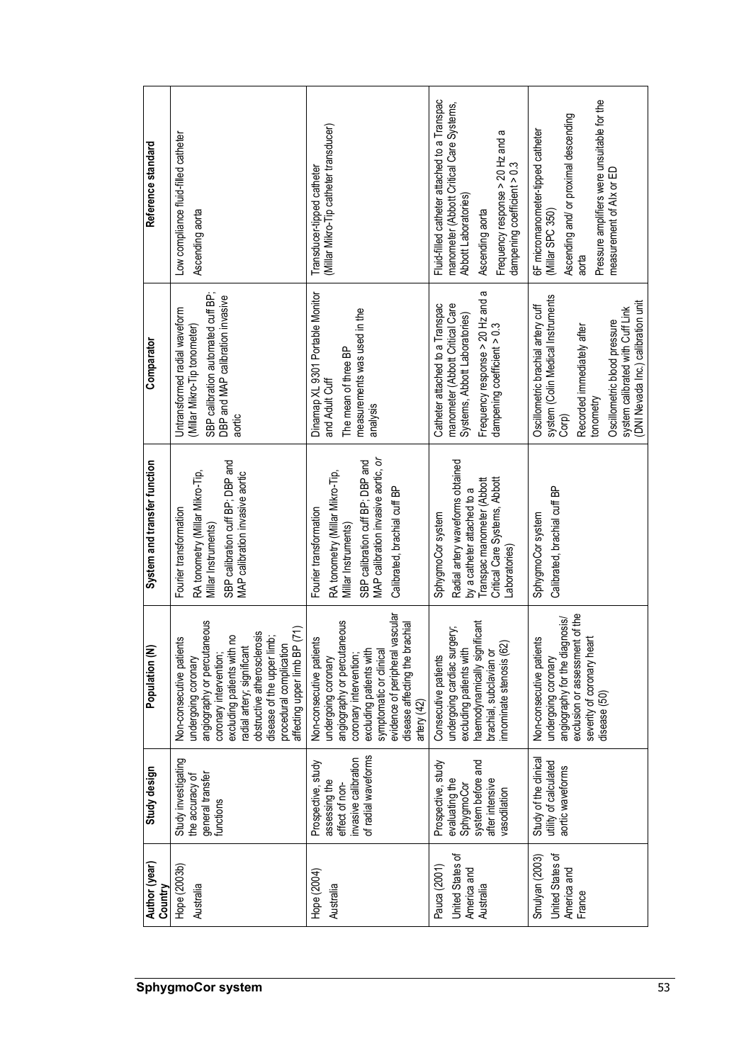| Author (year) Country | Study design | Population (N) | System and transfer function | Comparator | Reference standard |
|---|---|---|---|---|---|
| Hope (2003b) Australia | Study investigating the accuracy of general transfer functions | Non-consecutive patients undergoing coronary angiography or percutaneous coronary intervention; excluding patients with no radial artery; significant obstructive atherosclerosis disease of the upper limb; procedural complication affecting upper limb BP (71) | Fourier transformation<br>RA tonometry (Millar Mikro-Tip, Millar Instruments)<br>SBP calibration cuff BP; DBP and MAP calibration invasive aortic | Untransformed radial waveform (Millar Mikro-Tip tonometer)<br>SBP calibration automated cuff BP; DBP and MAP calibration invasive aortic | Low compliance fluid-filled catheter<br>Ascending aorta |
| Hope (2004) Australia | Prospective, study assessing the effect of non-invasive calibration of radial waveforms | Non-consecutive patients undergoing coronary angiography or percutaneous coronary intervention; excluding patients with symptomatic or clinical evidence of peripheral vascular disease affecting the brachial artery (42) | Fourier transformation<br>RA tonometry (Millar Mikro-Tip, Millar Instruments)<br>SBP calibration cuff BP; DBP and MAP calibration invasive aortic, *or*<br>Calibrated, brachial cuff BP | Dinamap XL 9301 Portable Monitor and Adult Cuff<br>The mean of three BP measurements was used in the analysis | Transducer-tipped catheter<br>(Millar Mikro-Tip catheter transducer) |
| Pauca (2001) United States of America and Australia | Prospective, study evaluating the SphygmoCor system before and after intensive vasodilation | Consecutive patients undergoing cardiac surgery; excluding patients with haemodynamically significant brachial, subclavian or innominate stenosis (62) | SphygmoCor system<br>Radial artery waveforms obtained by a catheter attached to a Transpac manometer (Abbott Critical Care Systems, Abbott Laboratories) | Catheter attached to a Transpac manometer (Abbott Critical Care Systems, Abbott Laboratories)<br>Frequency response > 20 Hz and a dampening coefficient > 0.3 | Fluid-filled catheter attached to a Transpac manometer (Abbott Critical Care Systems, Abbott Laboratories)<br>Ascending aorta<br>Frequency response > 20 Hz and a dampening coefficient > 0.3 |
| Smulyan (2003) United States of America and France | Study of the clinical utility of calculated aortic waveforms | Non-consecutive patients undergoing coronary angiography for the diagnosis/ exclusion or assessment of the severity of coronary heart disease (50) | SphygmoCor system<br>Calibrated, brachial cuff BP | Oscillometric brachial artery cuff system (Colin Medical Instruments Corp)<br>Recorded immediately after tonometry<br>Oscillometric blood pressure system calibrated with Cuff Link (DNI Nevada Inc.) calibration unit | 6F micromanometer-tipped catheter (Millar SPC 350)<br>Ascending and/ or proximal descending aorta<br>Pressure amplifiers were unsuitable for the measurement of AIx or ED |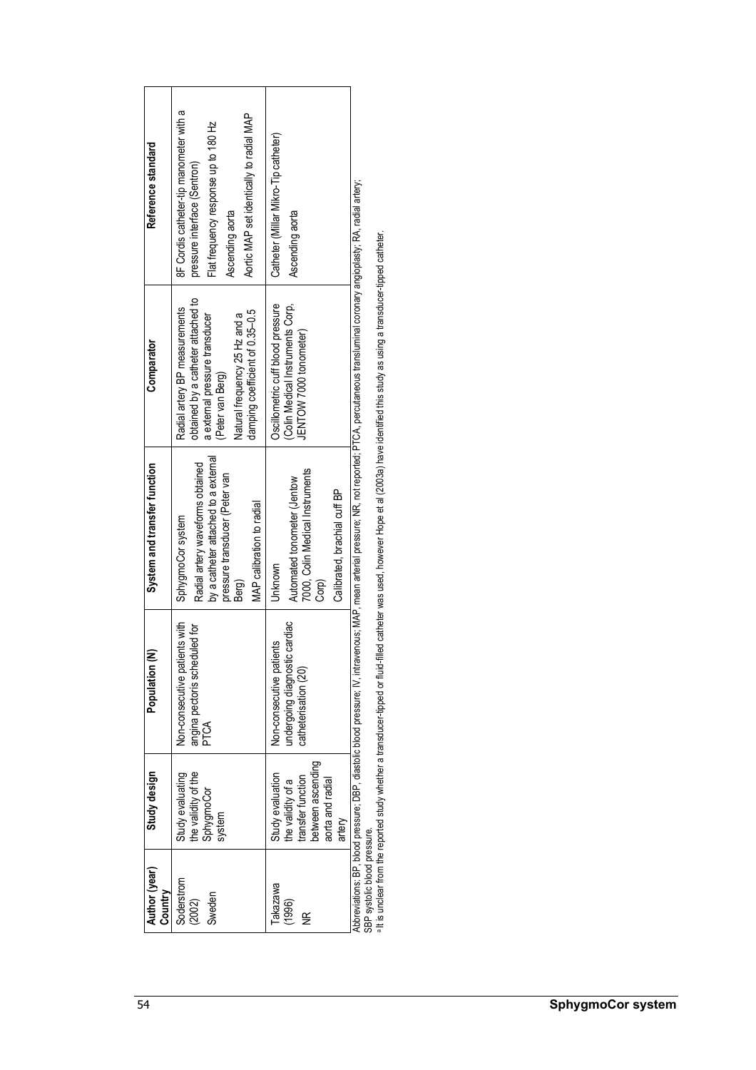| Author (year) Country | Study design | Population (N) | System and transfer function | Comparator | Reference standard |
|---|---|---|---|---|---|
| Soderstrom (2002) Sweden | Study evaluating the validity of the SphygmoCor system | Non-consecutive patients with angina pectoris scheduled for PTCA | SphygmoCor system<br>Radial artery waveforms obtained by a catheter attached to a external pressure transducer (Peter van Berg)<br>MAP calibration to radial | Radial artery BP measurements obtained by a catheter attached to a external pressure transducer (Peter van Berg)<br>Natural frequency 25 Hz and a damping coefficient of 0.35–0.5 | 8F Cordis catheter-tip manometer with a pressure interface (Sentron)<br>Flat frequency response up to 180 Hz<br>Ascending aorta<br>Aortic MAP set identically to radial MAP |
| Takazawa (1996) NR | Study evaluation the validity of a transfer function between ascending aorta and radial artery | Non-consecutive patients undergoing diagnostic cardiac catheterisation (20) | Unknown<br>Automated tonometer (Jentow 7000, Colin Medical Instruments Corp)<br>Calibrated, brachial cuff BP | Oscillometric cuff blood pressure (Colin Medical Instruments Corp, JENTOW 7000 tonometer) | Catheter (Millar Mikro-Tip catheter)<br>Ascending aorta |

Abbreviations: BP, blood pressure; DBP, diastolic blood pressure; IV, intravenous; MAP, mean arterial pressure; NR, not reported; PTCA, percutaneous transluminal coronary angioplasty; RA, radial artery; SBP systolic blood pressure.

[a] It is unclear from the reported study whether a transducer-tipped or fluid-filled catheter was used, however Hope et al (2003a) have identified this study as using a transducer-tipped catheter.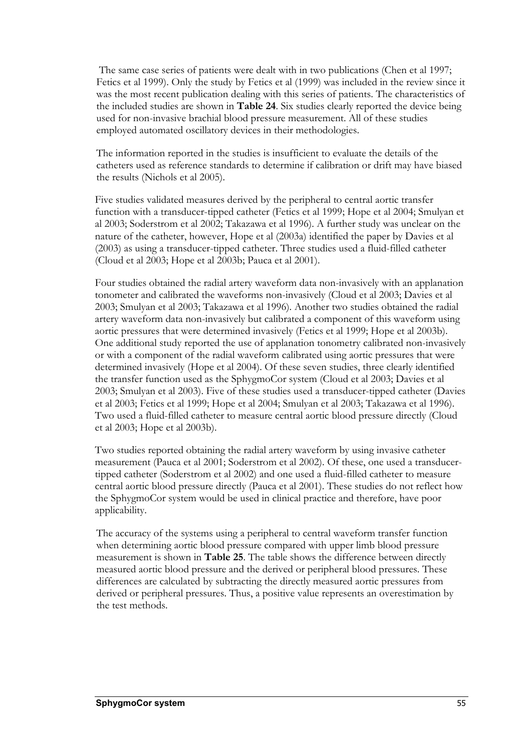The same case series of patients were dealt with in two publications (Chen et al 1997; Fetics et al 1999). Only the study by Fetics et al (1999) was included in the review since it was the most recent publication dealing with this series of patients. The characteristics of the included studies are shown in **Table 24**. Six studies clearly reported the device being used for non-invasive brachial blood pressure measurement. All of these studies employed automated oscillatory devices in their methodologies.

The information reported in the studies is insufficient to evaluate the details of the catheters used as reference standards to determine if calibration or drift may have biased the results (Nichols et al 2005).

Five studies validated measures derived by the peripheral to central aortic transfer function with a transducer-tipped catheter (Fetics et al 1999; Hope et al 2004; Smulyan et al 2003; Soderstrom et al 2002; Takazawa et al 1996). A further study was unclear on the nature of the catheter, however, Hope et al (2003a) identified the paper by Davies et al (2003) as using a transducer-tipped catheter. Three studies used a fluid-filled catheter (Cloud et al 2003; Hope et al 2003b; Pauca et al 2001).

Four studies obtained the radial artery waveform data non-invasively with an applanation tonometer and calibrated the waveforms non-invasively (Cloud et al 2003; Davies et al 2003; Smulyan et al 2003; Takazawa et al 1996). Another two studies obtained the radial artery waveform data non-invasively but calibrated a component of this waveform using aortic pressures that were determined invasively (Fetics et al 1999; Hope et al 2003b). One additional study reported the use of applanation tonometry calibrated non-invasively or with a component of the radial waveform calibrated using aortic pressures that were determined invasively (Hope et al 2004). Of these seven studies, three clearly identified the transfer function used as the SphygmoCor system (Cloud et al 2003; Davies et al 2003; Smulyan et al 2003). Five of these studies used a transducer-tipped catheter (Davies et al 2003; Fetics et al 1999; Hope et al 2004; Smulyan et al 2003; Takazawa et al 1996). Two used a fluid-filled catheter to measure central aortic blood pressure directly (Cloud et al 2003; Hope et al 2003b).

Two studies reported obtaining the radial artery waveform by using invasive catheter measurement (Pauca et al 2001; Soderstrom et al 2002). Of these, one used a transducer-tipped catheter (Soderstrom et al 2002) and one used a fluid-filled catheter to measure central aortic blood pressure directly (Pauca et al 2001). These studies do not reflect how the SphygmoCor system would be used in clinical practice and therefore, have poor applicability.

The accuracy of the systems using a peripheral to central waveform transfer function when determining aortic blood pressure compared with upper limb blood pressure measurement is shown in **Table 25**. The table shows the difference between directly measured aortic blood pressure and the derived or peripheral blood pressures. These differences are calculated by subtracting the directly measured aortic pressures from derived or peripheral pressures. Thus, a positive value represents an overestimation by the test methods.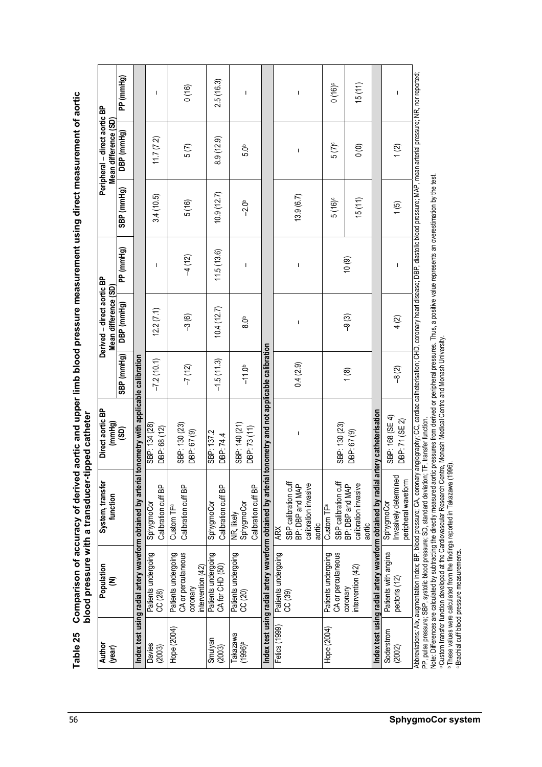**Table 25 Comparison of accuracy of derived aortic and upper limb blood pressure measurement using direct measurement of aortic blood pressure with a transducer-tipped catheter**

| Author (year) | Population (N) | System, transfer function | Direct aortic BP (mmHg) (SD) | Derived – direct aortic BP Mean difference (SD) | | | Peripheral – direct aortic BP Mean difference (SD) | | |
|---|---|---|---|---|---|---|---|---|---|
| | | | | SBP (mmHg) | DBP (mmHg) | PP (mmHg) | SBP (mmHg) | DBP (mmHg) | PP (mmHg) |
| **Index test using radial artery waveform obtained by arterial tonometry with applicable calibration** | | | | | | | | | |
| Davies (2003) | Patients undergoing CC (28) | SphygmoCor Calibration cuff BP | SBP: 134 (28) DBP: 68 (12) | −7.2 (10.1) | 12.2 (7.1) | – | 3.4 (10.5) | 11.7 (7.2) | – |
| Hope (2004) | Patients undergoing CA or percutaneous coronary intervention (42) | Custom TF[a] Calibration cuff BP | SBP: 130 (23) DBP: 67 (9) | −7 (12) | −3 (6) | −4 (12) | 5 (16) | 5 (7) | 0 (16) |
| Smulyan (2003) | Patients undergoing CA for CHD (50) | SphygmoCor Calibration cuff BP | SBP: 137.2 DBP: 74.4 | −1.5 (11.3) | 10.4 (12.7) | 11.5 (13.6) | 10.9 (12.7) | 8.9 (12.9) | 2.5 (16.3) |
| Takazawa (1996)[b] | Patients undergoing CC (20) | NR, likely SphygmoCor Calibration cuff BP | SBP: 140 (21) DBP: 73 (11) | −11.0[b] | 8.0[b] | – | −2.0[b] | 5.0[b] | – |
| **Index test using radial artery waveform obtained by arterial tonometry and not applicable calibration** | | | | | | | | | |
| Fetics (1999) | Patients undergoing CC (39) | ARX SBP calibration cuff BP: DBP and MAP calibration invasive aortic | – | 0.4 (2.9) | – | – | 13.9 (6.7) | – | – |
| Hope (2004) | Patients undergoing CA or percutaneous coronary intervention (42) | Custom TF[a] SBP calibration cuff BP: DBP and MAP calibration invasive aortic | SBP: 130 (23) DBP: 67 (9) | 1 (8) | −9 (3) | 10 (9) | 5 (16)[c] | 5 (7)[c] | 0 (16)[c] |
| | | | | | | | 15 (11) | 0 (0) | 15 (11) |
| **Index test using radial artery waveform obtained by radial artery catheterisation** | | | | | | | | | |
| Soderstrom (2002) | Patients with angina pectoris (12) | SphygmoCor Invasively determined peripheral waveform | SBP: 168 (SE 4) DBP: 71 (SE 2) | −8 (2) | 4 (2) | – | 1 (5) | 1 (2) | – |

Abbreviations: AIx, augmentation index; BP, blood pressure; CA, coronary angiography; CC, cardiac catheterisation; CHD, coronary heart disease; DBP, diastolic blood pressure; MAP, mean arterial pressure; NR, nor reported; PP, pulse pressure; SBP, systolic blood pressure; SD, standard deviation; TF, transfer function.

Note: Differences are calculated by subtracting the directly measured aortic pressures from derived or peripheral pressures. Thus, a positive value represents an overestimation by the test.

[a] Custom transfer function developed at the Cardiovascular Research Centre, Monash Medical Centre and Monash University.

[b] These values were calculated from the findings reported in Takazawa (1996).

[c] Brachial cuff blood pressure measurements.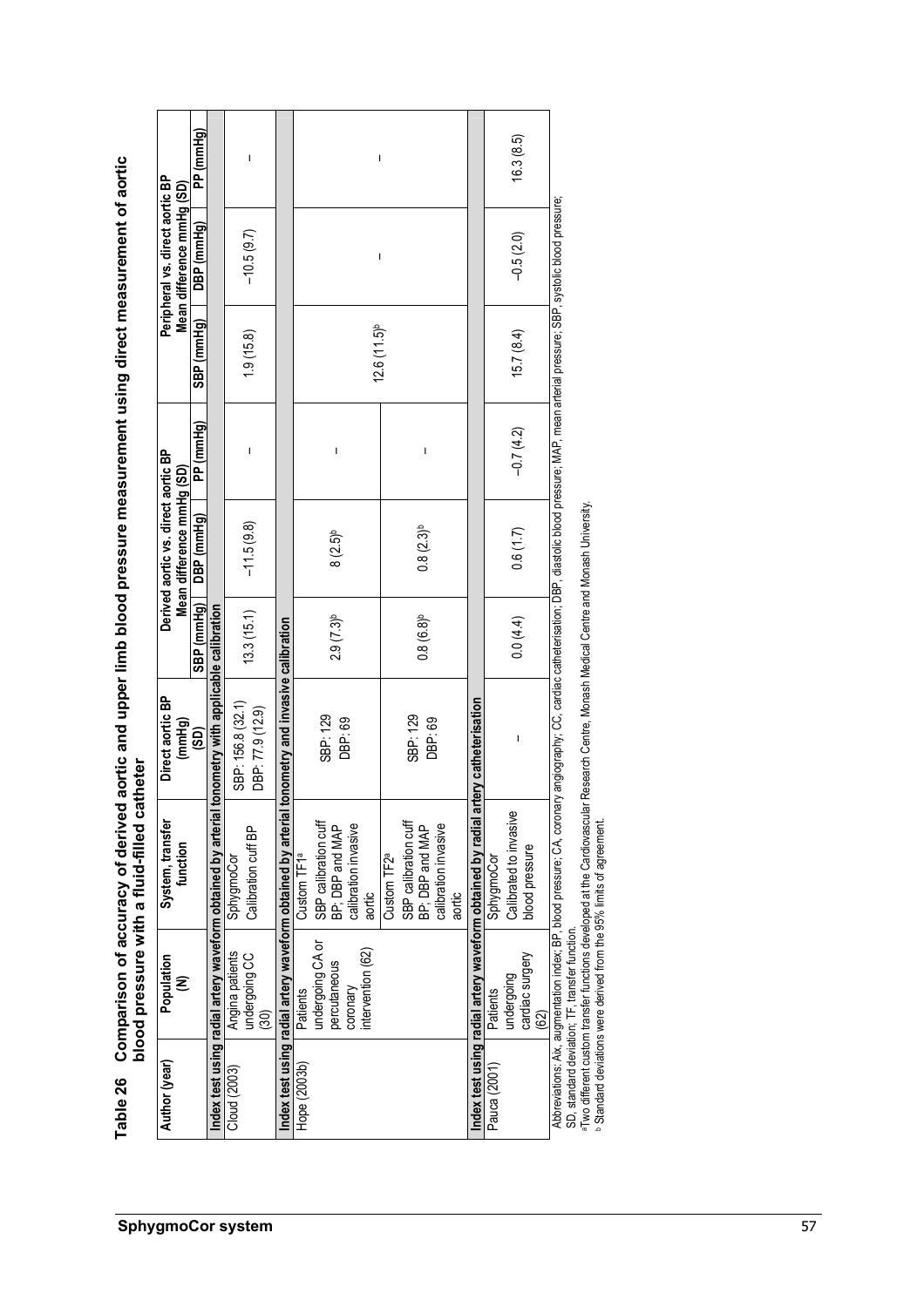**Table 26 Comparison of accuracy of derived aortic and upper limb blood pressure measurement using direct measurement of aortic blood pressure with a fluid-filled catheter**

| Author (year) | Population (N) | System, transfer function | Direct aortic BP (mmHg) (SD) | Derived aortic vs. direct aortic BP Mean difference mmHg (SD) | | | Peripheral vs. direct aortic BP Mean difference mmHg (SD) | | |
|---|---|---|---|---|---|---|---|---|---|
| | | | | SBP (mmHg) | DBP (mmHg) | PP (mmHg) | SBP (mmHg) | DBP (mmHg) | PP (mmHg) |
| **Index test using radial artery waveform obtained by arterial tonometry with applicable calibration** | | | | | | | | | |
| Cloud (2003) | Angina patients undergoing CC (30) | SphygmoCor Calibration cuff BP | SBP: 156.8 (32.1) DBP: 77.9 (12.9) | 13.3 (15.1) | −11.5 (9.8) | – | 1.9 (15.8) | −10.5 (9.7) | – |
| **Index test using radial artery waveform obtained by arterial tonometry and invasive calibration** | | | | | | | | | |
| Hope (2003b) | Patients undergoing CA or percutaneous coronary intervention (62) | Custom TF1[a] SBP calibration cuff BP; DBP and MAP calibration invasive aortic | SBP: 129 DBP: 69 | 2.9 (7.3)[b] | 8 (2.5)[b] | – | 12.6 (11.5)[b] | – | – |
| | | Custom TF2[a] SBP calibration cuff BP; DBP and MAP calibration invasive aortic | SBP: 129 DBP: 69 | 0.8 (6.8)[b] | 0.8 (2.3)[b] | – | | | |
| **Index test using radial artery waveform obtained by radial artery catheterisation** | | | | | | | | | |
| Pauca (2001) | Patients undergoing cardiac surgery (62) | SphygmoCor Calibrated to invasive blood pressure | – | 0.0 (4.4) | 0.6 (1.7) | −0.7 (4.2) | 15.7 (8.4) | −0.5 (2.0) | 16.3 (8.5) |

Abbreviations: AIx, augmentation index; BP, blood pressure; CA, coronary angiography; CC, cardiac catheterisation; DBP, diastolic blood pressure; MAP, mean arterial pressure; SBP, systolic blood pressure; SD, standard deviation; TF, transfer function.
[a] Two different custom transfer functions developed at the Cardiovascular Research Centre, Monash Medical Centre and Monash University.
[b] Standard deviations were derived from the 95% limits of agreement.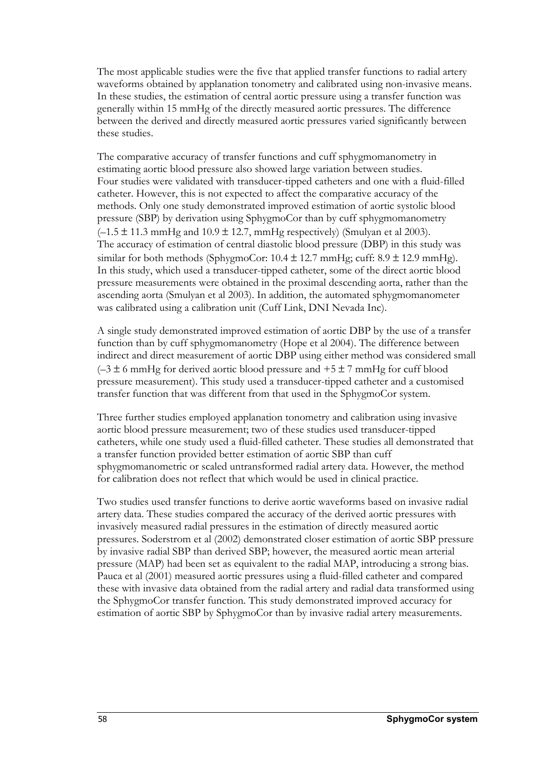The most applicable studies were the five that applied transfer functions to radial artery waveforms obtained by applanation tonometry and calibrated using non-invasive means. In these studies, the estimation of central aortic pressure using a transfer function was generally within 15 mmHg of the directly measured aortic pressures. The difference between the derived and directly measured aortic pressures varied significantly between these studies.

The comparative accuracy of transfer functions and cuff sphygmomanometry in estimating aortic blood pressure also showed large variation between studies. Four studies were validated with transducer-tipped catheters and one with a fluid-filled catheter. However, this is not expected to affect the comparative accuracy of the methods. Only one study demonstrated improved estimation of aortic systolic blood pressure (SBP) by derivation using SphygmoCor than by cuff sphygmomanometry ($-1.5 \pm 11.3$ mmHg and $10.9 \pm 12.7$, mmHg respectively) (Smulyan et al 2003). The accuracy of estimation of central diastolic blood pressure (DBP) in this study was similar for both methods (SphygmoCor: $10.4 \pm 12.7$ mmHg; cuff: $8.9 \pm 12.9$ mmHg). In this study, which used a transducer-tipped catheter, some of the direct aortic blood pressure measurements were obtained in the proximal descending aorta, rather than the ascending aorta (Smulyan et al 2003). In addition, the automated sphygmomanometer was calibrated using a calibration unit (Cuff Link, DNI Nevada Inc).

A single study demonstrated improved estimation of aortic DBP by the use of a transfer function than by cuff sphygmomanometry (Hope et al 2004). The difference between indirect and direct measurement of aortic DBP using either method was considered small ($-3 \pm 6$ mmHg for derived aortic blood pressure and $+5 \pm 7$ mmHg for cuff blood pressure measurement). This study used a transducer-tipped catheter and a customised transfer function that was different from that used in the SphygmoCor system.

Three further studies employed applanation tonometry and calibration using invasive aortic blood pressure measurement; two of these studies used transducer-tipped catheters, while one study used a fluid-filled catheter. These studies all demonstrated that a transfer function provided better estimation of aortic SBP than cuff sphygmomanometric or scaled untransformed radial artery data. However, the method for calibration does not reflect that which would be used in clinical practice.

Two studies used transfer functions to derive aortic waveforms based on invasive radial artery data. These studies compared the accuracy of the derived aortic pressures with invasively measured radial pressures in the estimation of directly measured aortic pressures. Soderstrom et al (2002) demonstrated closer estimation of aortic SBP pressure by invasive radial SBP than derived SBP; however, the measured aortic mean arterial pressure (MAP) had been set as equivalent to the radial MAP, introducing a strong bias. Pauca et al (2001) measured aortic pressures using a fluid-filled catheter and compared these with invasive data obtained from the radial artery and radial data transformed using the SphygmoCor transfer function. This study demonstrated improved accuracy for estimation of aortic SBP by SphygmoCor than by invasive radial artery measurements.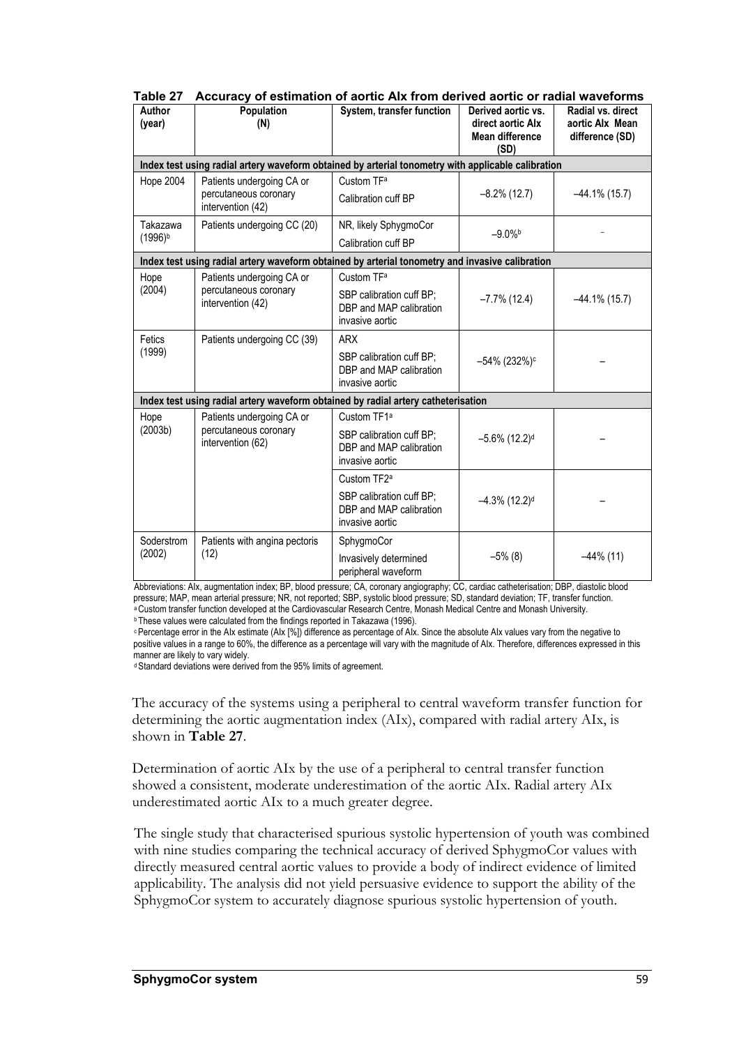**Table 27 Accuracy of estimation of aortic AIx from derived aortic or radial waveforms**

| Author (year) | Population (N) | System, transfer function | Derived aortic vs. direct aortic AIx Mean difference (SD) | Radial vs. direct aortic AIx Mean difference (SD) |
|---|---|---|---|---|
| **Index test using radial artery waveform obtained by arterial tonometry with applicable calibration** | | | | |
| Hope 2004 | Patients undergoing CA or percutaneous coronary intervention (42) | Custom TF[a]<br>Calibration cuff BP | –8.2% (12.7) | –44.1% (15.7) |
| Takazawa (1996)[b] | Patients undergoing CC (20) | NR, likely SphygmoCor<br>Calibration cuff BP | –9.0%[b] | – |
| **Index test using radial artery waveform obtained by arterial tonometry and invasive calibration** | | | | |
| Hope (2004) | Patients undergoing CA or percutaneous coronary intervention (42) | Custom TF[a]<br>SBP calibration cuff BP; DBP and MAP calibration invasive aortic | –7.7% (12.4) | –44.1% (15.7) |
| Fetics (1999) | Patients undergoing CC (39) | ARX<br>SBP calibration cuff BP; DBP and MAP calibration invasive aortic | –54% (232%)[c] | – |
| **Index test using radial artery waveform obtained by radial artery catheterisation** | | | | |
| Hope (2003b) | Patients undergoing CA or percutaneous coronary intervention (62) | Custom TF1[a]<br>SBP calibration cuff BP; DBP and MAP calibration invasive aortic | –5.6% (12.2)[d] | – |
| | | Custom TF2[a]<br>SBP calibration cuff BP; DBP and MAP calibration invasive aortic | –4.3% (12.2)[d] | – |
| Soderstrom (2002) | Patients with angina pectoris (12) | SphygmoCor<br>Invasively determined peripheral waveform | –5% (8) | –44% (11) |

Abbreviations: AIx, augmentation index; BP, blood pressure; CA, coronary angiography; CC, cardiac catheterisation; DBP, diastolic blood pressure; MAP, mean arterial pressure; NR, not reported; SBP, systolic blood pressure; SD, standard deviation; TF, transfer function.
[a] Custom transfer function developed at the Cardiovascular Research Centre, Monash Medical Centre and Monash University.
[b] These values were calculated from the findings reported in Takazawa (1996).
[c] Percentage error in the AIx estimate (AIx [%]) difference as percentage of AIx. Since the absolute AIx values vary from the negative to positive values in a range to 60%, the difference as a percentage will vary with the magnitude of AIx. Therefore, differences expressed in this manner are likely to vary widely.
[d] Standard deviations were derived from the 95% limits of agreement.

The accuracy of the systems using a peripheral to central waveform transfer function for determining the aortic augmentation index (AIx), compared with radial artery AIx, is shown in **Table 27**.

Determination of aortic AIx by the use of a peripheral to central transfer function showed a consistent, moderate underestimation of the aortic AIx. Radial artery AIx underestimated aortic AIx to a much greater degree.

The single study that characterised spurious systolic hypertension of youth was combined with nine studies comparing the technical accuracy of derived SphygmoCor values with directly measured central aortic values to provide a body of indirect evidence of limited applicability. The analysis did not yield persuasive evidence to support the ability of the SphygmoCor system to accurately diagnose spurious systolic hypertension of youth.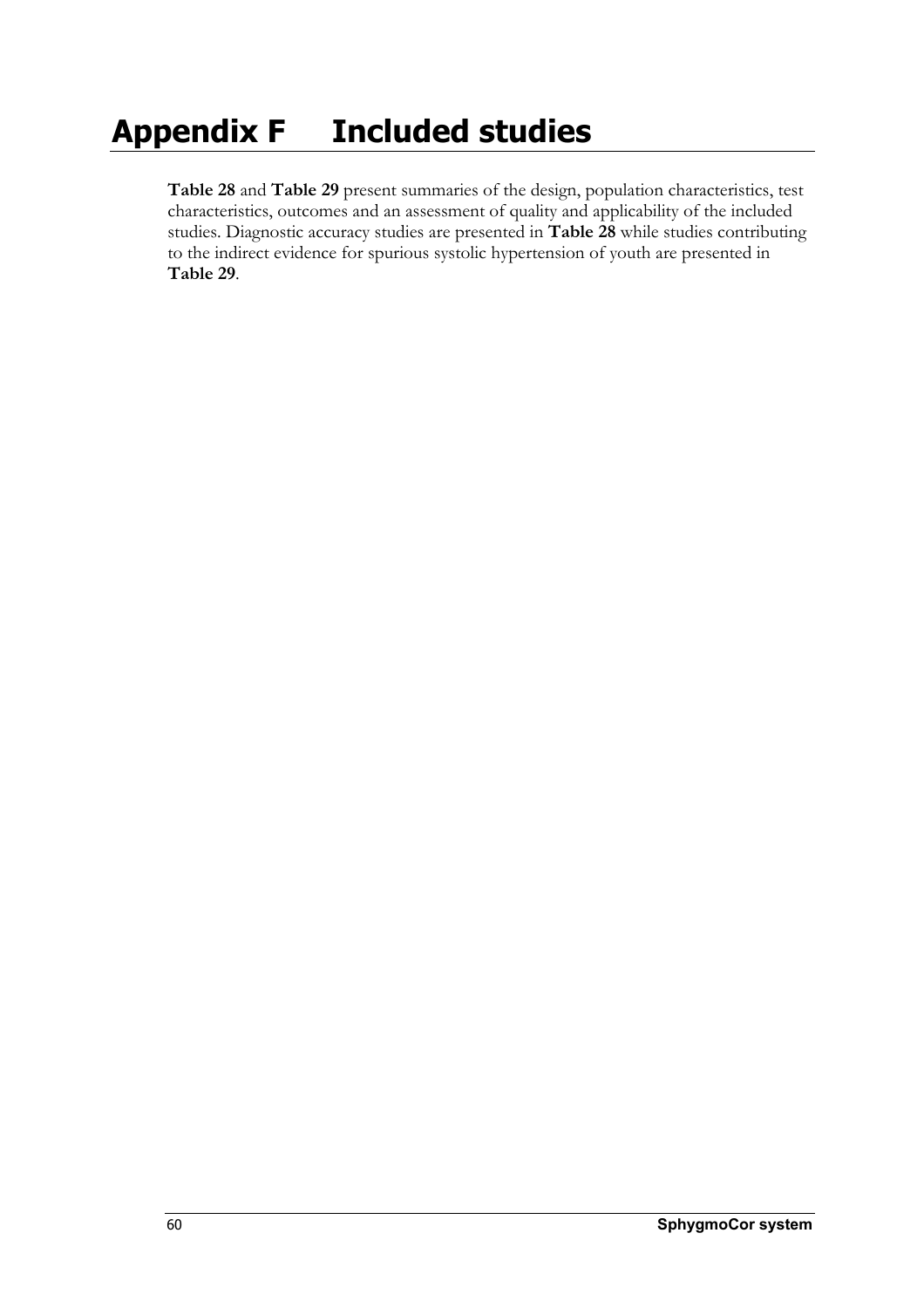# Appendix F Included studies

**Table 28** and **Table 29** present summaries of the design, population characteristics, test characteristics, outcomes and an assessment of quality and applicability of the included studies. Diagnostic accuracy studies are presented in **Table 28** while studies contributing to the indirect evidence for spurious systolic hypertension of youth are presented in **Table 29**.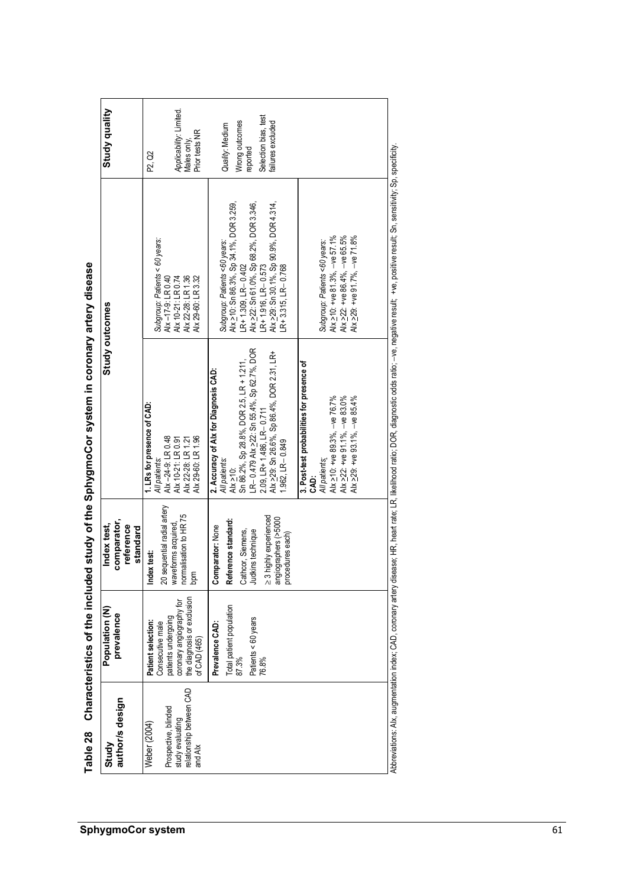**Table 28 Characteristics of the included study of the SphygmoCor system in coronary artery disease**

| Study author/s design | Population (N) prevalence | Index test, comparator, reference standard | Study outcomes | | Study quality |
|---|---|---|---|---|---|
| Weber (2004)<br><br>Prospective, blinded study evaluating relationship between CAD and AIx | **Patient selection:**<br>Consecutive male patients undergoing coronary angiography for the diagnosis or exclusion of CAD (465) | **Index test:**<br>20 sequential radial artery waveforms acquired, normalisation to HR 75 bpm | **1. LRs for presence of CAD:**<br>*All patients:*<br>AIx –24-9: LR 0.48<br>AIx 10-21: LR 0.91<br>AIx 22-28: LR 1.21<br>AIx 29-60: LR 1.96 | *Subgroup: Patients < 60 years:*<br>AIx –17-9: LR 0.40<br>AIx 10-21: LR 0.74<br>AIx 22-28: LR 1.36<br>AIx 29-60: LR 3.32 | P2, Q2<br><br>*Applicability:* Limited. Males only, Prior tests NR |
| | **Prevalence CAD:**<br>Total patient population 87.3%<br><br>Patients < 60 years 76.8% | **Comparator:** None<br><br>**Reference standard:**<br>Cathcor, Siemens, Judkins technique<br><br>≥ 3 highly experienced angiographers (>5000 procedures each) | **2. Accuracy of AIx for Diagnosis CAD:**<br>*All patients:*<br>AIx ≥10:<br>Sn 86.2%, Sp 28.8%, DOR 2.5, LR + 1.211, LR– 0.479 AIx ≥22: Sn 55.4%, Sp 62.7%, DOR 2.09, LR+ 1.486, LR– 0.711<br>AIx ≥29: Sn 26.6%, Sp 86.4%, DOR 2.31, LR+ 1.962, LR– 0.849 | *Subgroup: Patients <60 years:*<br>AIx ≥10: Sn 86.3%, Sp 34.1%, DOR 3.259, LR+ 1.309, LR– 0.402<br>AIx ≥22: Sn 61.0%, Sp 68.2%, DOR 3.346, LR+ 1.916, LR– 0.573<br>AIx ≥29: Sn 30.1%, Sp 90.9%, DOR 4.314, LR+ 3.315, LR– 0.768 | *Quality:* Medium<br><br>Wrong outcomes reported<br><br>Selection bias, test failures excluded |
| | | | **3. Post-test probabilities for presence of CAD:**<br>*All patients:*<br>AIx ≥10: +ve 89.3%, –ve 76.7%<br>AIx ≥22: +ve 91.1%, –ve 83.0%<br>AIx ≥29: +ve 93.1%, –ve 85.4% | *Subgroup: Patients <60 years:*<br>AIx ≥10: +ve 81.3%, –ve 57.1%<br>AIx ≥22: +ve 86.4%, –ve 65.5%<br>AIx ≥29: +ve 91.7%, –ve 71.8% | |

Abbreviations: AIx, augmentation index; CAD, coronary artery disease; HR, heart rate; LR, likelihood ratio; DOR, diagnostic odds ratio; –ve, negative result; +ve, positive result; Sn, sensitivity; Sp, specificity.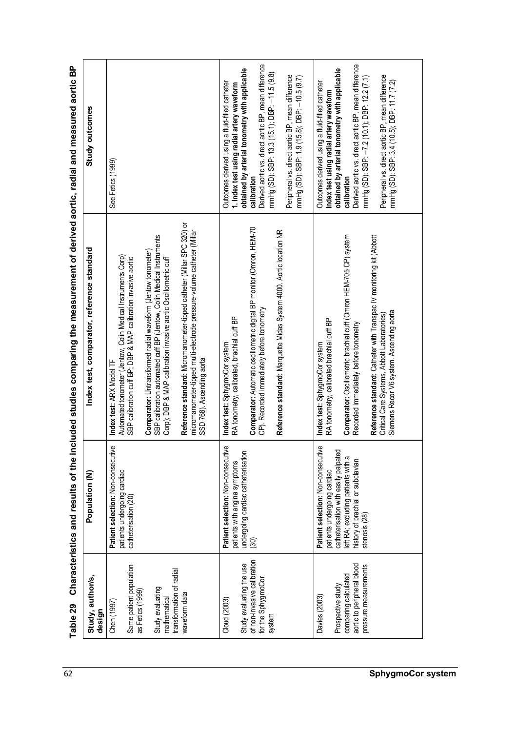**Table 29 Characteristics and results of the included studies comparing the measurement of derived aortic, radial and measured aortic BP**

| Study, author/s, design | Population (N) | Index test, comparator, reference standard | Study outcomes |
|---|---|---|---|
| Chen (1997)<br><br>Same patient population as Fetics (1999)<br><br>Study evaluating mathematical transformation of radial waveform data | **Patient selection:** Non-consecutive patients undergoing cardiac catheterisation (20) | **Index test:** ARX Model TF<br>Automated tonometer (Jentow, Colin Medical Instruments Corp) SBP calibration cuff BP; DBP & MAP calibration invasive aortic<br><br>**Comparator:** Untransformed radial waveform (Jentow tonometer) SBP calibration automated cuff BP (Jentow, Colin Medical Instruments Corp); DBP & MAP calibration invasive aortic Oscillometric cuff<br><br>**Reference standard:** Micromanometer-tipped catheter (Millar SPC 320) or micromanometer-tipped multi-electrode pressure-volume catheter (Millar SSD 768). Ascending aorta | See Fetics (1999) |
| Cloud (2003)<br><br>Study evaluating the use of non-invasive calibration for the SphygmoCor system | **Patient selection:** Non-consecutive patients with angina symptoms undergoing cardiac catheterisation (30) | **Index test:** SphygmoCor system<br>RA tonometry, calibrated, brachial cuff BP<br><br>**Comparator:** Automatic oscillometric digital BP monitor (Omron, HEM-70 CP). Recorded immediately before tonometry<br><br>**Reference standard:** Marquette Midas System 4000. Aortic location NR | Outcomes derived using a fluid-filled catheter<br>**1. Index test using radial artery waveform obtained by arterial tonometry with applicable calibration**<br>Derived aortic vs. direct aortic BP, mean difference mmHg (SD): SBP: 13.3 (15.1); DBP: –11.5 (9.8)<br><br>Peripheral vs. direct aortic BP, mean difference mmHg (SD): SBP: 1.9 (15.8); DBP: –10.5 (9.7) |
| Davies (2003)<br><br>Prospective study comparing calculated aortic to peripheral blood pressure measurements | **Patient selection:** Non-consecutive patients undergoing cardiac catheterisation with easily palpated left RA; excluding patients with a history of brachial or subclavian stenosis (28) | **Index test:** SphygmoCor system<br>RA tonometry, calibrated brachial cuff BP<br><br>**Comparator:** Oscillometric brachial cuff (Omron HEM-705 CP) system Recorded immediately before tonometry<br><br>**Reference standard:** Catheter with Transpac IV monitoring kit (Abbott Critical Care Systems, Abbott Laboratories)<br>Siemens Recor V6 system. Ascending aorta | Outcomes derived using a fluid-filled catheter<br>**Index test using radial artery waveform obtained by arterial tonometry with applicable calibration**<br>Derived aortic vs. direct aortic BP, mean difference mmHg (SD): SBP: –7.2 (10.1); DBP: 12.2 (7.1)<br><br>Peripheral vs. direct aortic BP, mean difference mmHg (SD): SBP: 3.4 (10.5); DBP: 11.7 (7.2) |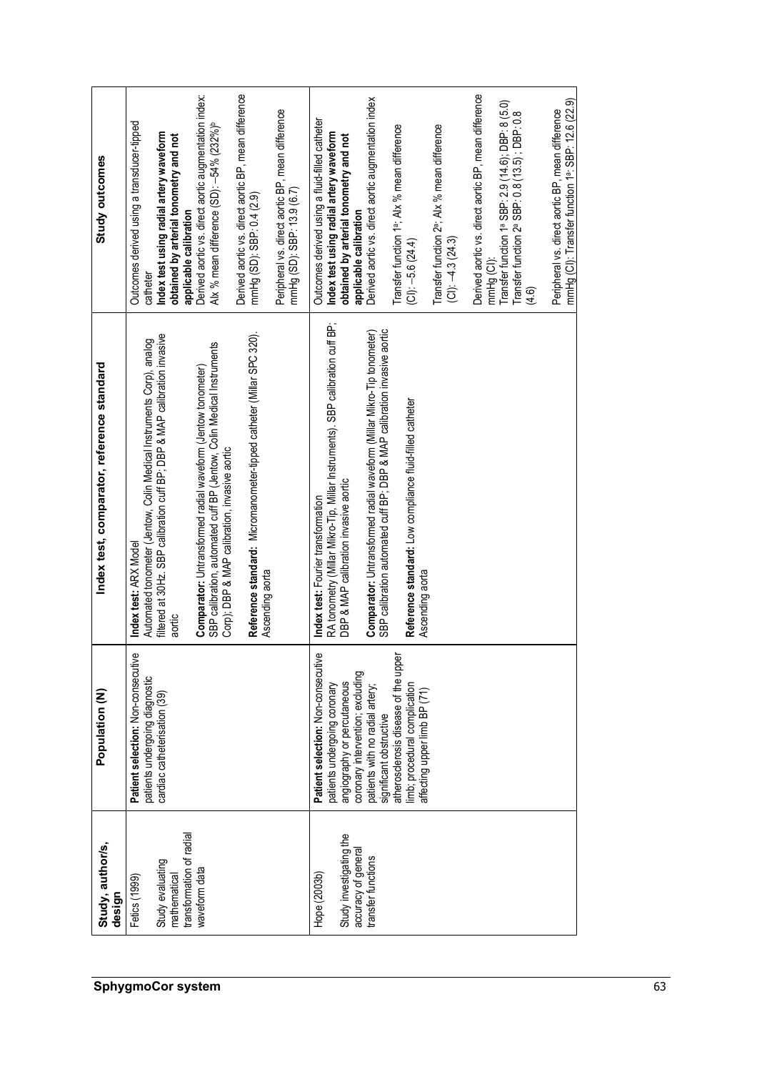| Study, author/s, design | Population (N) | Index test, comparator, reference standard | Study outcomes |
| --- | --- | --- | --- |
| Fetics (1999)<br><br>Study evaluating mathematical transformation of radial waveform data | **Patient selection:** Non-consecutive patients undergoing diagnostic cardiac catheterisation (39) | **Index test:** ARX Model<br>Automated tonometer (Jentow, Colin Medical Instruments Corp), analog filtered at 30Hz. SBP calibration cuff BP; DBP & MAP calibration invasive aortic<br><br>**Comparator:** Untransformed radial waveform (Jentow tonometer)<br>SBP calibration, automated cuff BP (Jentow, Colin Medical Instruments Corp); DBP & MAP calibration, invasive aortic<br><br>**Reference standard:** Micromanometer-tipped catheter (Millar SPC 320). Ascending aorta | Outcomes derived using a transducer-tipped catheter<br>**Index test using radial artery waveform obtained by arterial tonometry and not applicable calibration**<br>Derived aortic vs. direct aortic augmentation index: AIx % mean difference (SD): –54% (232%)[b]<br><br>Derived aortic vs. direct aortic BP, mean difference mmHg (SD): SBP: 0.4 (2.9)<br><br>Peripheral vs. direct aortic BP, mean difference mmHg (SD): SBP: 13.9 (6.7) |
| Hope (2003b)<br><br>Study investigating the accuracy of general transfer functions | **Patient selection:** Non-consecutive patients undergoing coronary angiography or percutaneous coronary intervention; excluding patients with no radial artery; significant obstructive atherosclerosis disease of the upper limb; procedural complication affecting upper limb BP (71) | **Index test:** Fourier transformation<br>RA tonometry (Millar Mikro-Tip, Millar Instruments). SBP calibration cuff BP; DBP & MAP calibration invasive aortic<br><br>**Comparator:** Untransformed radial waveform (Millar Mikro-Tip tonometer)<br>SBP calibration automated cuff BP; DBP & MAP calibration invasive aortic<br><br>**Reference standard:** Low compliance fluid-filled catheter<br>Ascending aorta | Outcomes derived using a fluid-filled catheter<br>**Index test using radial artery waveform obtained by arterial tonometry and not applicable calibration**<br>Derived aortic vs. direct aortic augmentation index<br><br>Transfer function 1[a]: AIx % mean difference (CI): –5.6 (24.4)<br><br>Transfer function 2[a]: AIx % mean difference (CI): –4.3 (24.3)<br><br>Derived aortic vs. direct aortic BP, mean difference mmHg (CI):<br>Transfer function 1[a] SBP: 2.9 (14.6); DBP: 8 (5.0)<br>Transfer function 2[a] SBP: 0.8 (13.5) ; DBP: 0.8 (4.6)<br><br>Peripheral vs. direct aortic BP, mean difference mmHg (CI): Transfer function 1[a]: SBP: 12.6 (22.9) |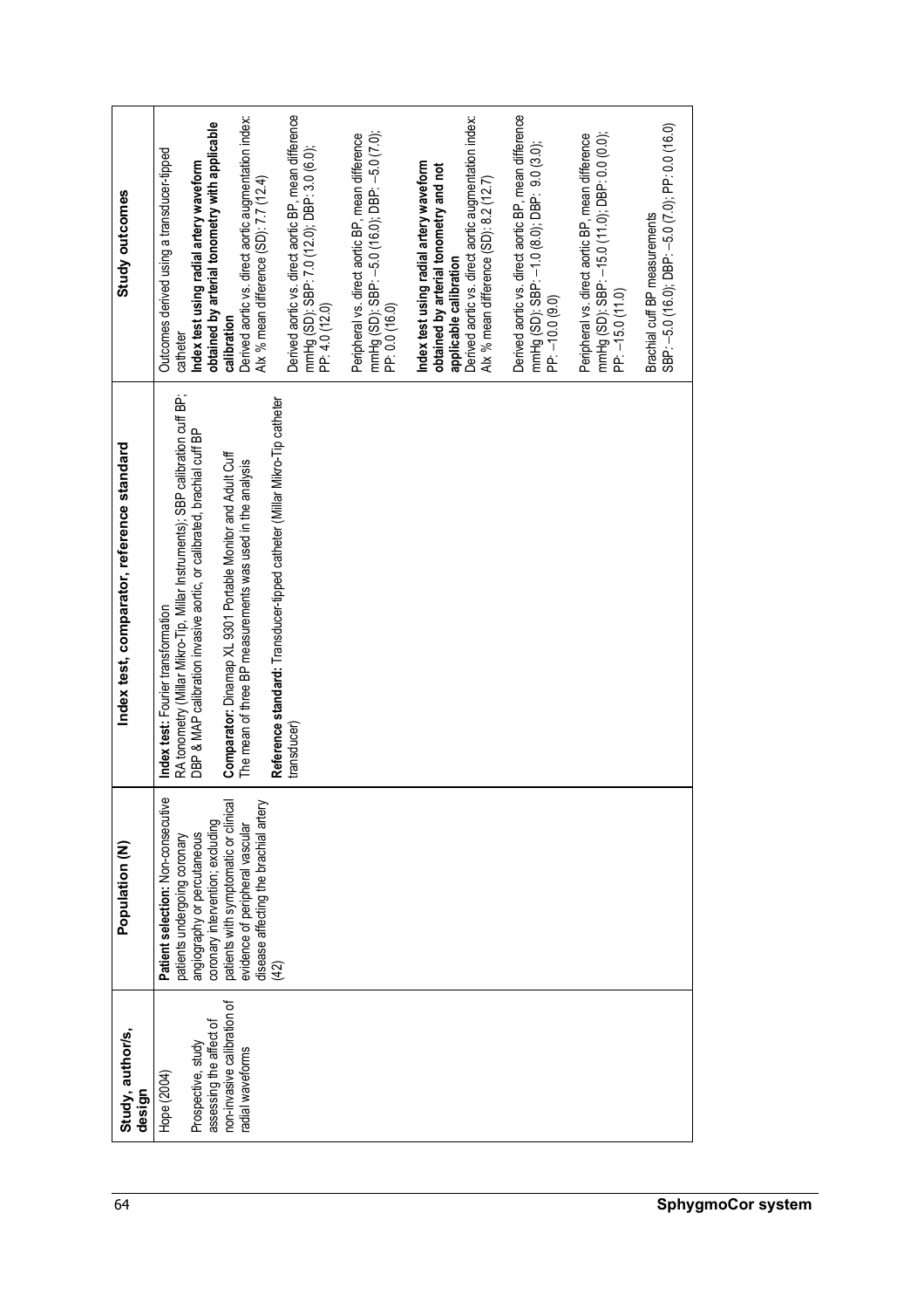| Study, author/s, design | Population (N) | Index test, comparator, reference standard | Study outcomes |
|---|---|---|---|
| Hope (2004)<br><br>Prospective, study assessing the affect of non-invasive calibration of radial waveforms | **Patient selection:** Non-consecutive patients undergoing coronary angiography or percutaneous coronary intervention; excluding patients with symptomatic or clinical evidence of peripheral vascular disease affecting the brachial artery (42) | **Index test:** Fourier transformation<br>RA tonometry (Millar Mikro-Tip, Millar Instruments); SBP calibration cuff BP; DBP & MAP calibration invasive aortic, or calibrated, brachial cuff BP<br><br>**Comparator:** Dinamap XL 9301 Portable Monitor and Adult Cuff<br>The mean of three BP measurements was used in the analysis<br><br>**Reference standard:** Transducer-tipped catheter (Millar Mikro-Tip catheter transducer) | Outcomes derived using a transducer-tipped catheter<br>**Index test using radial artery waveform obtained by arterial tonometry with applicable calibration**<br>Derived aortic vs. direct aortic augmentation index: AIx % mean difference (SD): 7.7 (12.4)<br><br>Derived aortic vs. direct aortic BP, mean difference mmHg (SD): SBP: 7.0 (12.0); DBP: 3.0 (6.0); PP: 4.0 (12.0)<br><br>Peripheral vs. direct aortic BP, mean difference mmHg (SD): SBP: −5.0 (16.0); DBP: −5.0 (7.0); PP: 0.0 (16.0)<br><br>**Index test using radial artery waveform obtained by arterial tonometry and not applicable calibration**<br>Derived aortic vs. direct aortic augmentation index: AIx % mean difference (SD): 8.2 (12.7)<br><br>Derived aortic vs. direct aortic BP, mean difference mmHg (SD): SBP: −1.0 (8.0); DBP: 9.0 (3.0); PP: −10.0 (9.0)<br><br>Peripheral vs. direct aortic BP, mean difference mmHg (SD): SBP: −15.0 (11.0); DBP: 0.0 (0.0); PP: −15.0 (11.0)<br><br>Brachial cuff BP measurements<br>SBP: −5.0 (16.0); DBP: −5.0 (7.0); PP: 0.0 (16.0) |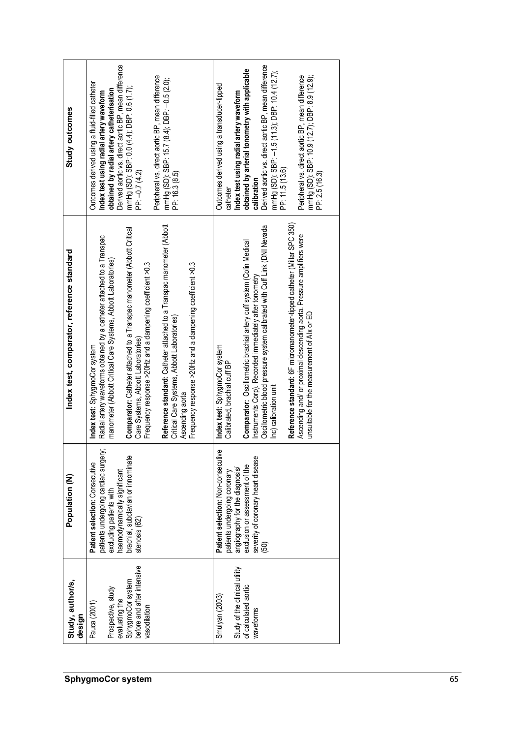| Study, author/s, design | Population (N) | Index test, comparator, reference standard | Study outcomes |
|---|---|---|---|
| Pauca (2001)<br><br>Prospective, study evaluating the SphygmoCor system before and after intensive vasodilation | **Patient selection:** Consecutive patients undergoing cardiac surgery; excluding patients with haemodynamically significant brachial, subclavian or innominate stenosis (62) | **Index test:** SphygmoCor system<br>Radial artery waveforms obtained by a catheter attached to a Transpac manometer (Abbott Critical Care Systems, Abbott Laboratories)<br><br>**Comparator:** Catheter attached to a Transpac manometer (Abbott Critical Care Systems, Abbott Laboratories)<br>Frequency response >20Hz and a dampening coefficient >0.3<br><br>**Reference standard:** Catheter attached to a Transpac manometer (Abbott Critical Care Systems, Abbott Laboratories)<br>Ascending aorta<br>Frequency response >20Hz and a dampening coefficient >0.3 | Outcomes derived using a fluid-filled catheter<br>**Index test using radial artery waveform obtained by radial artery catheterisation**<br>Derived aortic vs. direct aortic BP, mean difference mmHg (SD): SBP: 0.0 (4.4); DBP: 0.6 (1.7); PP: –0.7 (4.2)<br><br>Peripheral vs. direct aortic BP, mean difference mmHg (SD): SBP: 15.7 (8.4); DBP: –0.5 (2.0); PP: 16.3 (8.5) |
| Smulyan (2003)<br><br>Study of the clinical utility of calculated aortic waveforms | **Patient selection:** Non-consecutive patients undergoing coronary angiography for the diagnosis/ exclusion or assessment of the severity of coronary heart disease (50) | **Index test:** SphygmoCor system<br>Calibrated, brachial cuff BP<br><br>**Comparator:** Oscillometric brachial artery cuff system (Colin Medical Instruments Corp). Recorded immediately after tonometry<br>Oscillometric blood pressure system calibrated with Cuff Link (DNI Nevada Inc) calibration unit<br><br>**Reference standard:** 6F micromanometer-tipped catheter (Millar SPC 350)<br>Ascending and/ or proximal descending aorta. Pressure amplifiers were unsuitable for the measurement of AIx or ED | Outcomes derived using a transducer-tipped catheter<br>**Index test using radial artery waveform obtained by arterial tonometry with applicable calibration**<br>Derived aortic vs. direct aortic BP, mean difference mmHg (SD): SBP: –1.5 (11.3); DBP: 10.4 (12.7); PP: 11.5 (13.6)<br><br>Peripheral vs. direct aortic BP, mean difference mmHg (SD): SBP: 10.9 (12.7); DBP: 8.9 (12.9); PP: 2.5 (16.3) |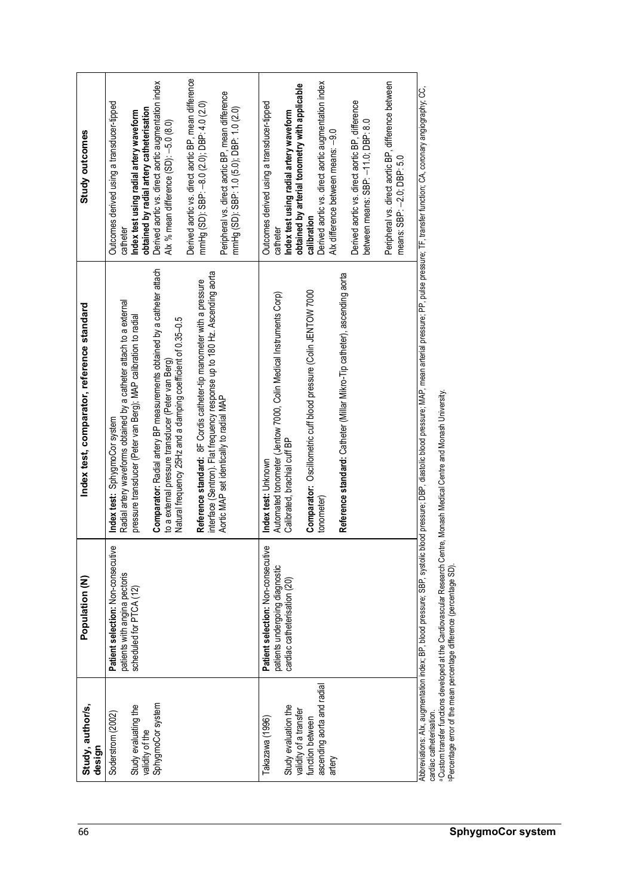| Study, author/s, design | Population (N) | Index test, comparator, reference standard | Study outcomes |
|---|---|---|---|
| Soderstrom (2002)<br><br>Study evaluating the validity of the SphygmoCor system | **Patient selection:** Non-consecutive patients with angina pectoris scheduled for PTCA (12) | **Index test:** SphygmoCor system<br>Radial artery waveforms obtained by a catheter attach to a external pressure transducer (Peter van Berg); MAP calibration to radial<br><br>**Comparator:** Radial artery BP measurements obtained by a catheter attach to a external pressure transducer (Peter van Berg)<br>Natural frequency 25Hz and a damping coefficient of 0.35–0.5<br><br>**Reference standard:** 8F Cordis catheter-tip manometer with a pressure interface (Sentron). Flat frequency response up to 180 Hz. Ascending aorta<br>Aortic MAP set identically to radial MAP | Outcomes derived using a transducer-tipped catheter<br>**Index test using radial artery waveform obtained by radial artery catheterisation**<br>Derived aortic vs. direct aortic augmentation index AIx % mean difference (SD): –5.0 (8.0)<br><br>Derived aortic vs. direct aortic BP, mean difference mmHg (SD): SBP: –8.0 (2.0); DBP: 4.0 (2.0)<br><br>Peripheral vs. direct aortic BP, mean difference mmHg (SD): SBP: 1.0 (5.0); DBP: 1.0 (2.0) |
| Takazawa (1996)<br><br>Study evaluating the validity of a transfer function between ascending aorta and radial artery | **Patient selection:** Non-consecutive patients undergoing diagnostic cardiac catheterisation (20) | **Index test:** Unknown<br>Automated tonometer (Jentow 7000, Colin Medical Instruments Corp)<br>Calibrated, brachial cuff BP<br><br>**Comparator:** Oscillometric cuff blood pressure (Colin JENTOW 7000 tonometer)<br><br>**Reference standard:** Catheter (Millar Mikro-Tip catheter), ascending aorta | Outcomes derived using a transducer-tipped catheter<br>**Index test using radial artery waveform obtained by arterial tonometry with applicable calibration**<br>Derived aortic vs. direct aortic augmentation index AIx difference between means: –9.0<br><br>Derived aortic vs. direct aortic BP, difference between means: SBP: –11.0; DBP: 8.0<br><br>Peripheral vs. direct aortic BP, difference between means: SBP: –2.0; DBP: 5.0 |

Abbreviations: AIx, augmentation index; BP, blood pressure; SBP, systolic blood pressure; DBP, diastolic blood pressure; MAP, mean arterial pressure; PP, pulse pressure; TF, transfer function; CA, coronary angiography; CC, cardiac catheterisation.

[a] Custom transfer functions developed at the Cardiovascular Research Centre, Monash Medical Centre and Monash University.

[b] Percentage error of the mean percentage difference (percentage SD).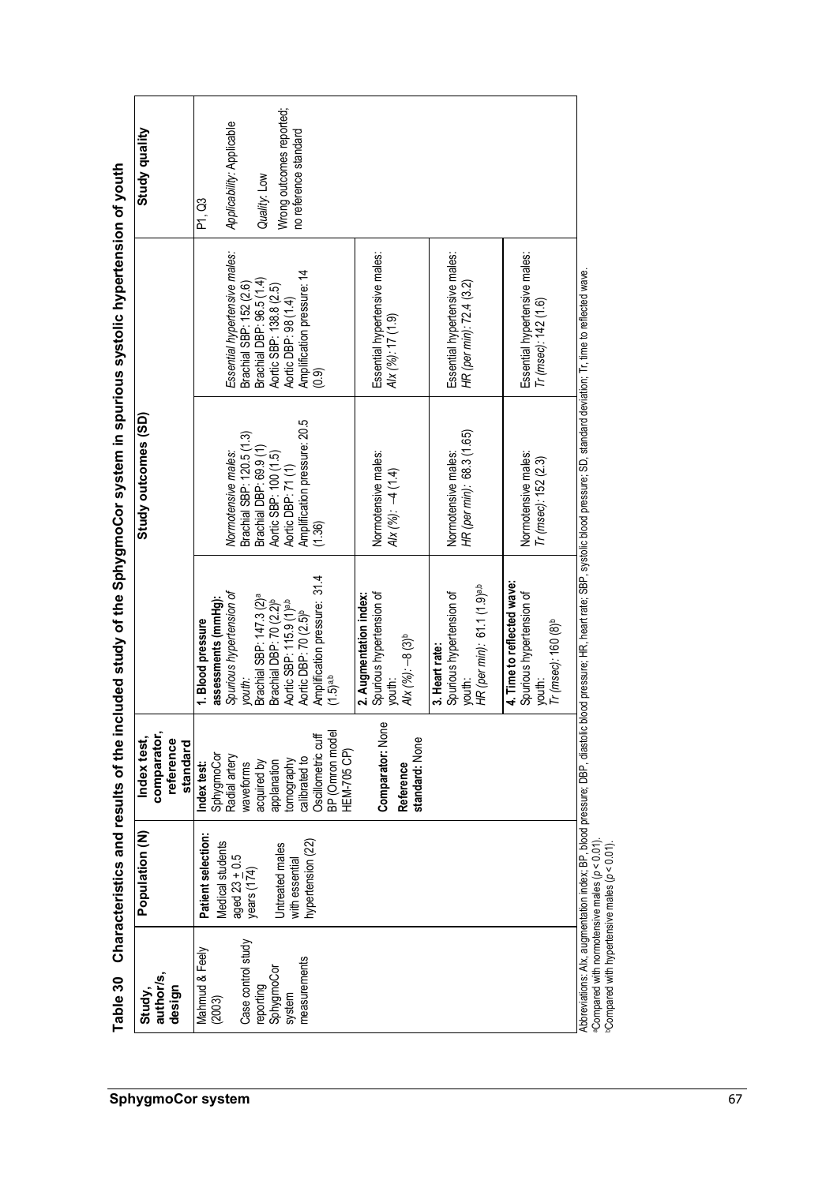**Table 30 Characteristics and results of the included study of the SphygmoCor system in spurious systolic hypertension of youth**

| Study, author/s, design | Population (N) | Index test, comparator, reference standard | Study outcomes (SD) | | | Study quality |
|---|---|---|---|---|---|---|
| Mahmud & Feely (2003)<br><br>Case control study reporting SphygmoCor system measurements | **Patient selection:** Medical students aged 23 ± 0.5 years (174)<br><br>Untreated males with essential hypertension (22) | **Index test:** SphygmoCor Radial artery waveforms acquired by applanation tomography calibrated to Oscillometric cuff BP (Omron model HEM-705 CP)<br><br>**Comparator:** None<br><br>**Reference standard:** None | **1. Blood pressure assessments (mmHg):**<br>*Spurious hypertension of youth:*<br>Brachial SBP: 147.3 (2)[a]<br>Brachial DBP: 70 (2.2)[b]<br>Aortic SBP: 115.9 (1)[a,b]<br>Aortic DBP: 70 (2.5)[b]<br>Amplification pressure: 31.4 (1.5)[a,b] | *Normotensive males:*<br>Brachial SBP: 120.5 (1.3)<br>Brachial DBP: 69.9 (1)<br>Aortic SBP: 100 (1.5)<br>Aortic DBP: 71 (1)<br>Amplification pressure: 20.5 (1.36) | *Essential hypertensive males:*<br>Brachial SBP: 152 (2.6)<br>Brachial DBP: 96.5 (1.4)<br>Aortic SBP: 138.8 (2.5)<br>Aortic DBP: 98 (1.4)<br>Amplification pressure: 14 (0.9) | P1, Q3<br><br>*Applicability*: Applicable<br><br>*Quality*: Low<br><br>Wrong outcomes reported; no reference standard |
| | | | **2. Augmentation index:**<br>Spurious hypertension of youth:<br>*AIx (%)*: –8 (3)[b] | Normotensive males:<br>*AIx (%)*: –4 (1.4) | Essential hypertensive males:<br>*AIx (%)*: 17 (1.9) | |
| | | | **3. Heart rate:**<br>Spurious hypertension of youth:<br>*HR (per min)*: 61.1 (1.9)[a,b] | Normotensive males:<br>*HR (per min)*: 68.3 (1.65) | Essential hypertensive males:<br>*HR (per min)*: 72.4 (3.2) | |
| | | | **4. Time to reflected wave:**<br>Spurious hypertension of youth:<br>*Tr (msec)*: 160 (8)[b] | Normotensive males:<br>*Tr (msec)*: 152 (2.3) | Essential hypertensive males:<br>*Tr (msec)*: 142 (1.6) | |

Abbreviations: AIx, augmentation index; BP, blood pressure; DBP, diastolic blood pressure; HR, heart rate; SBP, systolic blood pressure; SD, standard deviation; Tr, time to reflected wave.
[a] Compared with normotensive males ($p < 0.01$).
[b] Compared with hypertensive males ($p < 0.01$).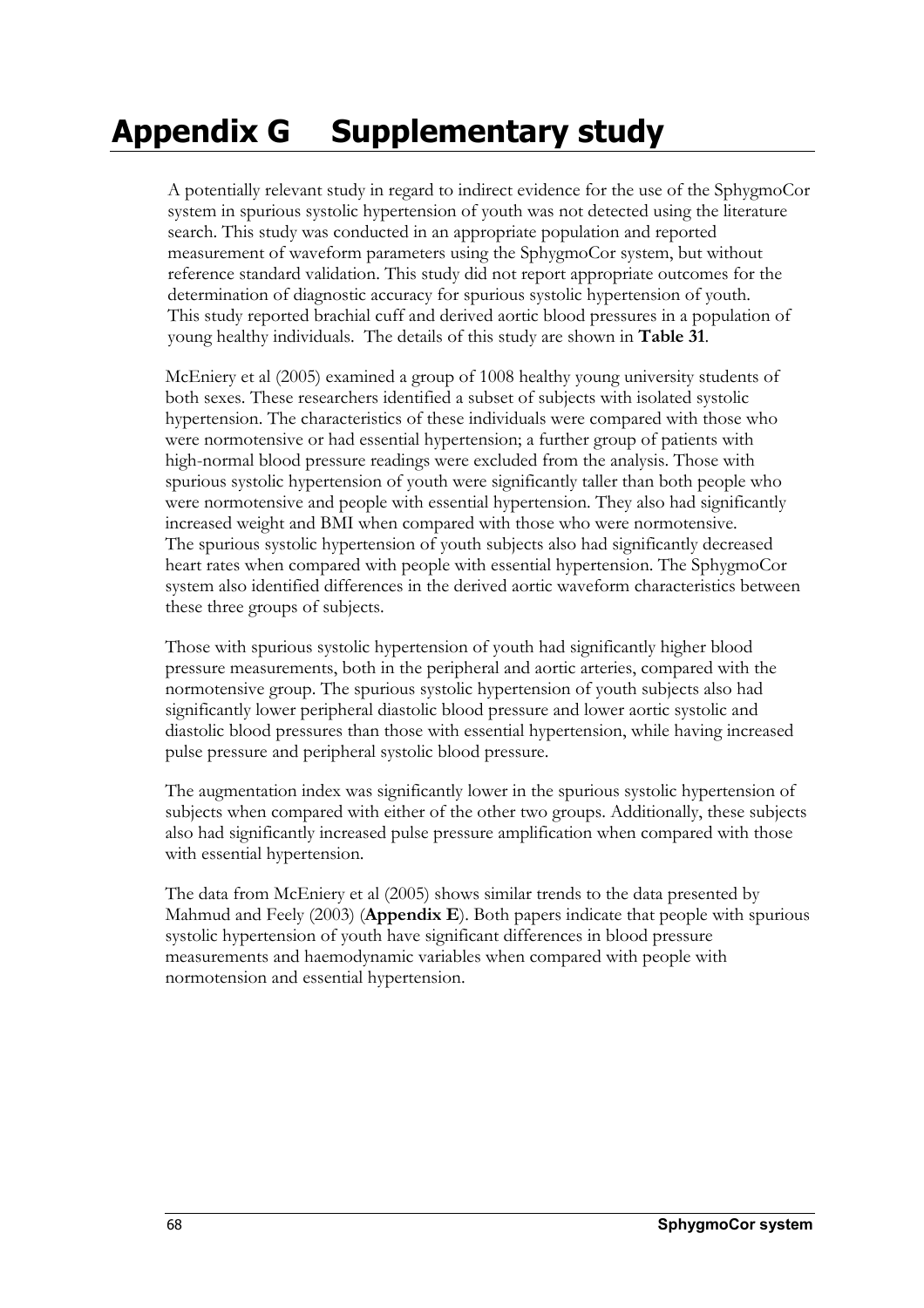# Appendix G Supplementary study

A potentially relevant study in regard to indirect evidence for the use of the SphygmoCor system in spurious systolic hypertension of youth was not detected using the literature search. This study was conducted in an appropriate population and reported measurement of waveform parameters using the SphygmoCor system, but without reference standard validation. This study did not report appropriate outcomes for the determination of diagnostic accuracy for spurious systolic hypertension of youth. This study reported brachial cuff and derived aortic blood pressures in a population of young healthy individuals. The details of this study are shown in **Table 31**.

McEniery et al (2005) examined a group of 1008 healthy young university students of both sexes. These researchers identified a subset of subjects with isolated systolic hypertension. The characteristics of these individuals were compared with those who were normotensive or had essential hypertension; a further group of patients with high-normal blood pressure readings were excluded from the analysis. Those with spurious systolic hypertension of youth were significantly taller than both people who were normotensive and people with essential hypertension. They also had significantly increased weight and BMI when compared with those who were normotensive. The spurious systolic hypertension of youth subjects also had significantly decreased heart rates when compared with people with essential hypertension. The SphygmoCor system also identified differences in the derived aortic waveform characteristics between these three groups of subjects.

Those with spurious systolic hypertension of youth had significantly higher blood pressure measurements, both in the peripheral and aortic arteries, compared with the normotensive group. The spurious systolic hypertension of youth subjects also had significantly lower peripheral diastolic blood pressure and lower aortic systolic and diastolic blood pressures than those with essential hypertension, while having increased pulse pressure and peripheral systolic blood pressure.

The augmentation index was significantly lower in the spurious systolic hypertension of subjects when compared with either of the other two groups. Additionally, these subjects also had significantly increased pulse pressure amplification when compared with those with essential hypertension.

The data from McEniery et al (2005) shows similar trends to the data presented by Mahmud and Feely (2003) (**Appendix E**). Both papers indicate that people with spurious systolic hypertension of youth have significant differences in blood pressure measurements and haemodynamic variables when compared with people with normotension and essential hypertension.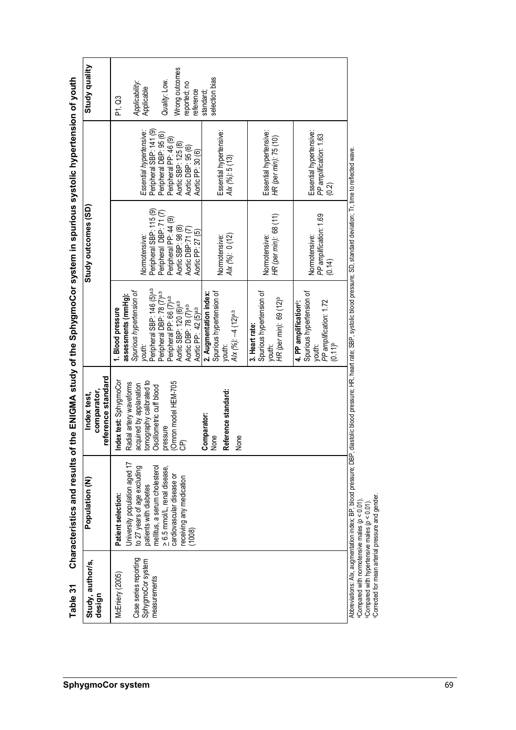**Table 31 Characteristics and results of the ENIGMA study of the SphygmoCor system in spurious systolic hypertension of youth**

| Study, author/s, design | Population (N) | Index test, comparator, reference standard | Study outcomes (SD) | | | Study quality |
|---|---|---|---|---|---|---|
| McEniery (2005)<br><br>Case series reporting SphygmoCor system measurements | **Patient selection:**<br>University population aged 17 to 27 years of age excluding patients with diabetes mellitus, a serum cholesterol > 6.5 mmol/L, renal disease, cardiovascular disease or receiving any medication<br>(1008) | **Index test:** SphygmoCor<br>Radial artery waveforms acquired by applanation tomography calibrated to Oscillometric cuff blood pressure<br>(Omron model HEM-705 CP)<br><br>**Comparator:**<br>None<br><br>**Reference standard:**<br>None | **1. Blood pressure assessments (mmHg):**<br>*Spurious hypertension of youth:*<br>Peripheral SBP: 146 (5)[a,b]<br>Peripheral DBP: 78 (7)[a,b]<br>Peripheral PP: 66 (7)[a,b]<br>Aortic SBP: 120 (6)[a,b]<br>Aortic DBP: 78 (7)[a,b]<br>Aortic PP: 42 (5)[a,b] | *Normotensive:*<br>Peripheral SBP: 115 (9)<br>Peripheral DBP: 71 (7)<br>Peripheral PP: 44 (9)<br>Aortic SBP: 98 (8)<br>Aortic DBP: 71 (7)<br>Aortic PP: 27 (5) | *Essential hypertensive:*<br>Peripheral SBP: 141 (9)<br>Peripheral DBP: 95 (6)<br>Peripheral PP: 46 (9)<br>Aortic SBP: 125 (8)<br>Aortic DBP: 95 (6)<br>Aortic PP: 30 (6) | P1, Q3<br><br>*Applicability:* Applicable<br><br>*Quality:* Low.<br>Wrong outcomes reported; no reference standard; selection bias |
| | | | **2. Augmentation index:**<br>Spurious hypertension of youth:<br>*AIx (%)*: −4 (12)[a,b] | Normotensive:<br>*AIx (%)*: 0 (12) | Essential hypertensive:<br>*AIx (%)*: 5 (13) | |
| | | | **3. Heart rate:**<br>Spurious hypertension of youth:<br>*HR (per min)*: 69 (12)[b] | Normotensive:<br>*HR (per min)*: 68 (11) | Essential hypertensive:<br>*HR (per min)*: 75 (10) | |
| | | | **4. PP amplification[c]:**<br>Spurious hypertension of youth:<br>*PP amplification*: 1.72 (0.11)[b] | Normotensive:<br>*PP amplification*: 1.69 (0.14) | Essential hypertensive:<br>*PP amplification*: 1.63 (0.2) | |

Abbreviations: AIx, augmentation index; BP, blood pressure; DBP, diastolic blood pressure; HR, heart rate; SBP, systolic blood pressure; SD, standard deviation; Tr, time to reflected wave.
[a] Compared with normotensive males ($p < 0.01$).
[b] Compared with hypertensive males ($p < 0.01$).
[c] Corrected for mean arterial pressure and gender.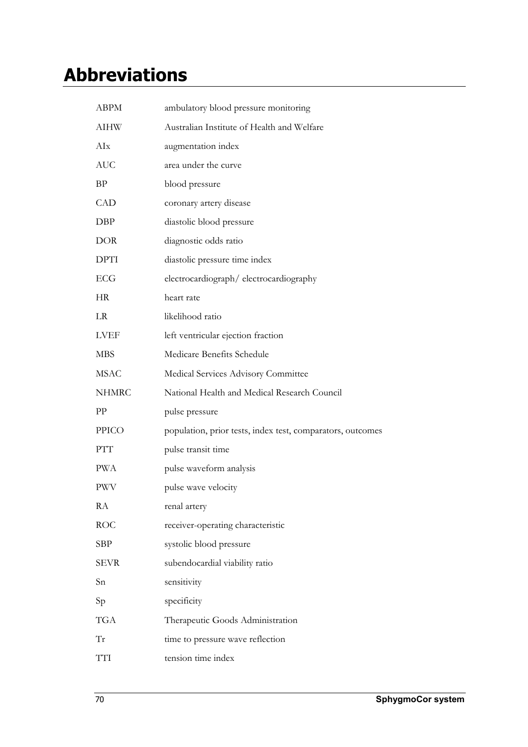# Abbreviations

| | |
|---|---|
| ABPM | ambulatory blood pressure monitoring |
| AIHW | Australian Institute of Health and Welfare |
| AIx | augmentation index |
| AUC | area under the curve |
| BP | blood pressure |
| CAD | coronary artery disease |
| DBP | diastolic blood pressure |
| DOR | diagnostic odds ratio |
| DPTI | diastolic pressure time index |
| ECG | electrocardiograph/ electrocardiography |
| HR | heart rate |
| LR | likelihood ratio |
| LVEF | left ventricular ejection fraction |
| MBS | Medicare Benefits Schedule |
| MSAC | Medical Services Advisory Committee |
| NHMRC | National Health and Medical Research Council |
| PP | pulse pressure |
| PPICO | population, prior tests, index test, comparators, outcomes |
| PTT | pulse transit time |
| PWA | pulse waveform analysis |
| PWV | pulse wave velocity |
| RA | renal artery |
| ROC | receiver-operating characteristic |
| SBP | systolic blood pressure |
| SEVR | subendocardial viability ratio |
| Sn | sensitivity |
| Sp | specificity |
| TGA | Therapeutic Goods Administration |
| Tr | time to pressure wave reflection |
| TTI | tension time index |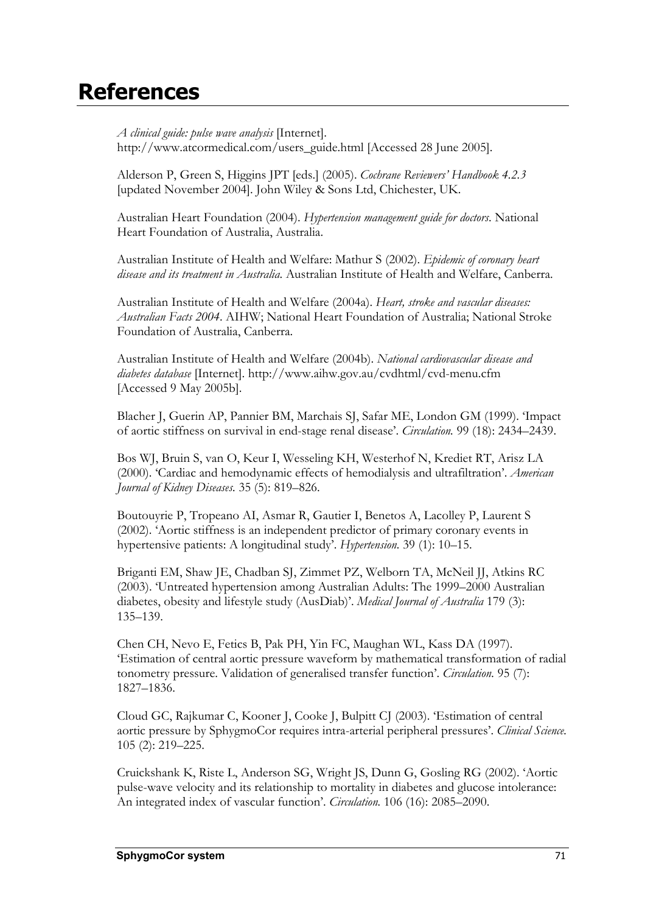# References

*A clinical guide: pulse wave analysis* [Internet]. http://www.atcormedical.com/users_guide.html [Accessed 28 June 2005].

Alderson P, Green S, Higgins JPT [eds.] (2005). *Cochrane Reviewers' Handbook 4.2.3* [updated November 2004]. John Wiley & Sons Ltd, Chichester, UK.

Australian Heart Foundation (2004). *Hypertension management guide for doctors*. National Heart Foundation of Australia, Australia.

Australian Institute of Health and Welfare: Mathur S (2002). *Epidemic of coronary heart disease and its treatment in Australia*. Australian Institute of Health and Welfare, Canberra.

Australian Institute of Health and Welfare (2004a). *Heart, stroke and vascular diseases: Australian Facts 2004*. AIHW; National Heart Foundation of Australia; National Stroke Foundation of Australia, Canberra.

Australian Institute of Health and Welfare (2004b). *National cardiovascular disease and diabetes database* [Internet]. http://www.aihw.gov.au/cvdhtml/cvd-menu.cfm [Accessed 9 May 2005b].

Blacher J, Guerin AP, Pannier BM, Marchais SJ, Safar ME, London GM (1999). 'Impact of aortic stiffness on survival in end-stage renal disease'. *Circulation.* 99 (18): 2434–2439.

Bos WJ, Bruin S, van O, Keur I, Wesseling KH, Westerhof N, Krediet RT, Arisz LA (2000). 'Cardiac and hemodynamic effects of hemodialysis and ultrafiltration'. *American Journal of Kidney Diseases.* 35 (5): 819–826.

Boutouyrie P, Tropeano AI, Asmar R, Gautier I, Benetos A, Lacolley P, Laurent S (2002). 'Aortic stiffness is an independent predictor of primary coronary events in hypertensive patients: A longitudinal study'. *Hypertension.* 39 (1): 10–15.

Briganti EM, Shaw JE, Chadban SJ, Zimmet PZ, Welborn TA, McNeil JJ, Atkins RC (2003). 'Untreated hypertension among Australian Adults: The 1999–2000 Australian diabetes, obesity and lifestyle study (AusDiab)'. *Medical Journal of Australia* 179 (3): 135–139.

Chen CH, Nevo E, Fetics B, Pak PH, Yin FC, Maughan WL, Kass DA (1997). 'Estimation of central aortic pressure waveform by mathematical transformation of radial tonometry pressure. Validation of generalised transfer function'. *Circulation.* 95 (7): 1827–1836.

Cloud GC, Rajkumar C, Kooner J, Cooke J, Bulpitt CJ (2003). 'Estimation of central aortic pressure by SphygmoCor requires intra-arterial peripheral pressures'. *Clinical Science.* 105 (2): 219–225.

Cruickshank K, Riste L, Anderson SG, Wright JS, Dunn G, Gosling RG (2002). 'Aortic pulse-wave velocity and its relationship to mortality in diabetes and glucose intolerance: An integrated index of vascular function'. *Circulation.* 106 (16): 2085–2090.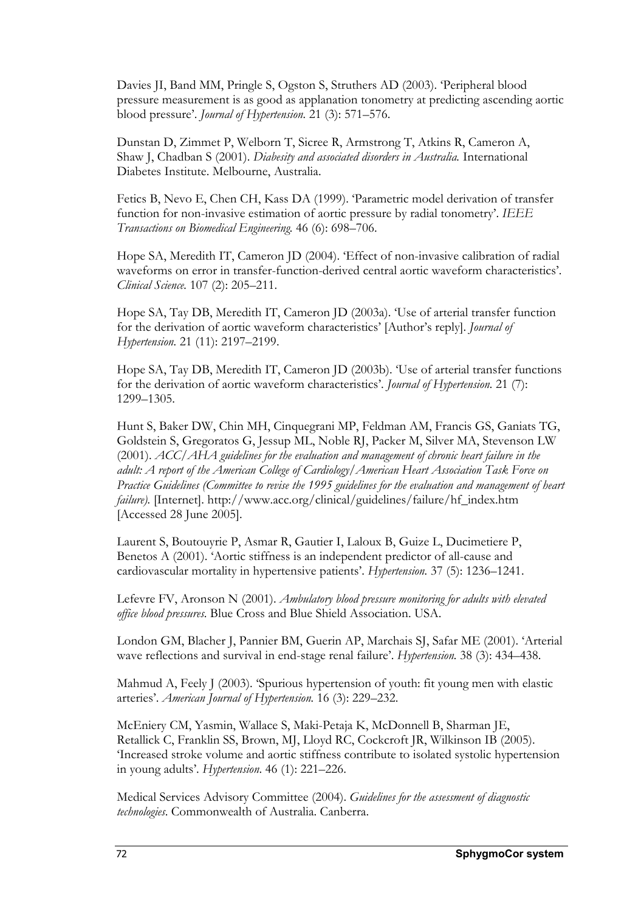Davies JI, Band MM, Pringle S, Ogston S, Struthers AD (2003). 'Peripheral blood pressure measurement is as good as applanation tonometry at predicting ascending aortic blood pressure'. *Journal of Hypertension*. 21 (3): 571–576.

Dunstan D, Zimmet P, Welborn T, Sicree R, Armstrong T, Atkins R, Cameron A, Shaw J, Chadban S (2001). *Diabesity and associated disorders in Australia.* International Diabetes Institute. Melbourne, Australia.

Fetics B, Nevo E, Chen CH, Kass DA (1999). 'Parametric model derivation of transfer function for non-invasive estimation of aortic pressure by radial tonometry'. *IEEE Transactions on Biomedical Engineering.* 46 (6): 698–706.

Hope SA, Meredith IT, Cameron JD (2004). 'Effect of non-invasive calibration of radial waveforms on error in transfer-function-derived central aortic waveform characteristics'. *Clinical Science*. 107 (2): 205–211.

Hope SA, Tay DB, Meredith IT, Cameron JD (2003a). 'Use of arterial transfer function for the derivation of aortic waveform characteristics' [Author's reply]. *Journal of Hypertension*. 21 (11): 2197–2199.

Hope SA, Tay DB, Meredith IT, Cameron JD (2003b). 'Use of arterial transfer functions for the derivation of aortic waveform characteristics'. *Journal of Hypertension*. 21 (7): 1299–1305.

Hunt S, Baker DW, Chin MH, Cinquegrani MP, Feldman AM, Francis GS, Ganiats TG, Goldstein S, Gregoratos G, Jessup ML, Noble RJ, Packer M, Silver MA, Stevenson LW (2001). *ACC/AHA guidelines for the evaluation and management of chronic heart failure in the adult: A report of the American College of Cardiology/American Heart Association Task Force on Practice Guidelines (Committee to revise the 1995 guidelines for the evaluation and management of heart failure).* [Internet]. http://www.acc.org/clinical/guidelines/failure/hf_index.htm [Accessed 28 June 2005].

Laurent S, Boutouyrie P, Asmar R, Gautier I, Laloux B, Guize L, Ducimetiere P, Benetos A (2001). 'Aortic stiffness is an independent predictor of all-cause and cardiovascular mortality in hypertensive patients'. *Hypertension*. 37 (5): 1236–1241.

Lefevre FV, Aronson N (2001). *Ambulatory blood pressure monitoring for adults with elevated office blood pressures*. Blue Cross and Blue Shield Association. USA.

London GM, Blacher J, Pannier BM, Guerin AP, Marchais SJ, Safar ME (2001). 'Arterial wave reflections and survival in end-stage renal failure'. *Hypertension.* 38 (3): 434–438.

Mahmud A, Feely J (2003). 'Spurious hypertension of youth: fit young men with elastic arteries'. *American Journal of Hypertension*. 16 (3): 229–232.

McEniery CM, Yasmin, Wallace S, Maki-Petaja K, McDonnell B, Sharman JE, Retallick C, Franklin SS, Brown, MJ, Lloyd RC, Cockcroft JR, Wilkinson IB (2005). 'Increased stroke volume and aortic stiffness contribute to isolated systolic hypertension in young adults'. *Hypertension*. 46 (1): 221–226.

Medical Services Advisory Committee (2004). *Guidelines for the assessment of diagnostic technologies*. Commonwealth of Australia. Canberra.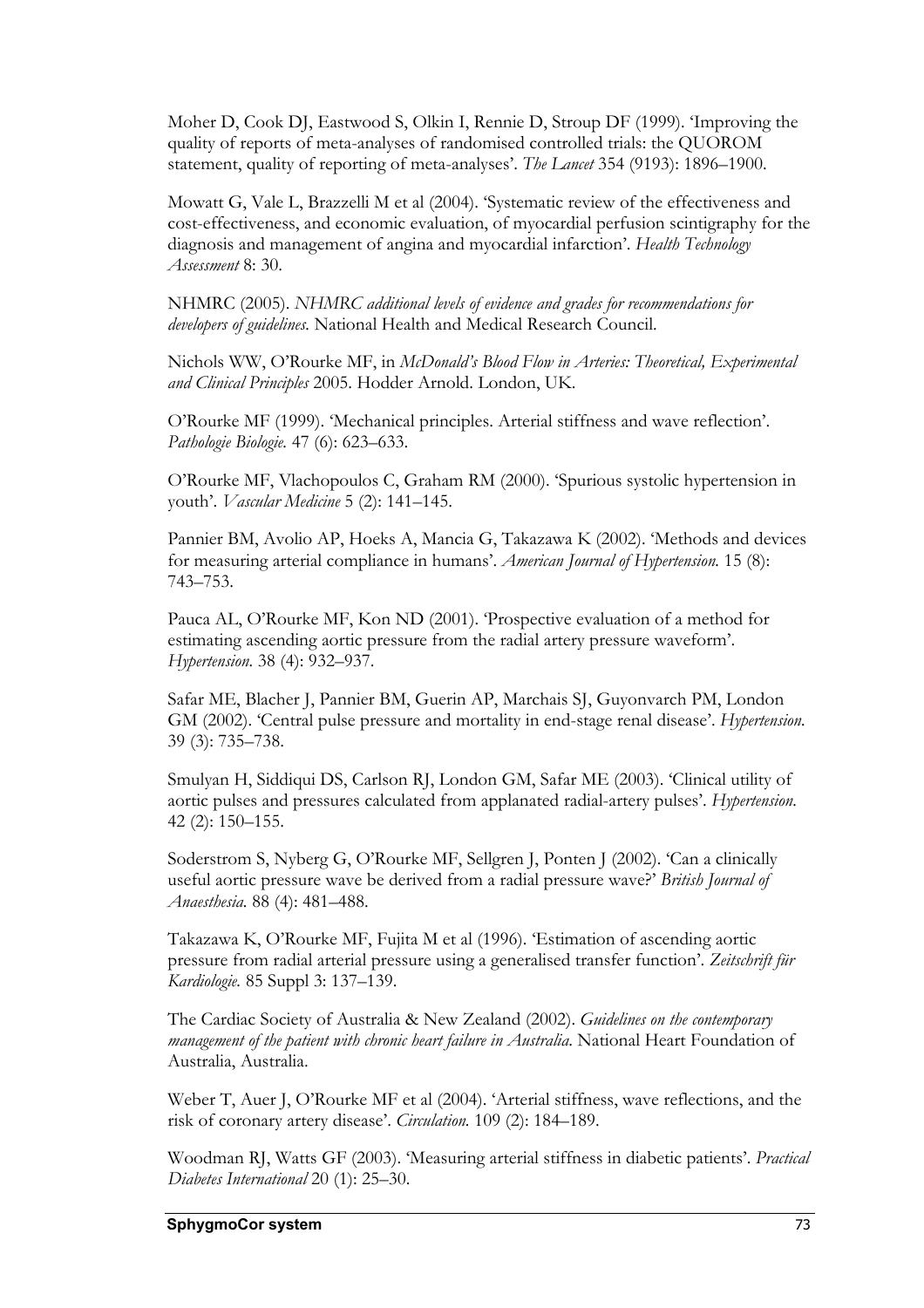Moher D, Cook DJ, Eastwood S, Olkin I, Rennie D, Stroup DF (1999). 'Improving the quality of reports of meta-analyses of randomised controlled trials: the QUOROM statement, quality of reporting of meta-analyses'. *The Lancet* 354 (9193): 1896–1900.

Mowatt G, Vale L, Brazzelli M et al (2004). 'Systematic review of the effectiveness and cost-effectiveness, and economic evaluation, of myocardial perfusion scintigraphy for the diagnosis and management of angina and myocardial infarction'. *Health Technology Assessment* 8: 30.

NHMRC (2005). *NHMRC additional levels of evidence and grades for recommendations for developers of guidelines.* National Health and Medical Research Council.

Nichols WW, O'Rourke MF, in *McDonald's Blood Flow in Arteries: Theoretical, Experimental and Clinical Principles* 2005. Hodder Arnold. London, UK.

O'Rourke MF (1999). 'Mechanical principles. Arterial stiffness and wave reflection'. *Pathologie Biologie.* 47 (6): 623–633.

O'Rourke MF, Vlachopoulos C, Graham RM (2000). 'Spurious systolic hypertension in youth'. *Vascular Medicine* 5 (2): 141–145.

Pannier BM, Avolio AP, Hoeks A, Mancia G, Takazawa K (2002). 'Methods and devices for measuring arterial compliance in humans'. *American Journal of Hypertension.* 15 (8): 743–753.

Pauca AL, O'Rourke MF, Kon ND (2001). 'Prospective evaluation of a method for estimating ascending aortic pressure from the radial artery pressure waveform'. *Hypertension.* 38 (4): 932–937.

Safar ME, Blacher J, Pannier BM, Guerin AP, Marchais SJ, Guyonvarch PM, London GM (2002). 'Central pulse pressure and mortality in end-stage renal disease'. *Hypertension.* 39 (3): 735–738.

Smulyan H, Siddiqui DS, Carlson RJ, London GM, Safar ME (2003). 'Clinical utility of aortic pulses and pressures calculated from applanated radial-artery pulses'. *Hypertension.* 42 (2): 150–155.

Soderstrom S, Nyberg G, O'Rourke MF, Sellgren J, Ponten J (2002). 'Can a clinically useful aortic pressure wave be derived from a radial pressure wave?' *British Journal of Anaesthesia.* 88 (4): 481–488.

Takazawa K, O'Rourke MF, Fujita M et al (1996). 'Estimation of ascending aortic pressure from radial arterial pressure using a generalised transfer function'. *Zeitschrift für Kardiologie.* 85 Suppl 3: 137–139.

The Cardiac Society of Australia & New Zealand (2002). *Guidelines on the contemporary management of the patient with chronic heart failure in Australia.* National Heart Foundation of Australia, Australia.

Weber T, Auer J, O'Rourke MF et al (2004). 'Arterial stiffness, wave reflections, and the risk of coronary artery disease'. *Circulation.* 109 (2): 184–189.

Woodman RJ, Watts GF (2003). 'Measuring arterial stiffness in diabetic patients'. *Practical Diabetes International* 20 (1): 25–30.